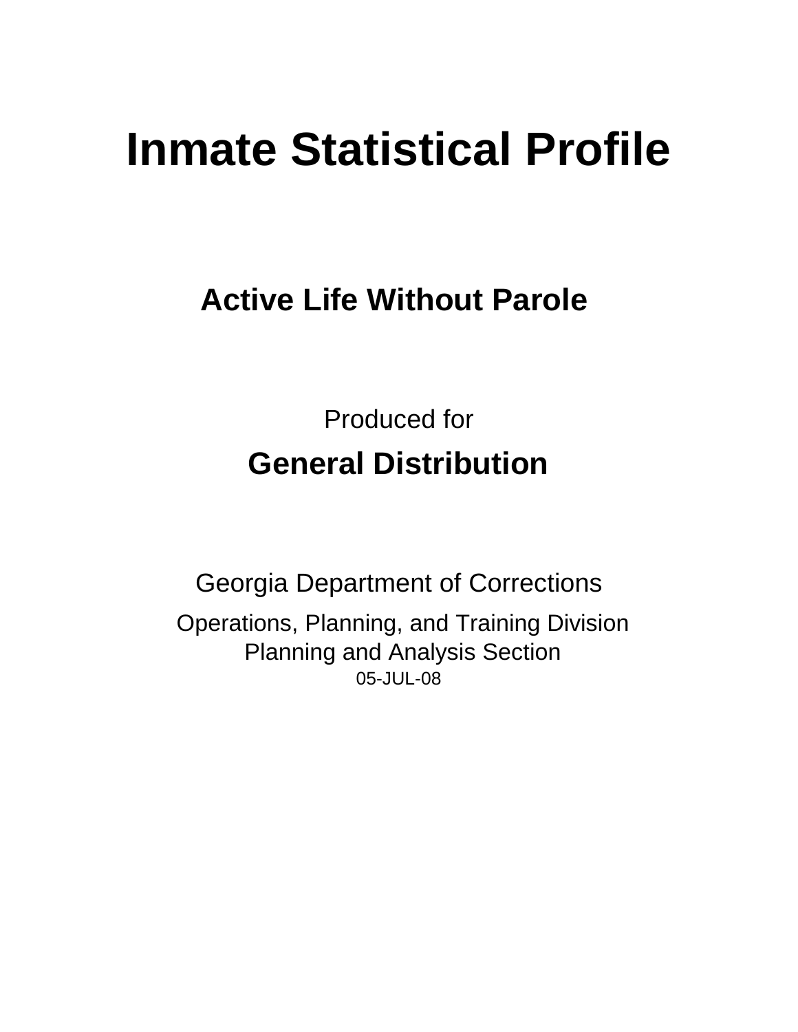# Inmate Statistical Profile

## Active Life Without Parole

Produced for

**General Distribution**

Georgia Department of Corrections

Operations, Planning, and Training Division
Planning and Analysis Section
05-JUL-08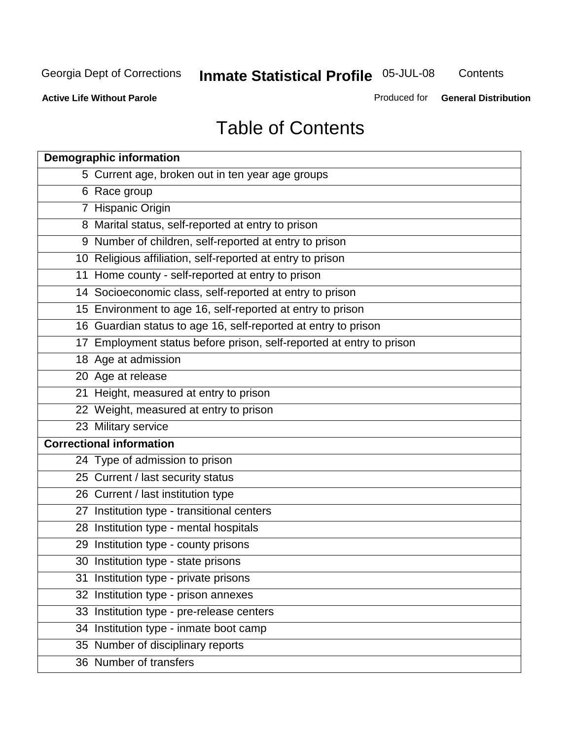# Table of Contents

| Demographic information | |
|---|---|
| 5 | Current age, broken out in ten year age groups |
| 6 | Race group |
| 7 | Hispanic Origin |
| 8 | Marital status, self-reported at entry to prison |
| 9 | Number of children, self-reported at entry to prison |
| 10 | Religious affiliation, self-reported at entry to prison |
| 11 | Home county - self-reported at entry to prison |
| 14 | Socioeconomic class, self-reported at entry to prison |
| 15 | Environment to age 16, self-reported at entry to prison |
| 16 | Guardian status to age 16, self-reported at entry to prison |
| 17 | Employment status before prison, self-reported at entry to prison |
| 18 | Age at admission |
| 20 | Age at release |
| 21 | Height, measured at entry to prison |
| 22 | Weight, measured at entry to prison |
| 23 | Military service |
| **Correctional information** | |
| 24 | Type of admission to prison |
| 25 | Current / last security status |
| 26 | Current / last institution type |
| 27 | Institution type - transitional centers |
| 28 | Institution type - mental hospitals |
| 29 | Institution type - county prisons |
| 30 | Institution type - state prisons |
| 31 | Institution type - private prisons |
| 32 | Institution type - prison annexes |
| 33 | Institution type - pre-release centers |
| 34 | Institution type - inmate boot camp |
| 35 | Number of disciplinary reports |
| 36 | Number of transfers |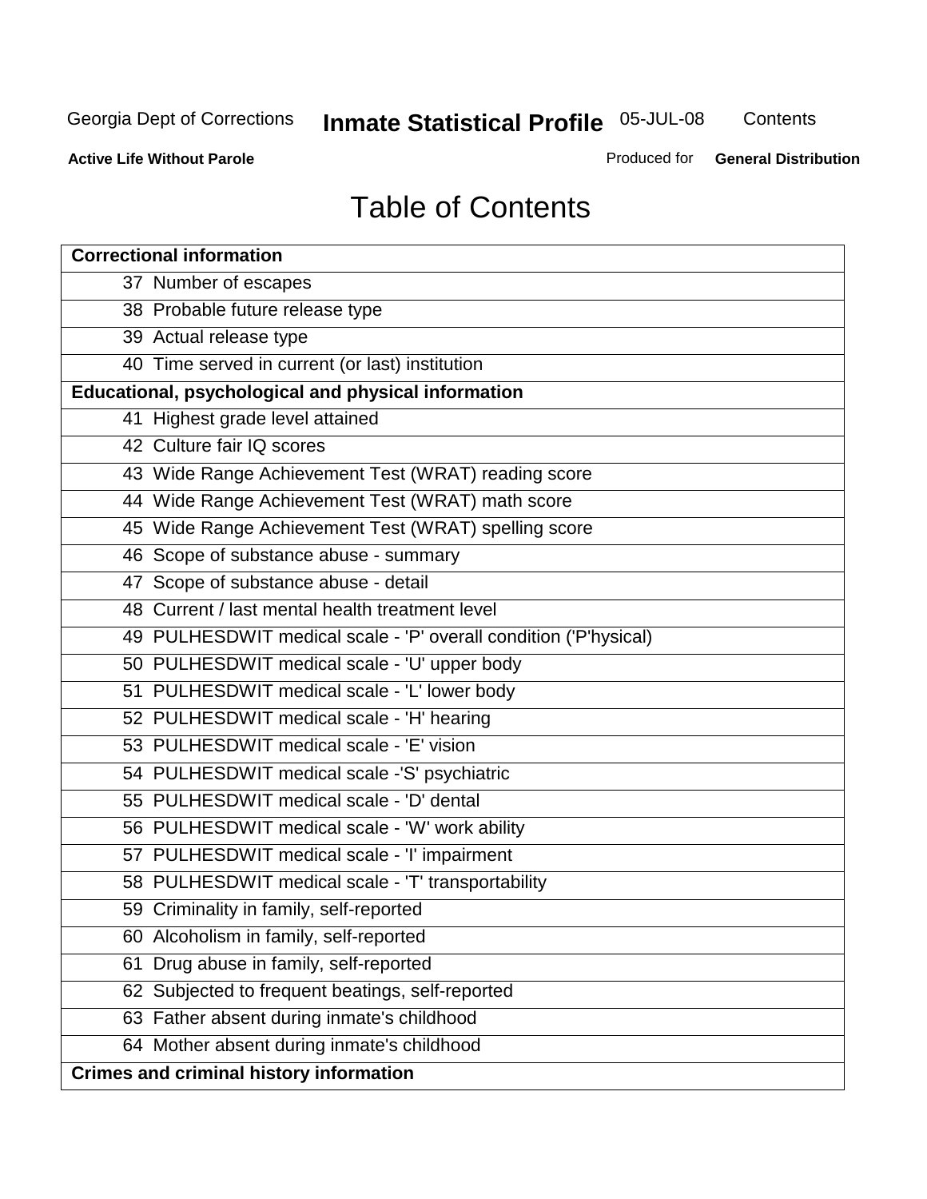# Table of Contents

| Correctional information |
|---|
| 37 Number of escapes |
| 38 Probable future release type |
| 39 Actual release type |
| 40 Time served in current (or last) institution |
| **Educational, psychological and physical information** |
| 41 Highest grade level attained |
| 42 Culture fair IQ scores |
| 43 Wide Range Achievement Test (WRAT) reading score |
| 44 Wide Range Achievement Test (WRAT) math score |
| 45 Wide Range Achievement Test (WRAT) spelling score |
| 46 Scope of substance abuse - summary |
| 47 Scope of substance abuse - detail |
| 48 Current / last mental health treatment level |
| 49 PULHESDWIT medical scale - 'P' overall condition ('P'hysical) |
| 50 PULHESDWIT medical scale - 'U' upper body |
| 51 PULHESDWIT medical scale - 'L' lower body |
| 52 PULHESDWIT medical scale - 'H' hearing |
| 53 PULHESDWIT medical scale - 'E' vision |
| 54 PULHESDWIT medical scale -'S' psychiatric |
| 55 PULHESDWIT medical scale - 'D' dental |
| 56 PULHESDWIT medical scale - 'W' work ability |
| 57 PULHESDWIT medical scale - 'I' impairment |
| 58 PULHESDWIT medical scale - 'T' transportability |
| 59 Criminality in family, self-reported |
| 60 Alcoholism in family, self-reported |
| 61 Drug abuse in family, self-reported |
| 62 Subjected to frequent beatings, self-reported |
| 63 Father absent during inmate's childhood |
| 64 Mother absent during inmate's childhood |
| **Crimes and criminal history information** |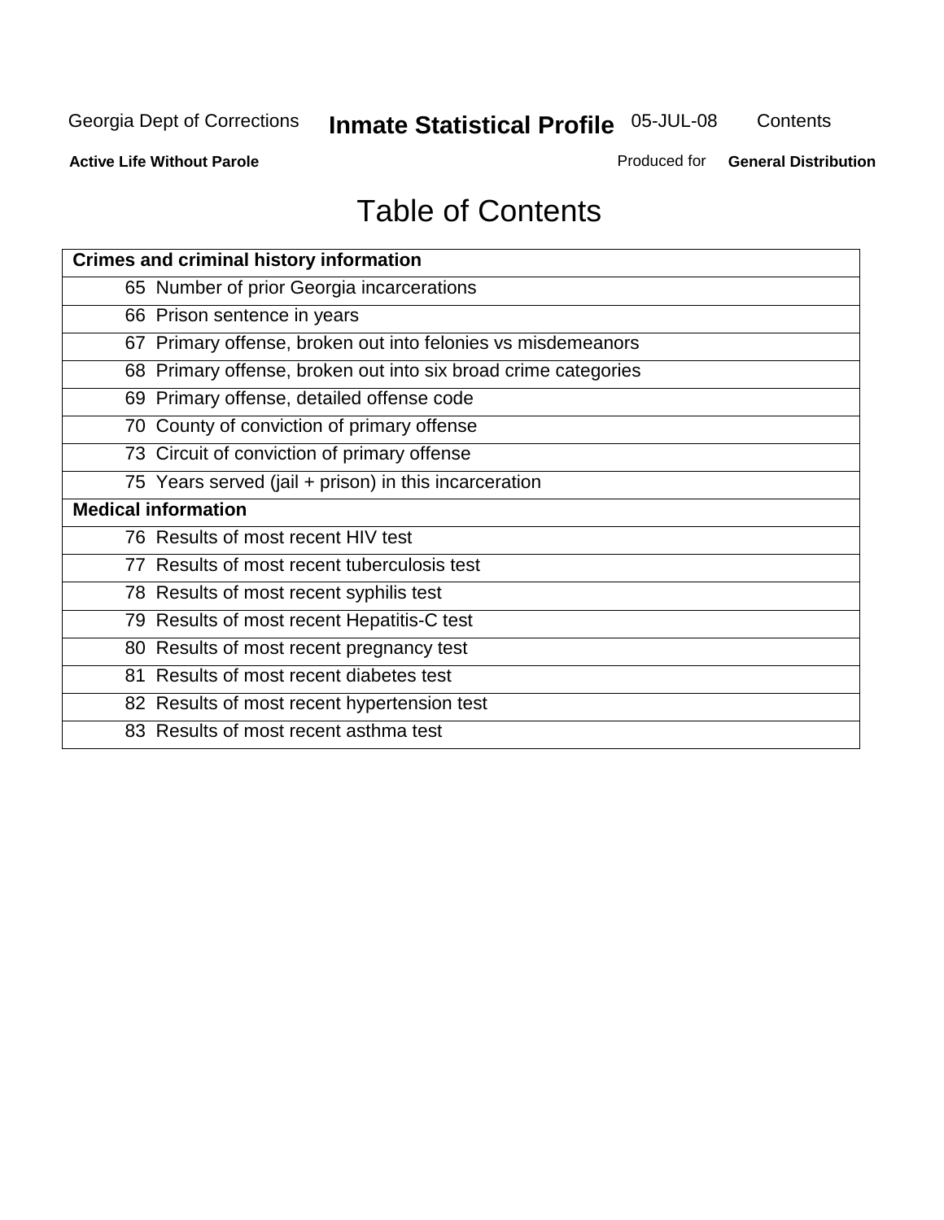# Table of Contents

| Crimes and criminal history information |
|---|
| 65 Number of prior Georgia incarcerations |
| 66 Prison sentence in years |
| 67 Primary offense, broken out into felonies vs misdemeanors |
| 68 Primary offense, broken out into six broad crime categories |
| 69 Primary offense, detailed offense code |
| 70 County of conviction of primary offense |
| 73 Circuit of conviction of primary offense |
| 75 Years served (jail + prison) in this incarceration |
| **Medical information** |
| 76 Results of most recent HIV test |
| 77 Results of most recent tuberculosis test |
| 78 Results of most recent syphilis test |
| 79 Results of most recent Hepatitis-C test |
| 80 Results of most recent pregnancy test |
| 81 Results of most recent diabetes test |
| 82 Results of most recent hypertension test |
| 83 Results of most recent asthma test |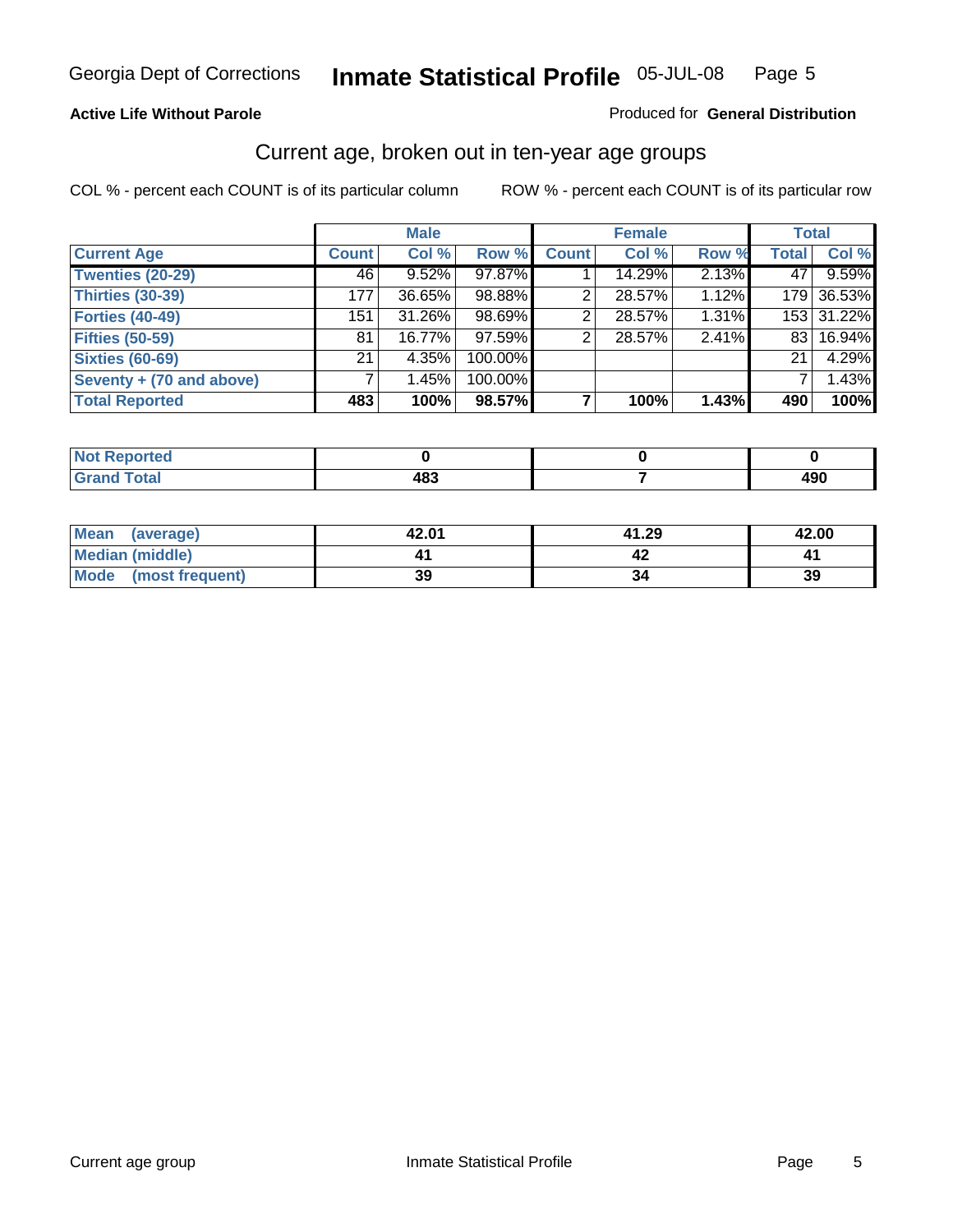Georgia Dept of Corrections **Inmate Statistical Profile** 05-JUL-08

**Active Life Without Parole**

Produced for **General Distribution**

## Current age, broken out in ten-year age groups

COL % - percent each COUNT is of its particular column

ROW % - percent each COUNT is of its particular row

| | Male | | | Female | | | Total | |
|---|---|---|---|---|---|---|---|---|
| **Current Age** | **Count** | **Col %** | **Row %** | **Count** | **Col %** | **Row %** | **Total** | **Col %** |
| **Twenties (20-29)** | 46 | 9.52% | 97.87% | 1 | 14.29% | 2.13% | 47 | 9.59% |
| **Thirties (30-39)** | 177 | 36.65% | 98.88% | 2 | 28.57% | 1.12% | 179 | 36.53% |
| **Forties (40-49)** | 151 | 31.26% | 98.69% | 2 | 28.57% | 1.31% | 153 | 31.22% |
| **Fifties (50-59)** | 81 | 16.77% | 97.59% | 2 | 28.57% | 2.41% | 83 | 16.94% |
| **Sixties (60-69)** | 21 | 4.35% | 100.00% | | | | 21 | 4.29% |
| **Seventy + (70 and above)** | 7 | 1.45% | 100.00% | | | | 7 | 1.43% |
| **Total Reported** | **483** | **100%** | **98.57%** | **7** | **100%** | **1.43%** | **490** | **100%** |

| | Male | Female | Total |
|---|---|---|---|
| **Not Reported** | **0** | **0** | **0** |
| **Grand Total** | **483** | **7** | **490** |

| | Male | Female | Total |
|---|---|---|---|
| **Mean (average)** | **42.01** | **41.29** | **42.00** |
| **Median (middle)** | **41** | **42** | **41** |
| **Mode (most frequent)** | **39** | **34** | **39** |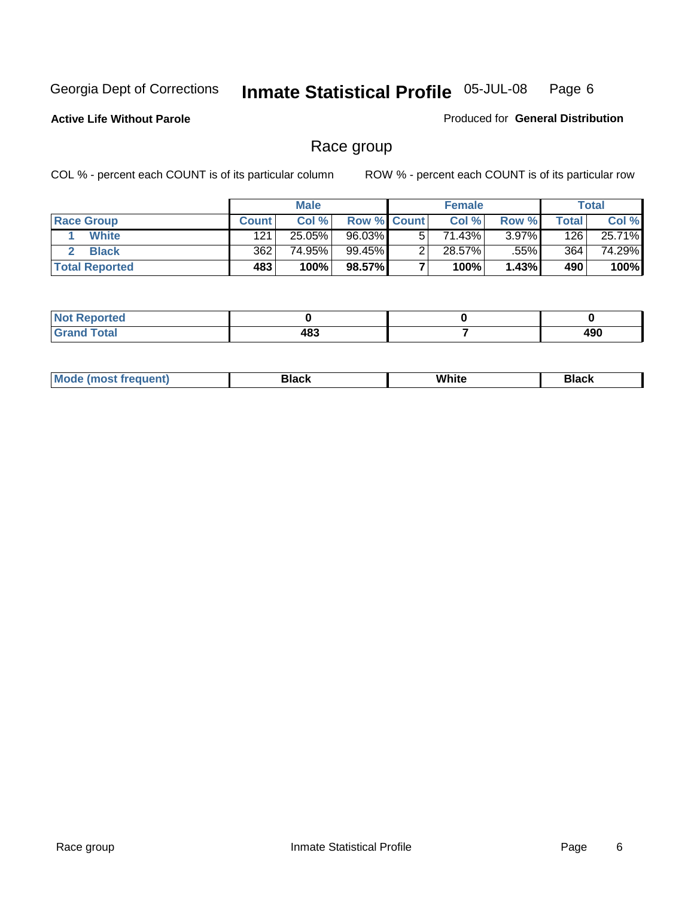Georgia Dept of Corrections **Inmate Statistical Profile** 05-JUL-08

**Active Life Without Parole**

Produced for **General Distribution**

## Race group

COL % - percent each COUNT is of its particular column

ROW % - percent each COUNT is of its particular row

| | Male | | | Female | | | Total | |
|---|---|---|---|---|---|---|---|---|
| **Race Group** | **Count** | **Col %** | **Row %** | **Count** | **Col %** | **Row %** | **Total** | **Col %** |
| 1 **White** | 121 | 25.05% | 96.03% | 5 | 71.43% | 3.97% | 126 | 25.71% |
| 2 **Black** | 362 | 74.95% | 99.45% | 2 | 28.57% | .55% | 364 | 74.29% |
| **Total Reported** | **483** | **100%** | **98.57%** | **7** | **100%** | **1.43%** | **490** | **100%** |

| | Male | Female | Total |
|---|---|---|---|
| **Not Reported** | **0** | **0** | **0** |
| **Grand Total** | **483** | **7** | **490** |

| | Male | Female | Total |
|---|---|---|---|
| **Mode (most frequent)** | **Black** | **White** | **Black** |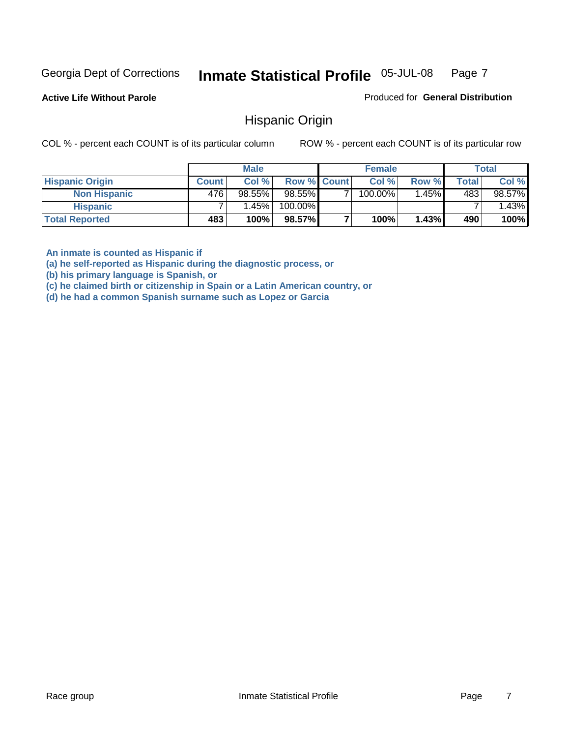Georgia Dept of Corrections **Inmate Statistical Profile** 05-JUL-08

**Active Life Without Parole**

Produced for **General Distribution**

## Hispanic Origin

COL % - percent each COUNT is of its particular column ROW % - percent each COUNT is of its particular row

| | Male | | | Female | | | Total | |
|---|---|---|---|---|---|---|---|---|
| **Hispanic Origin** | **Count** | **Col %** | **Row %** | **Count** | **Col %** | **Row %** | **Total** | **Col %** |
| **Non Hispanic** | 476 | 98.55% | 98.55% | 7 | 100.00% | 1.45% | 483 | 98.57% |
| **Hispanic** | 7 | 1.45% | 100.00% | | | | 7 | 1.43% |
| **Total Reported** | **483** | **100%** | **98.57%** | **7** | **100%** | **1.43%** | **490** | **100%** |

**An inmate is counted as Hispanic if**
**(a) he self-reported as Hispanic during the diagnostic process, or**
**(b) his primary language is Spanish, or**
**(c) he claimed birth or citizenship in Spain or a Latin American country, or**
**(d) he had a common Spanish surname such as Lopez or Garcia**

Race group Inmate Statistical Profile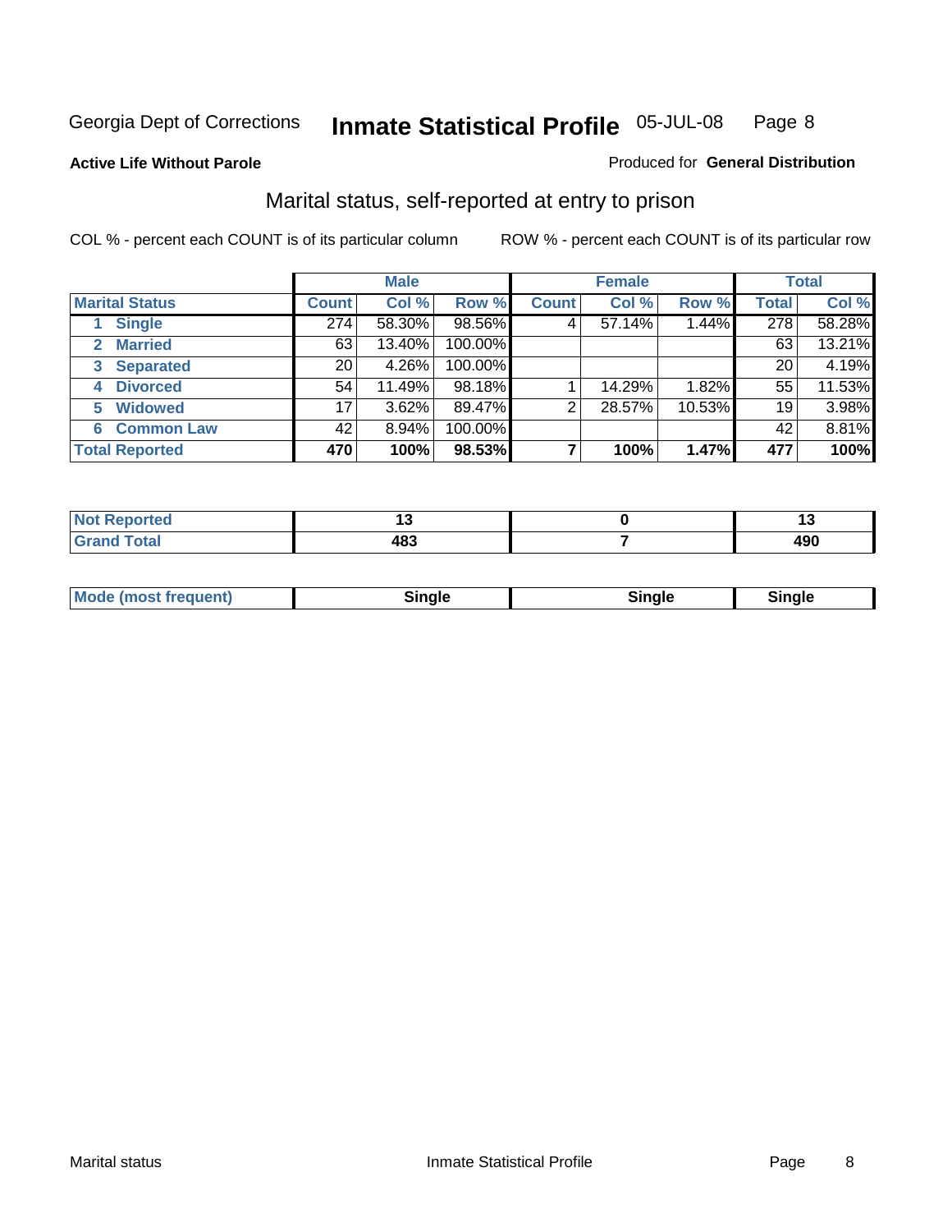Georgia Dept of Corrections **Inmate Statistical Profile** 05-JUL-08

**Active Life Without Parole** Produced for **General Distribution**

## Marital status, self-reported at entry to prison

COL % - percent each COUNT is of its particular column ROW % - percent each COUNT is of its particular row

| | Male | | | Female | | | Total | |
|---|---|---|---|---|---|---|---|---|
| **Marital Status** | **Count** | **Col %** | **Row %** | **Count** | **Col %** | **Row %** | **Total** | **Col %** |
| 1 Single | 274 | 58.30% | 98.56% | 4 | 57.14% | 1.44% | 278 | 58.28% |
| 2 Married | 63 | 13.40% | 100.00% | | | | 63 | 13.21% |
| 3 Separated | 20 | 4.26% | 100.00% | | | | 20 | 4.19% |
| 4 Divorced | 54 | 11.49% | 98.18% | 1 | 14.29% | 1.82% | 55 | 11.53% |
| 5 Widowed | 17 | 3.62% | 89.47% | 2 | 28.57% | 10.53% | 19 | 3.98% |
| 6 Common Law | 42 | 8.94% | 100.00% | | | | 42 | 8.81% |
| **Total Reported** | **470** | **100%** | **98.53%** | **7** | **100%** | **1.47%** | **477** | **100%** |

| | Male | Female | Total |
|---|---|---|---|
| Not Reported | 13 | 0 | 13 |
| Grand Total | 483 | 7 | 490 |

| | Male | Female | Total |
|---|---|---|---|
| Mode (most frequent) | Single | Single | Single |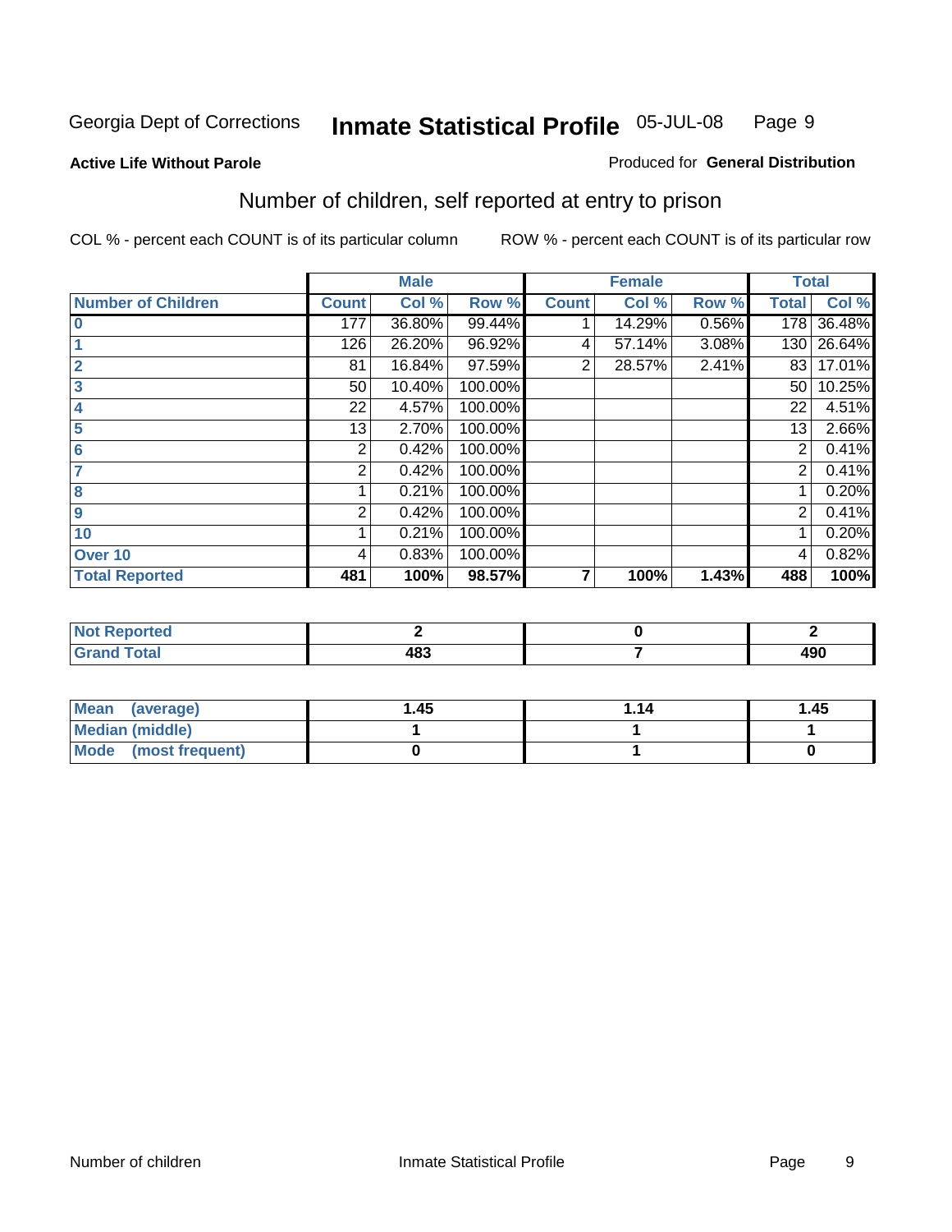Georgia Dept of Corrections **Inmate Statistical Profile** 05-JUL-08

**Active Life Without Parole**

Produced for **General Distribution**

## Number of children, self reported at entry to prison

COL % - percent each COUNT is of its particular column

ROW % - percent each COUNT is of its particular row

| | Male | | | Female | | | Total | |
|---|---|---|---|---|---|---|---|---|
| **Number of Children** | **Count** | **Col %** | **Row %** | **Count** | **Col %** | **Row %** | **Total** | **Col %** |
| **0** | 177 | 36.80% | 99.44% | 1 | 14.29% | 0.56% | 178 | 36.48% |
| **1** | 126 | 26.20% | 96.92% | 4 | 57.14% | 3.08% | 130 | 26.64% |
| **2** | 81 | 16.84% | 97.59% | 2 | 28.57% | 2.41% | 83 | 17.01% |
| **3** | 50 | 10.40% | 100.00% | | | | 50 | 10.25% |
| **4** | 22 | 4.57% | 100.00% | | | | 22 | 4.51% |
| **5** | 13 | 2.70% | 100.00% | | | | 13 | 2.66% |
| **6** | 2 | 0.42% | 100.00% | | | | 2 | 0.41% |
| **7** | 2 | 0.42% | 100.00% | | | | 2 | 0.41% |
| **8** | 1 | 0.21% | 100.00% | | | | 1 | 0.20% |
| **9** | 2 | 0.42% | 100.00% | | | | 2 | 0.41% |
| **10** | 1 | 0.21% | 100.00% | | | | 1 | 0.20% |
| **Over 10** | 4 | 0.83% | 100.00% | | | | 4 | 0.82% |
| **Total Reported** | **481** | **100%** | **98.57%** | **7** | **100%** | **1.43%** | **488** | **100%** |

| | Male | Female | Total |
|---|---|---|---|
| **Not Reported** | **2** | **0** | **2** |
| **Grand Total** | **483** | **7** | **490** |

| | Male | Female | Total |
|---|---|---|---|
| **Mean (average)** | **1.45** | **1.14** | **1.45** |
| **Median (middle)** | **1** | **1** | **1** |
| **Mode (most frequent)** | **0** | **1** | **0** |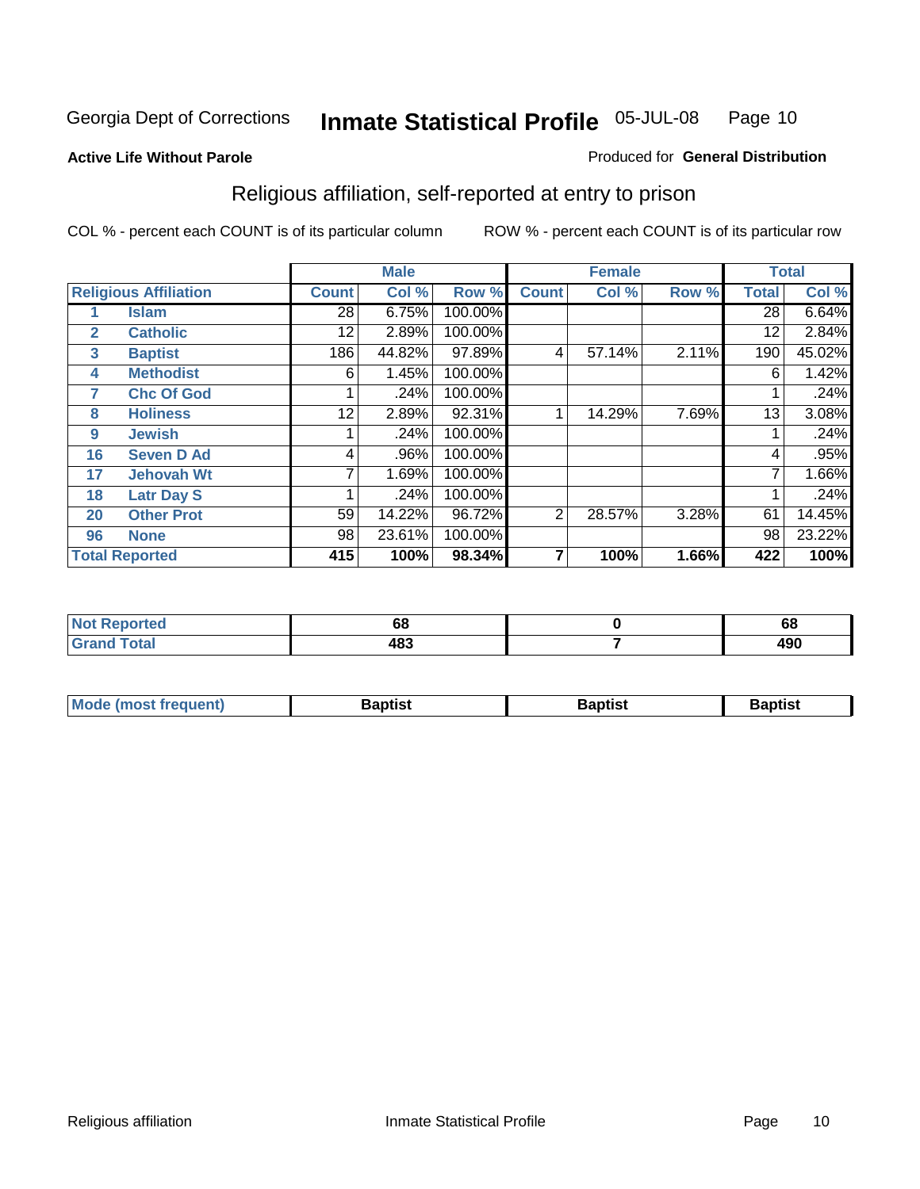Georgia Dept of Corrections **Inmate Statistical Profile** 05-JUL-08

**Active Life Without Parole**

Produced for **General Distribution**

## Religious affiliation, self-reported at entry to prison

COL % - percent each COUNT is of its particular column

ROW % - percent each COUNT is of its particular row

| | | Male | | | Female | | | Total | |
|---|---|---|---|---|---|---|---|---|---|
| **Religious Affiliation** | | **Count** | **Col %** | **Row %** | **Count** | **Col %** | **Row %** | **Total** | **Col %** |
| 1 | Islam | 28 | 6.75% | 100.00% | | | | 28 | 6.64% |
| 2 | Catholic | 12 | 2.89% | 100.00% | | | | 12 | 2.84% |
| 3 | Baptist | 186 | 44.82% | 97.89% | 4 | 57.14% | 2.11% | 190 | 45.02% |
| 4 | Methodist | 6 | 1.45% | 100.00% | | | | 6 | 1.42% |
| 7 | Chc Of God | 1 | .24% | 100.00% | | | | 1 | .24% |
| 8 | Holiness | 12 | 2.89% | 92.31% | 1 | 14.29% | 7.69% | 13 | 3.08% |
| 9 | Jewish | 1 | .24% | 100.00% | | | | 1 | .24% |
| 16 | Seven D Ad | 4 | .96% | 100.00% | | | | 4 | .95% |
| 17 | Jehovah Wt | 7 | 1.69% | 100.00% | | | | 7 | 1.66% |
| 18 | Latr Day S | 1 | .24% | 100.00% | | | | 1 | .24% |
| 20 | Other Prot | 59 | 14.22% | 96.72% | 2 | 28.57% | 3.28% | 61 | 14.45% |
| 96 | None | 98 | 23.61% | 100.00% | | | | 98 | 23.22% |
| **Total Reported** | | **415** | **100%** | **98.34%** | **7** | **100%** | **1.66%** | **422** | **100%** |

| | Male | Female | Total |
|---|---|---|---|
| Not Reported | 68 | 0 | 68 |
| Grand Total | 483 | 7 | 490 |

| | Male | Female | Total |
|---|---|---|---|
| Mode (most frequent) | Baptist | Baptist | Baptist |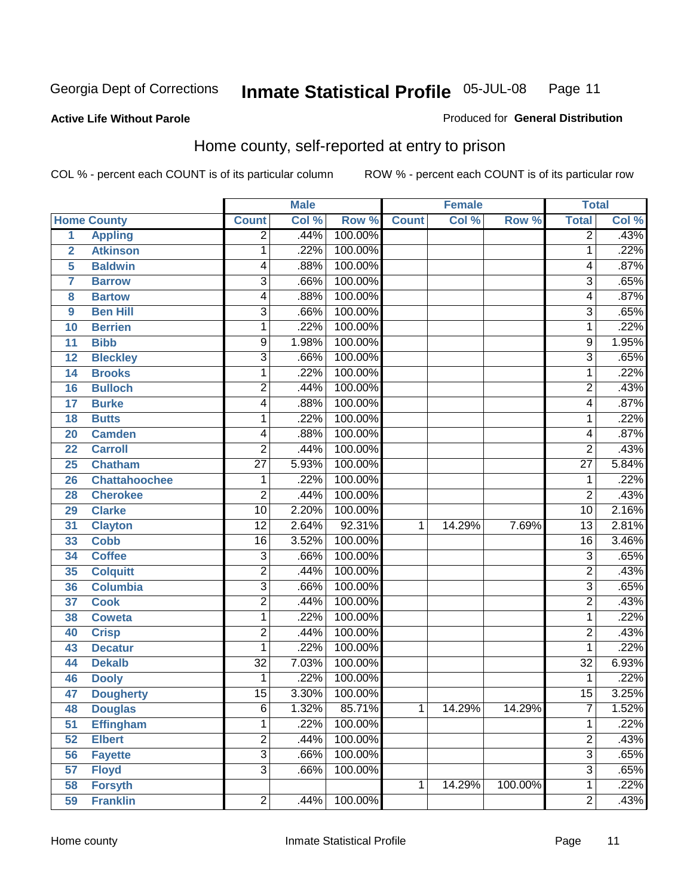Georgia Dept of Corrections **Inmate Statistical Profile** 05-JUL-08

**Active Life Without Parole**

Produced for **General Distribution**

## Home county, self-reported at entry to prison

COL % - percent each COUNT is of its particular column    ROW % - percent each COUNT is of its particular row

| | | Male | | | Female | | | Total | |
|---|---|---|---|---|---|---|---|---|---|
| Home County | | Count | Col % | Row % | Count | Col % | Row % | Total | Col % |
| 1 | Appling | 2 | .44% | 100.00% | | | | 2 | .43% |
| 2 | Atkinson | 1 | .22% | 100.00% | | | | 1 | .22% |
| 5 | Baldwin | 4 | .88% | 100.00% | | | | 4 | .87% |
| 7 | Barrow | 3 | .66% | 100.00% | | | | 3 | .65% |
| 8 | Bartow | 4 | .88% | 100.00% | | | | 4 | .87% |
| 9 | Ben Hill | 3 | .66% | 100.00% | | | | 3 | .65% |
| 10 | Berrien | 1 | .22% | 100.00% | | | | 1 | .22% |
| 11 | Bibb | 9 | 1.98% | 100.00% | | | | 9 | 1.95% |
| 12 | Bleckley | 3 | .66% | 100.00% | | | | 3 | .65% |
| 14 | Brooks | 1 | .22% | 100.00% | | | | 1 | .22% |
| 16 | Bulloch | 2 | .44% | 100.00% | | | | 2 | .43% |
| 17 | Burke | 4 | .88% | 100.00% | | | | 4 | .87% |
| 18 | Butts | 1 | .22% | 100.00% | | | | 1 | .22% |
| 20 | Camden | 4 | .88% | 100.00% | | | | 4 | .87% |
| 22 | Carroll | 2 | .44% | 100.00% | | | | 2 | .43% |
| 25 | Chatham | 27 | 5.93% | 100.00% | | | | 27 | 5.84% |
| 26 | Chattahoochee | 1 | .22% | 100.00% | | | | 1 | .22% |
| 28 | Cherokee | 2 | .44% | 100.00% | | | | 2 | .43% |
| 29 | Clarke | 10 | 2.20% | 100.00% | | | | 10 | 2.16% |
| 31 | Clayton | 12 | 2.64% | 92.31% | 1 | 14.29% | 7.69% | 13 | 2.81% |
| 33 | Cobb | 16 | 3.52% | 100.00% | | | | 16 | 3.46% |
| 34 | Coffee | 3 | .66% | 100.00% | | | | 3 | .65% |
| 35 | Colquitt | 2 | .44% | 100.00% | | | | 2 | .43% |
| 36 | Columbia | 3 | .66% | 100.00% | | | | 3 | .65% |
| 37 | Cook | 2 | .44% | 100.00% | | | | 2 | .43% |
| 38 | Coweta | 1 | .22% | 100.00% | | | | 1 | .22% |
| 40 | Crisp | 2 | .44% | 100.00% | | | | 2 | .43% |
| 43 | Decatur | 1 | .22% | 100.00% | | | | 1 | .22% |
| 44 | Dekalb | 32 | 7.03% | 100.00% | | | | 32 | 6.93% |
| 46 | Dooly | 1 | .22% | 100.00% | | | | 1 | .22% |
| 47 | Dougherty | 15 | 3.30% | 100.00% | | | | 15 | 3.25% |
| 48 | Douglas | 6 | 1.32% | 85.71% | 1 | 14.29% | 14.29% | 7 | 1.52% |
| 51 | Effingham | 1 | .22% | 100.00% | | | | 1 | .22% |
| 52 | Elbert | 2 | .44% | 100.00% | | | | 2 | .43% |
| 56 | Fayette | 3 | .66% | 100.00% | | | | 3 | .65% |
| 57 | Floyd | 3 | .66% | 100.00% | | | | 3 | .65% |
| 58 | Forsyth | | | | 1 | 14.29% | 100.00% | 1 | .22% |
| 59 | Franklin | 2 | .44% | 100.00% | | | | 2 | .43% |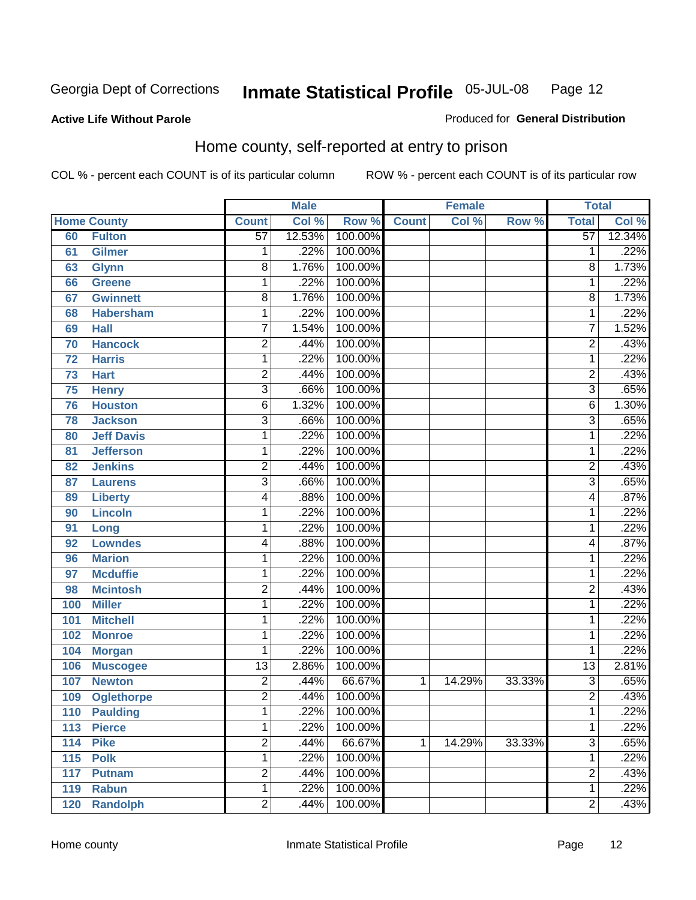Georgia Dept of Corrections **Inmate Statistical Profile** 05-JUL-08

**Active Life Without Parole**

Produced for **General Distribution**

## Home county, self-reported at entry to prison

COL % - percent each COUNT is of its particular column ROW % - percent each COUNT is of its particular row

| Home County | | Male | | | Female | | | Total | |
|---|---|---|---|---|---|---|---|---|---|
| | | Count | Col % | Row % | Count | Col % | Row % | Total | Col % |
| 60 | Fulton | 57 | 12.53% | 100.00% | | | | 57 | 12.34% |
| 61 | Gilmer | 1 | .22% | 100.00% | | | | 1 | .22% |
| 63 | Glynn | 8 | 1.76% | 100.00% | | | | 8 | 1.73% |
| 66 | Greene | 1 | .22% | 100.00% | | | | 1 | .22% |
| 67 | Gwinnett | 8 | 1.76% | 100.00% | | | | 8 | 1.73% |
| 68 | Habersham | 1 | .22% | 100.00% | | | | 1 | .22% |
| 69 | Hall | 7 | 1.54% | 100.00% | | | | 7 | 1.52% |
| 70 | Hancock | 2 | .44% | 100.00% | | | | 2 | .43% |
| 72 | Harris | 1 | .22% | 100.00% | | | | 1 | .22% |
| 73 | Hart | 2 | .44% | 100.00% | | | | 2 | .43% |
| 75 | Henry | 3 | .66% | 100.00% | | | | 3 | .65% |
| 76 | Houston | 6 | 1.32% | 100.00% | | | | 6 | 1.30% |
| 78 | Jackson | 3 | .66% | 100.00% | | | | 3 | .65% |
| 80 | Jeff Davis | 1 | .22% | 100.00% | | | | 1 | .22% |
| 81 | Jefferson | 1 | .22% | 100.00% | | | | 1 | .22% |
| 82 | Jenkins | 2 | .44% | 100.00% | | | | 2 | .43% |
| 87 | Laurens | 3 | .66% | 100.00% | | | | 3 | .65% |
| 89 | Liberty | 4 | .88% | 100.00% | | | | 4 | .87% |
| 90 | Lincoln | 1 | .22% | 100.00% | | | | 1 | .22% |
| 91 | Long | 1 | .22% | 100.00% | | | | 1 | .22% |
| 92 | Lowndes | 4 | .88% | 100.00% | | | | 4 | .87% |
| 96 | Marion | 1 | .22% | 100.00% | | | | 1 | .22% |
| 97 | Mcduffie | 1 | .22% | 100.00% | | | | 1 | .22% |
| 98 | Mcintosh | 2 | .44% | 100.00% | | | | 2 | .43% |
| 100 | Miller | 1 | .22% | 100.00% | | | | 1 | .22% |
| 101 | Mitchell | 1 | .22% | 100.00% | | | | 1 | .22% |
| 102 | Monroe | 1 | .22% | 100.00% | | | | 1 | .22% |
| 104 | Morgan | 1 | .22% | 100.00% | | | | 1 | .22% |
| 106 | Muscogee | 13 | 2.86% | 100.00% | | | | 13 | 2.81% |
| 107 | Newton | 2 | .44% | 66.67% | 1 | 14.29% | 33.33% | 3 | .65% |
| 109 | Oglethorpe | 2 | .44% | 100.00% | | | | 2 | .43% |
| 110 | Paulding | 1 | .22% | 100.00% | | | | 1 | .22% |
| 113 | Pierce | 1 | .22% | 100.00% | | | | 1 | .22% |
| 114 | Pike | 2 | .44% | 66.67% | 1 | 14.29% | 33.33% | 3 | .65% |
| 115 | Polk | 1 | .22% | 100.00% | | | | 1 | .22% |
| 117 | Putnam | 2 | .44% | 100.00% | | | | 2 | .43% |
| 119 | Rabun | 1 | .22% | 100.00% | | | | 1 | .22% |
| 120 | Randolph | 2 | .44% | 100.00% | | | | 2 | .43% |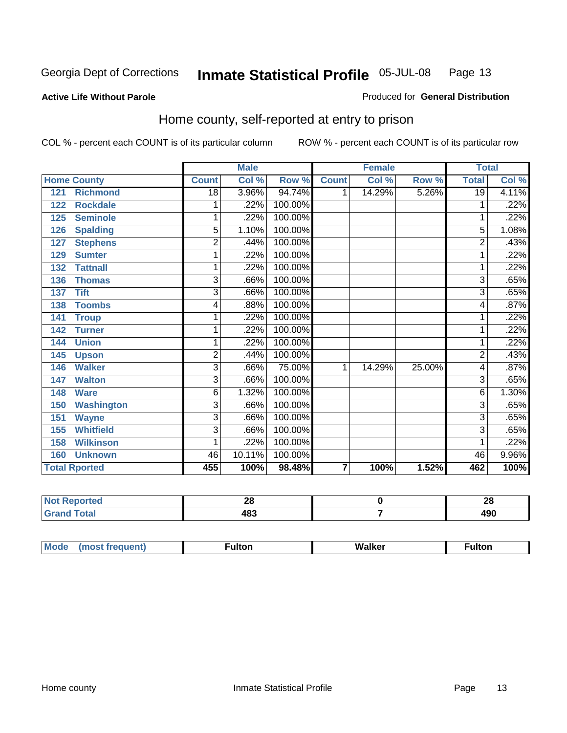Georgia Dept of Corrections **Inmate Statistical Profile** 05-JUL-08

**Active Life Without Parole**

Produced for **General Distribution**

## Home county, self-reported at entry to prison

COL % - percent each COUNT is of its particular column ROW % - percent each COUNT is of its particular row

| Home County | | Male | | | Female | | | Total | |
|---|---|---|---|---|---|---|---|---|---|
| | | Count | Col % | Row % | Count | Col % | Row % | Total | Col % |
| 121 | Richmond | 18 | 3.96% | 94.74% | 1 | 14.29% | 5.26% | 19 | 4.11% |
| 122 | Rockdale | 1 | .22% | 100.00% | | | | 1 | .22% |
| 125 | Seminole | 1 | .22% | 100.00% | | | | 1 | .22% |
| 126 | Spalding | 5 | 1.10% | 100.00% | | | | 5 | 1.08% |
| 127 | Stephens | 2 | .44% | 100.00% | | | | 2 | .43% |
| 129 | Sumter | 1 | .22% | 100.00% | | | | 1 | .22% |
| 132 | Tattnall | 1 | .22% | 100.00% | | | | 1 | .22% |
| 136 | Thomas | 3 | .66% | 100.00% | | | | 3 | .65% |
| 137 | Tift | 3 | .66% | 100.00% | | | | 3 | .65% |
| 138 | Toombs | 4 | .88% | 100.00% | | | | 4 | .87% |
| 141 | Troup | 1 | .22% | 100.00% | | | | 1 | .22% |
| 142 | Turner | 1 | .22% | 100.00% | | | | 1 | .22% |
| 144 | Union | 1 | .22% | 100.00% | | | | 1 | .22% |
| 145 | Upson | 2 | .44% | 100.00% | | | | 2 | .43% |
| 146 | Walker | 3 | .66% | 75.00% | 1 | 14.29% | 25.00% | 4 | .87% |
| 147 | Walton | 3 | .66% | 100.00% | | | | 3 | .65% |
| 148 | Ware | 6 | 1.32% | 100.00% | | | | 6 | 1.30% |
| 150 | Washington | 3 | .66% | 100.00% | | | | 3 | .65% |
| 151 | Wayne | 3 | .66% | 100.00% | | | | 3 | .65% |
| 155 | Whitfield | 3 | .66% | 100.00% | | | | 3 | .65% |
| 158 | Wilkinson | 1 | .22% | 100.00% | | | | 1 | .22% |
| 160 | Unknown | 46 | 10.11% | 100.00% | | | | 46 | 9.96% |
| **Total Rported** | | **455** | **100%** | **98.48%** | **7** | **100%** | **1.52%** | **462** | **100%** |

| | Male | Female | Total |
|---|---|---|---|
| Not Reported | 28 | 0 | 28 |
| Grand Total | 483 | 7 | 490 |

| | Male | Female | Total |
|---|---|---|---|
| Mode (most frequent) | Fulton | Walker | Fulton |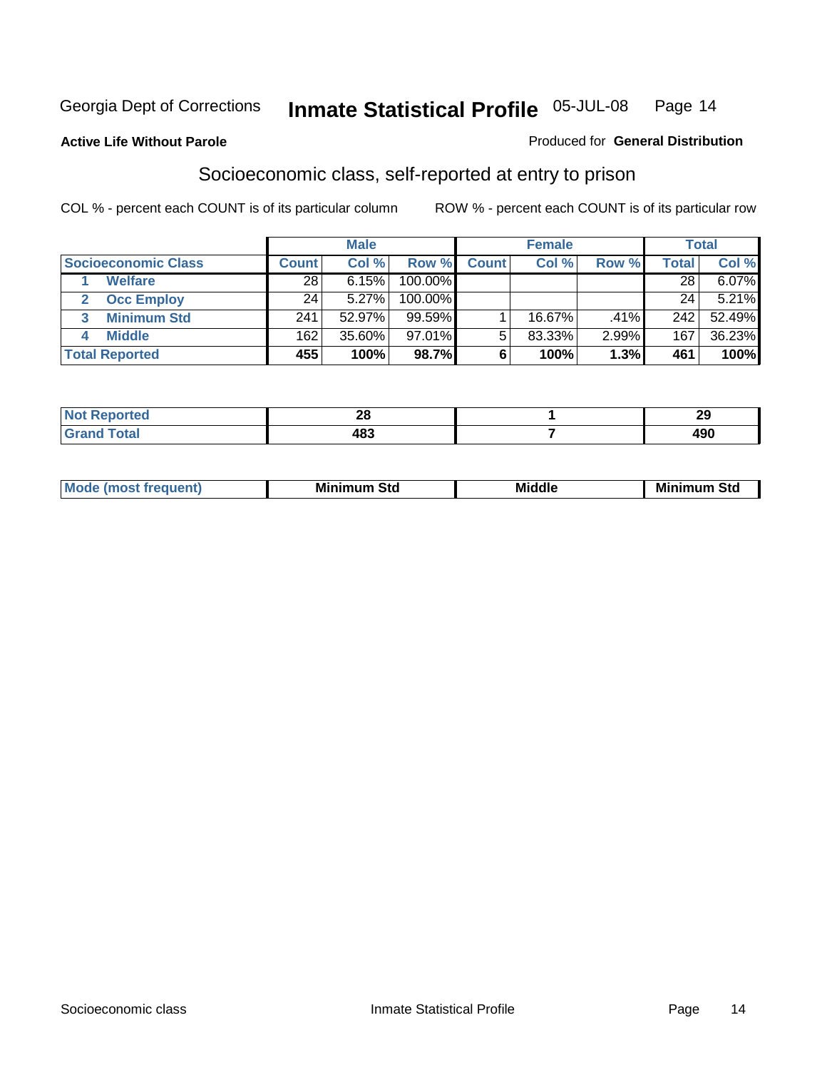Georgia Dept of Corrections **Inmate Statistical Profile** 05-JUL-08

**Active Life Without Parole**

Produced for **General Distribution**

## Socioeconomic class, self-reported at entry to prison

COL % - percent each COUNT is of its particular column

ROW % - percent each COUNT is of its particular row

| | Male | | | Female | | | Total | |
|---|---|---|---|---|---|---|---|---|
| **Socioeconomic Class** | **Count** | **Col %** | **Row %** | **Count** | **Col %** | **Row %** | **Total** | **Col %** |
| 1 Welfare | 28 | 6.15% | 100.00% | | | | 28 | 6.07% |
| 2 Occ Employ | 24 | 5.27% | 100.00% | | | | 24 | 5.21% |
| 3 Minimum Std | 241 | 52.97% | 99.59% | 1 | 16.67% | .41% | 242 | 52.49% |
| 4 Middle | 162 | 35.60% | 97.01% | 5 | 83.33% | 2.99% | 167 | 36.23% |
| **Total Reported** | **455** | **100%** | **98.7%** | **6** | **100%** | **1.3%** | **461** | **100%** |

| | Male | Female | Total |
|---|---|---|---|
| **Not Reported** | **28** | **1** | **29** |
| **Grand Total** | **483** | **7** | **490** |

| | Male | Female | Total |
|---|---|---|---|
| **Mode (most frequent)** | **Minimum Std** | **Middle** | **Minimum Std** |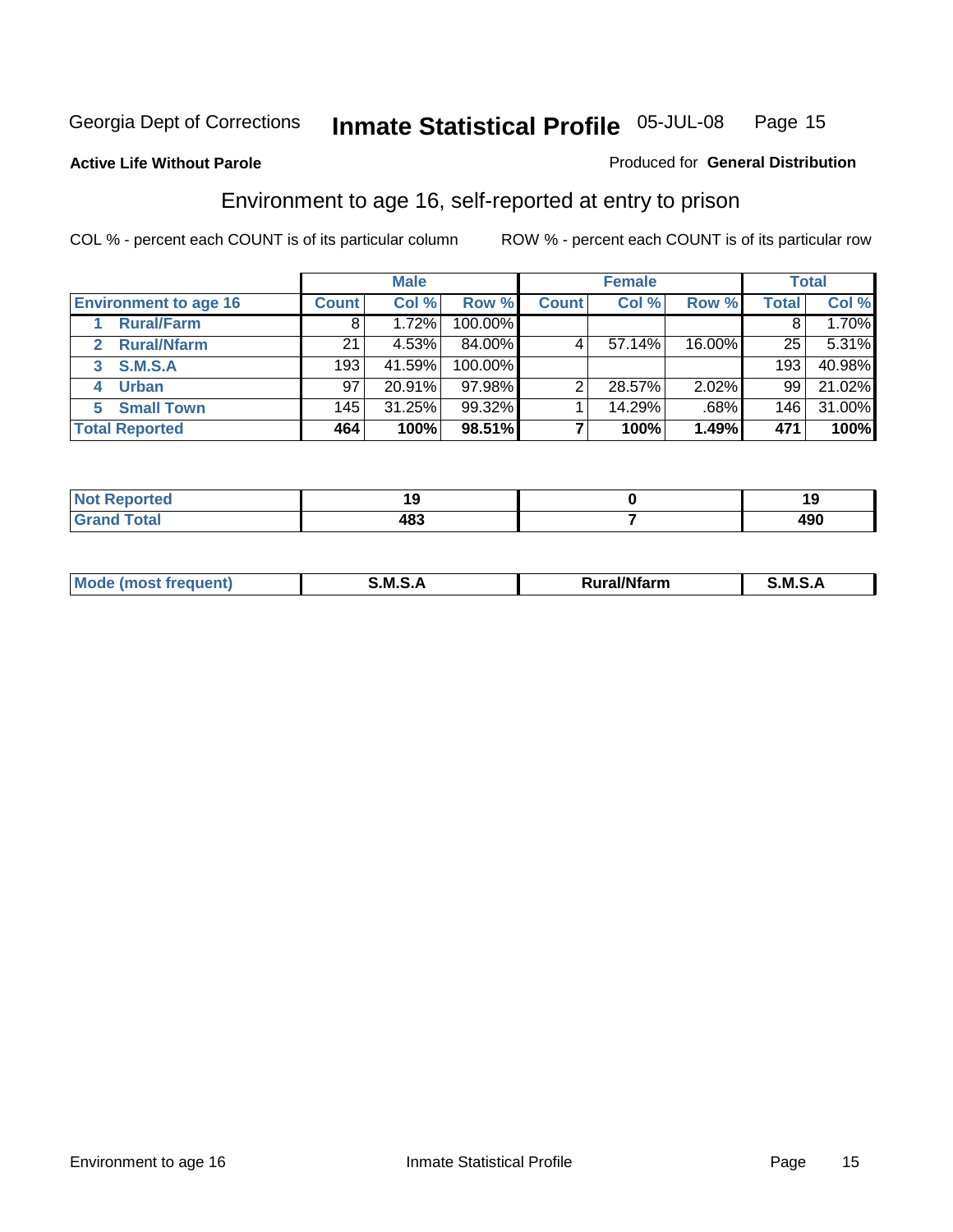Georgia Dept of Corrections **Inmate Statistical Profile** 05-JUL-08

**Active Life Without Parole**

Produced for **General Distribution**

## Environment to age 16, self-reported at entry to prison

COL % - percent each COUNT is of its particular column

ROW % - percent each COUNT is of its particular row

| | Male | | | Female | | | Total | |
|---|---|---|---|---|---|---|---|---|
| **Environment to age 16** | **Count** | **Col %** | **Row %** | **Count** | **Col %** | **Row %** | **Total** | **Col %** |
| 1 **Rural/Farm** | 8 | 1.72% | 100.00% | | | | 8 | 1.70% |
| 2 **Rural/Nfarm** | 21 | 4.53% | 84.00% | 4 | 57.14% | 16.00% | 25 | 5.31% |
| 3 **S.M.S.A** | 193 | 41.59% | 100.00% | | | | 193 | 40.98% |
| 4 **Urban** | 97 | 20.91% | 97.98% | 2 | 28.57% | 2.02% | 99 | 21.02% |
| 5 **Small Town** | 145 | 31.25% | 99.32% | 1 | 14.29% | .68% | 146 | 31.00% |
| **Total Reported** | **464** | **100%** | **98.51%** | **7** | **100%** | **1.49%** | **471** | **100%** |

| | Male | Female | Total |
|---|---|---|---|
| **Not Reported** | **19** | **0** | **19** |
| **Grand Total** | **483** | **7** | **490** |

| | Male | Female | Total |
|---|---|---|---|
| **Mode (most frequent)** | **S.M.S.A** | **Rural/Nfarm** | **S.M.S.A** |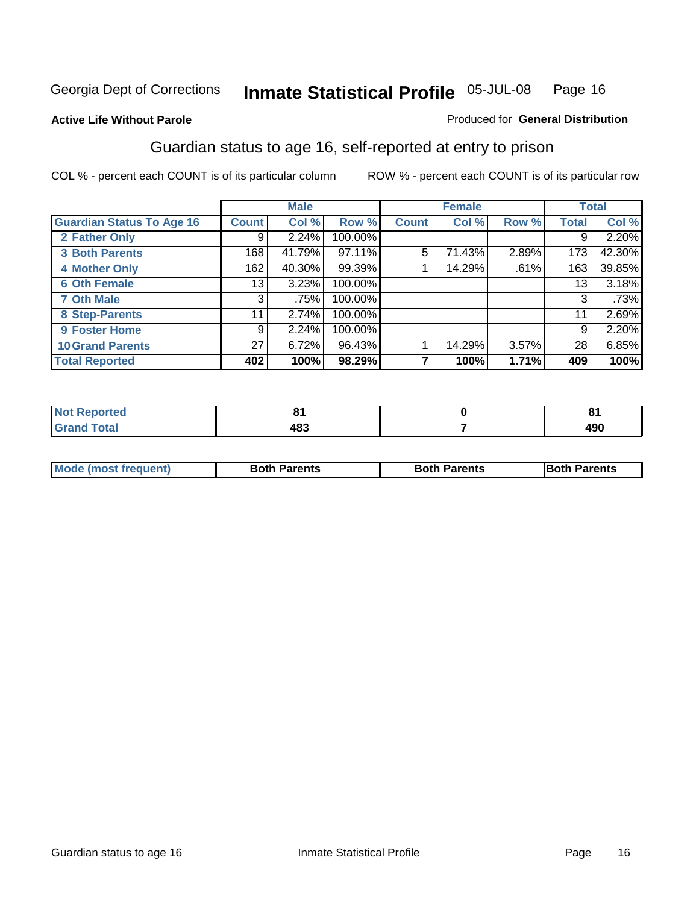Georgia Dept of Corrections **Inmate Statistical Profile** 05-JUL-08

**Active Life Without Parole**

Produced for **General Distribution**

## Guardian status to age 16, self-reported at entry to prison

COL % - percent each COUNT is of its particular column

ROW % - percent each COUNT is of its particular row

| | Male | | | Female | | | Total | |
|---|---|---|---|---|---|---|---|---|
| **Guardian Status To Age 16** | **Count** | **Col %** | **Row %** | **Count** | **Col %** | **Row %** | **Total** | **Col %** |
| 2 Father Only | 9 | 2.24% | 100.00% | | | | 9 | 2.20% |
| 3 Both Parents | 168 | 41.79% | 97.11% | 5 | 71.43% | 2.89% | 173 | 42.30% |
| 4 Mother Only | 162 | 40.30% | 99.39% | 1 | 14.29% | .61% | 163 | 39.85% |
| 6 Oth Female | 13 | 3.23% | 100.00% | | | | 13 | 3.18% |
| 7 Oth Male | 3 | .75% | 100.00% | | | | 3 | .73% |
| 8 Step-Parents | 11 | 2.74% | 100.00% | | | | 11 | 2.69% |
| 9 Foster Home | 9 | 2.24% | 100.00% | | | | 9 | 2.20% |
| 10 Grand Parents | 27 | 6.72% | 96.43% | 1 | 14.29% | 3.57% | 28 | 6.85% |
| **Total Reported** | **402** | **100%** | **98.29%** | **7** | **100%** | **1.71%** | **409** | **100%** |

| | Male | Female | Total |
|---|---|---|---|
| Not Reported | 81 | 0 | 81 |
| Grand Total | 483 | 7 | 490 |

| | Male | Female | Total |
|---|---|---|---|
| Mode (most frequent) | Both Parents | Both Parents | Both Parents |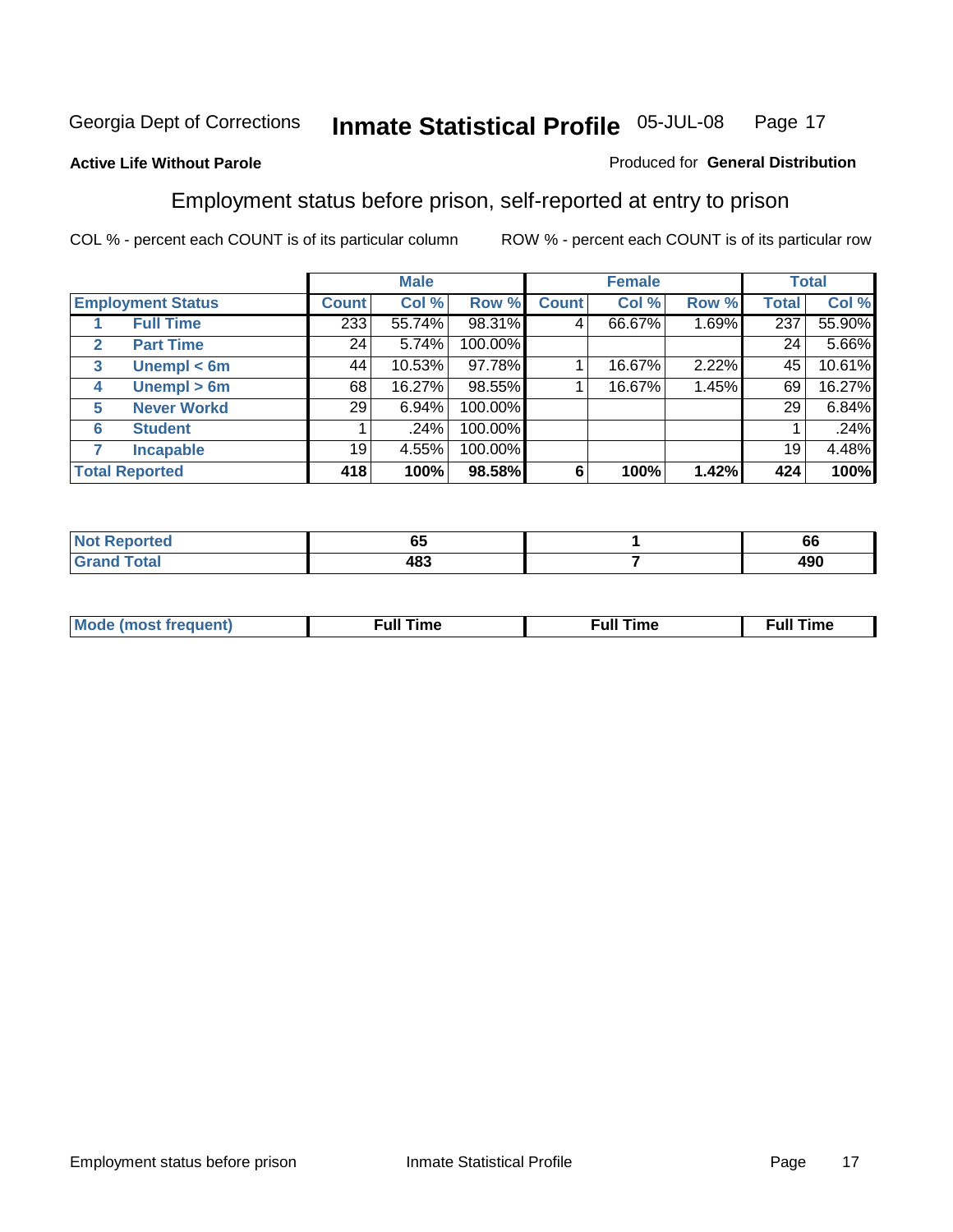Georgia Dept of Corrections **Inmate Statistical Profile** 05-JUL-08

**Active Life Without Parole**

Produced for **General Distribution**

## Employment status before prison, self-reported at entry to prison

COL % - percent each COUNT is of its particular column ROW % - percent each COUNT is of its particular row

| Employment Status | | Male | | | Female | | | Total | |
|---|---|---|---|---|---|---|---|---|---|
| | | Count | Col % | Row % | Count | Col % | Row % | Total | Col % |
| 1 | Full Time | 233 | 55.74% | 98.31% | 4 | 66.67% | 1.69% | 237 | 55.90% |
| 2 | Part Time | 24 | 5.74% | 100.00% | | | | 24 | 5.66% |
| 3 | Unempl < 6m | 44 | 10.53% | 97.78% | 1 | 16.67% | 2.22% | 45 | 10.61% |
| 4 | Unempl > 6m | 68 | 16.27% | 98.55% | 1 | 16.67% | 1.45% | 69 | 16.27% |
| 5 | Never Workd | 29 | 6.94% | 100.00% | | | | 29 | 6.84% |
| 6 | Student | 1 | .24% | 100.00% | | | | 1 | .24% |
| 7 | Incapable | 19 | 4.55% | 100.00% | | | | 19 | 4.48% |
| **Total Reported** | | **418** | **100%** | **98.58%** | **6** | **100%** | **1.42%** | **424** | **100%** |

| | Male | Female | Total |
|---|---|---|---|
| Not Reported | 65 | 1 | 66 |
| Grand Total | 483 | 7 | 490 |

| | Male | Female | Total |
|---|---|---|---|
| Mode (most frequent) | Full Time | Full Time | Full Time |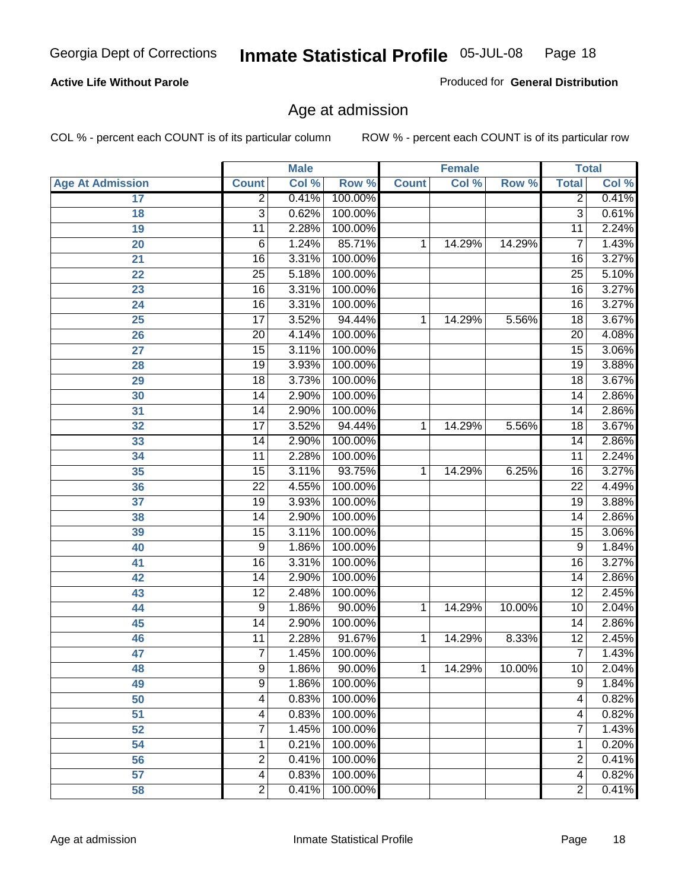**Active Life Without Parole**

Produced for **General Distribution**

## Age at admission

COL % - percent each COUNT is of its particular column

ROW % - percent each COUNT is of its particular row

| | Male | | | Female | | | Total | |
|---|---|---|---|---|---|---|---|---|
| Age At Admission | Count | Col % | Row % | Count | Col % | Row % | Total | Col % |
| 17 | 2 | 0.41% | 100.00% | | | | 2 | 0.41% |
| 18 | 3 | 0.62% | 100.00% | | | | 3 | 0.61% |
| 19 | 11 | 2.28% | 100.00% | | | | 11 | 2.24% |
| 20 | 6 | 1.24% | 85.71% | 1 | 14.29% | 14.29% | 7 | 1.43% |
| 21 | 16 | 3.31% | 100.00% | | | | 16 | 3.27% |
| 22 | 25 | 5.18% | 100.00% | | | | 25 | 5.10% |
| 23 | 16 | 3.31% | 100.00% | | | | 16 | 3.27% |
| 24 | 16 | 3.31% | 100.00% | | | | 16 | 3.27% |
| 25 | 17 | 3.52% | 94.44% | 1 | 14.29% | 5.56% | 18 | 3.67% |
| 26 | 20 | 4.14% | 100.00% | | | | 20 | 4.08% |
| 27 | 15 | 3.11% | 100.00% | | | | 15 | 3.06% |
| 28 | 19 | 3.93% | 100.00% | | | | 19 | 3.88% |
| 29 | 18 | 3.73% | 100.00% | | | | 18 | 3.67% |
| 30 | 14 | 2.90% | 100.00% | | | | 14 | 2.86% |
| 31 | 14 | 2.90% | 100.00% | | | | 14 | 2.86% |
| 32 | 17 | 3.52% | 94.44% | 1 | 14.29% | 5.56% | 18 | 3.67% |
| 33 | 14 | 2.90% | 100.00% | | | | 14 | 2.86% |
| 34 | 11 | 2.28% | 100.00% | | | | 11 | 2.24% |
| 35 | 15 | 3.11% | 93.75% | 1 | 14.29% | 6.25% | 16 | 3.27% |
| 36 | 22 | 4.55% | 100.00% | | | | 22 | 4.49% |
| 37 | 19 | 3.93% | 100.00% | | | | 19 | 3.88% |
| 38 | 14 | 2.90% | 100.00% | | | | 14 | 2.86% |
| 39 | 15 | 3.11% | 100.00% | | | | 15 | 3.06% |
| 40 | 9 | 1.86% | 100.00% | | | | 9 | 1.84% |
| 41 | 16 | 3.31% | 100.00% | | | | 16 | 3.27% |
| 42 | 14 | 2.90% | 100.00% | | | | 14 | 2.86% |
| 43 | 12 | 2.48% | 100.00% | | | | 12 | 2.45% |
| 44 | 9 | 1.86% | 90.00% | 1 | 14.29% | 10.00% | 10 | 2.04% |
| 45 | 14 | 2.90% | 100.00% | | | | 14 | 2.86% |
| 46 | 11 | 2.28% | 91.67% | 1 | 14.29% | 8.33% | 12 | 2.45% |
| 47 | 7 | 1.45% | 100.00% | | | | 7 | 1.43% |
| 48 | 9 | 1.86% | 90.00% | 1 | 14.29% | 10.00% | 10 | 2.04% |
| 49 | 9 | 1.86% | 100.00% | | | | 9 | 1.84% |
| 50 | 4 | 0.83% | 100.00% | | | | 4 | 0.82% |
| 51 | 4 | 0.83% | 100.00% | | | | 4 | 0.82% |
| 52 | 7 | 1.45% | 100.00% | | | | 7 | 1.43% |
| 54 | 1 | 0.21% | 100.00% | | | | 1 | 0.20% |
| 56 | 2 | 0.41% | 100.00% | | | | 2 | 0.41% |
| 57 | 4 | 0.83% | 100.00% | | | | 4 | 0.82% |
| 58 | 2 | 0.41% | 100.00% | | | | 2 | 0.41% |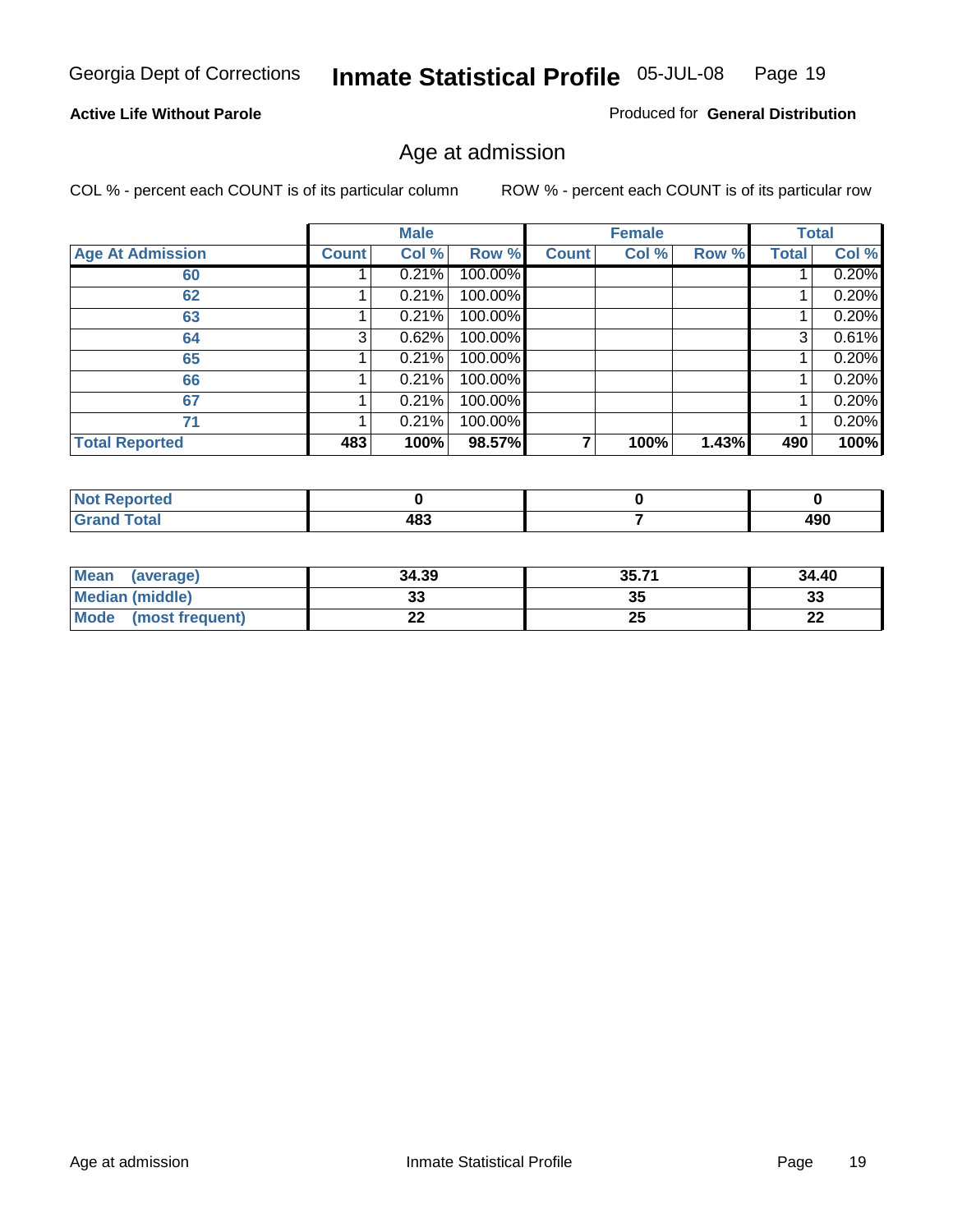**Active Life Without Parole**

Produced for **General Distribution**

## Age at admission

COL % - percent each COUNT is of its particular column

ROW % - percent each COUNT is of its particular row

| | Male | | | Female | | | Total | |
|---|---|---|---|---|---|---|---|---|
| **Age At Admission** | **Count** | **Col %** | **Row %** | **Count** | **Col %** | **Row %** | **Total** | **Col %** |
| 60 | 1 | 0.21% | 100.00% | | | | 1 | 0.20% |
| 62 | 1 | 0.21% | 100.00% | | | | 1 | 0.20% |
| 63 | 1 | 0.21% | 100.00% | | | | 1 | 0.20% |
| 64 | 3 | 0.62% | 100.00% | | | | 3 | 0.61% |
| 65 | 1 | 0.21% | 100.00% | | | | 1 | 0.20% |
| 66 | 1 | 0.21% | 100.00% | | | | 1 | 0.20% |
| 67 | 1 | 0.21% | 100.00% | | | | 1 | 0.20% |
| 71 | 1 | 0.21% | 100.00% | | | | 1 | 0.20% |
| **Total Reported** | **483** | **100%** | **98.57%** | **7** | **100%** | **1.43%** | **490** | **100%** |

| | Male | Female | Total |
|---|---|---|---|
| **Not Reported** | **0** | **0** | **0** |
| **Grand Total** | **483** | **7** | **490** |

| | Male | Female | Total |
|---|---|---|---|
| **Mean (average)** | **34.39** | **35.71** | **34.40** |
| **Median (middle)** | **33** | **35** | **33** |
| **Mode (most frequent)** | **22** | **25** | **22** |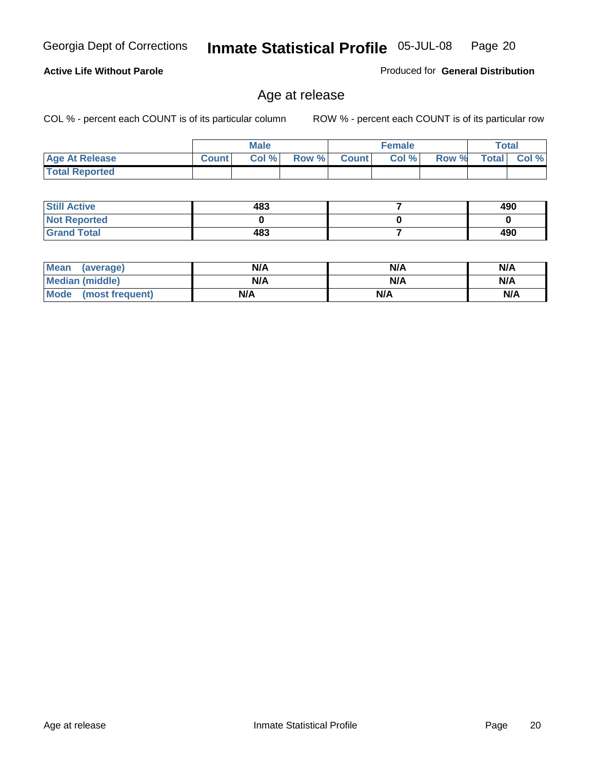**Active Life Without Parole**

Produced for **General Distribution**

## Age at release

COL % - percent each COUNT is of its particular column

ROW % - percent each COUNT is of its particular row

| | Male | | | Female | | | Total | |
|---|---|---|---|---|---|---|---|---|
| Age At Release | Count | Col % | Row % | Count | Col % | Row % | Total | Col % |
| Total Reported | | | | | | | | |

| | Male | Female | Total |
|---|---|---|---|
| Still Active | 483 | 7 | 490 |
| Not Reported | 0 | 0 | 0 |
| Grand Total | 483 | 7 | 490 |

| | Male | Female | Total |
|---|---|---|---|
| Mean (average) | N/A | N/A | N/A |
| Median (middle) | N/A | N/A | N/A |
| Mode (most frequent) | N/A | N/A | N/A |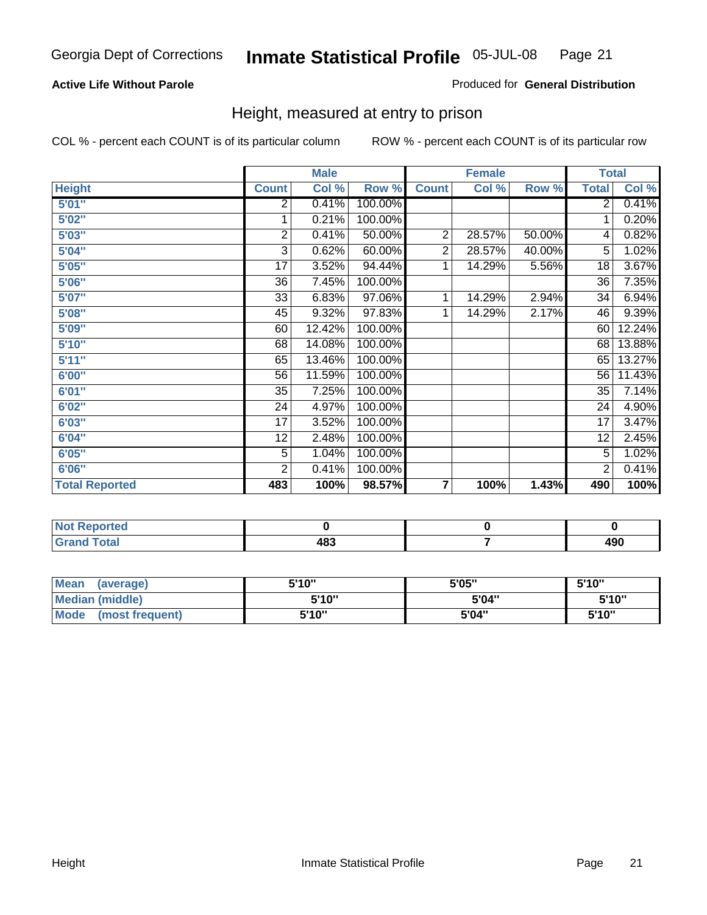Georgia Dept of Corrections **Inmate Statistical Profile** 05-JUL-08

**Active Life Without Parole**

Produced for **General Distribution**

## Height, measured at entry to prison

COL % - percent each COUNT is of its particular column ROW % - percent each COUNT is of its particular row

| | Male | | | Female | | | Total | |
|---|---|---|---|---|---|---|---|---|
| **Height** | **Count** | **Col %** | **Row %** | **Count** | **Col %** | **Row %** | **Total** | **Col %** |
| **5'01"** | 2 | 0.41% | 100.00% | | | | 2 | 0.41% |
| **5'02"** | 1 | 0.21% | 100.00% | | | | 1 | 0.20% |
| **5'03"** | 2 | 0.41% | 50.00% | 2 | 28.57% | 50.00% | 4 | 0.82% |
| **5'04"** | 3 | 0.62% | 60.00% | 2 | 28.57% | 40.00% | 5 | 1.02% |
| **5'05"** | 17 | 3.52% | 94.44% | 1 | 14.29% | 5.56% | 18 | 3.67% |
| **5'06"** | 36 | 7.45% | 100.00% | | | | 36 | 7.35% |
| **5'07"** | 33 | 6.83% | 97.06% | 1 | 14.29% | 2.94% | 34 | 6.94% |
| **5'08"** | 45 | 9.32% | 97.83% | 1 | 14.29% | 2.17% | 46 | 9.39% |
| **5'09"** | 60 | 12.42% | 100.00% | | | | 60 | 12.24% |
| **5'10"** | 68 | 14.08% | 100.00% | | | | 68 | 13.88% |
| **5'11"** | 65 | 13.46% | 100.00% | | | | 65 | 13.27% |
| **6'00"** | 56 | 11.59% | 100.00% | | | | 56 | 11.43% |
| **6'01"** | 35 | 7.25% | 100.00% | | | | 35 | 7.14% |
| **6'02"** | 24 | 4.97% | 100.00% | | | | 24 | 4.90% |
| **6'03"** | 17 | 3.52% | 100.00% | | | | 17 | 3.47% |
| **6'04"** | 12 | 2.48% | 100.00% | | | | 12 | 2.45% |
| **6'05"** | 5 | 1.04% | 100.00% | | | | 5 | 1.02% |
| **6'06"** | 2 | 0.41% | 100.00% | | | | 2 | 0.41% |
| **Total Reported** | **483** | **100%** | **98.57%** | **7** | **100%** | **1.43%** | **490** | **100%** |

| | Male | Female | Total |
|---|---|---|---|
| **Not Reported** | **0** | **0** | **0** |
| **Grand Total** | **483** | **7** | **490** |

| | Male | Female | Total |
|---|---|---|---|
| **Mean (average)** | **5'10"** | **5'05"** | **5'10"** |
| **Median (middle)** | **5'10"** | **5'04"** | **5'10"** |
| **Mode (most frequent)** | **5'10"** | **5'04"** | **5'10"** |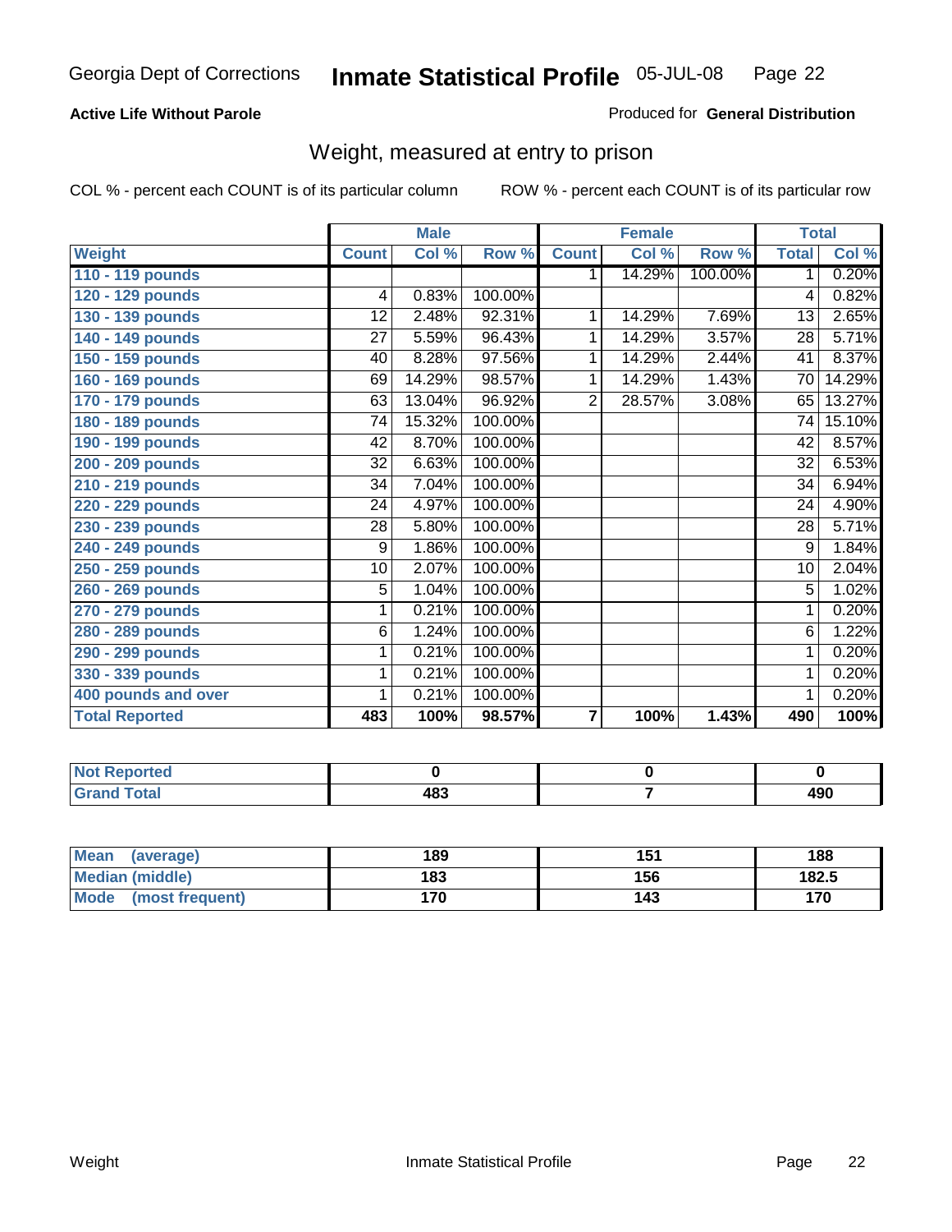Georgia Dept of Corrections **Inmate Statistical Profile** 05-JUL-08

**Active Life Without Parole**

Produced for **General Distribution**

## Weight, measured at entry to prison

COL % - percent each COUNT is of its particular column ROW % - percent each COUNT is of its particular row

| Weight | Male | | | Female | | | Total | |
|---|---|---|---|---|---|---|---|---|
| | Count | Col % | Row % | Count | Col % | Row % | Total | Col % |
| 110 - 119 pounds | | | | 1 | 14.29% | 100.00% | 1 | 0.20% |
| 120 - 129 pounds | 4 | 0.83% | 100.00% | | | | 4 | 0.82% |
| 130 - 139 pounds | 12 | 2.48% | 92.31% | 1 | 14.29% | 7.69% | 13 | 2.65% |
| 140 - 149 pounds | 27 | 5.59% | 96.43% | 1 | 14.29% | 3.57% | 28 | 5.71% |
| 150 - 159 pounds | 40 | 8.28% | 97.56% | 1 | 14.29% | 2.44% | 41 | 8.37% |
| 160 - 169 pounds | 69 | 14.29% | 98.57% | 1 | 14.29% | 1.43% | 70 | 14.29% |
| 170 - 179 pounds | 63 | 13.04% | 96.92% | 2 | 28.57% | 3.08% | 65 | 13.27% |
| 180 - 189 pounds | 74 | 15.32% | 100.00% | | | | 74 | 15.10% |
| 190 - 199 pounds | 42 | 8.70% | 100.00% | | | | 42 | 8.57% |
| 200 - 209 pounds | 32 | 6.63% | 100.00% | | | | 32 | 6.53% |
| 210 - 219 pounds | 34 | 7.04% | 100.00% | | | | 34 | 6.94% |
| 220 - 229 pounds | 24 | 4.97% | 100.00% | | | | 24 | 4.90% |
| 230 - 239 pounds | 28 | 5.80% | 100.00% | | | | 28 | 5.71% |
| 240 - 249 pounds | 9 | 1.86% | 100.00% | | | | 9 | 1.84% |
| 250 - 259 pounds | 10 | 2.07% | 100.00% | | | | 10 | 2.04% |
| 260 - 269 pounds | 5 | 1.04% | 100.00% | | | | 5 | 1.02% |
| 270 - 279 pounds | 1 | 0.21% | 100.00% | | | | 1 | 0.20% |
| 280 - 289 pounds | 6 | 1.24% | 100.00% | | | | 6 | 1.22% |
| 290 - 299 pounds | 1 | 0.21% | 100.00% | | | | 1 | 0.20% |
| 330 - 339 pounds | 1 | 0.21% | 100.00% | | | | 1 | 0.20% |
| 400 pounds and over | 1 | 0.21% | 100.00% | | | | 1 | 0.20% |
| **Total Reported** | **483** | **100%** | **98.57%** | **7** | **100%** | **1.43%** | **490** | **100%** |

| | Male | Female | Total |
|---|---|---|---|
| Not Reported | 0 | 0 | 0 |
| Grand Total | 483 | 7 | 490 |

| | Male | Female | Total |
|---|---|---|---|
| Mean (average) | 189 | 151 | 188 |
| Median (middle) | 183 | 156 | 182.5 |
| Mode (most frequent) | 170 | 143 | 170 |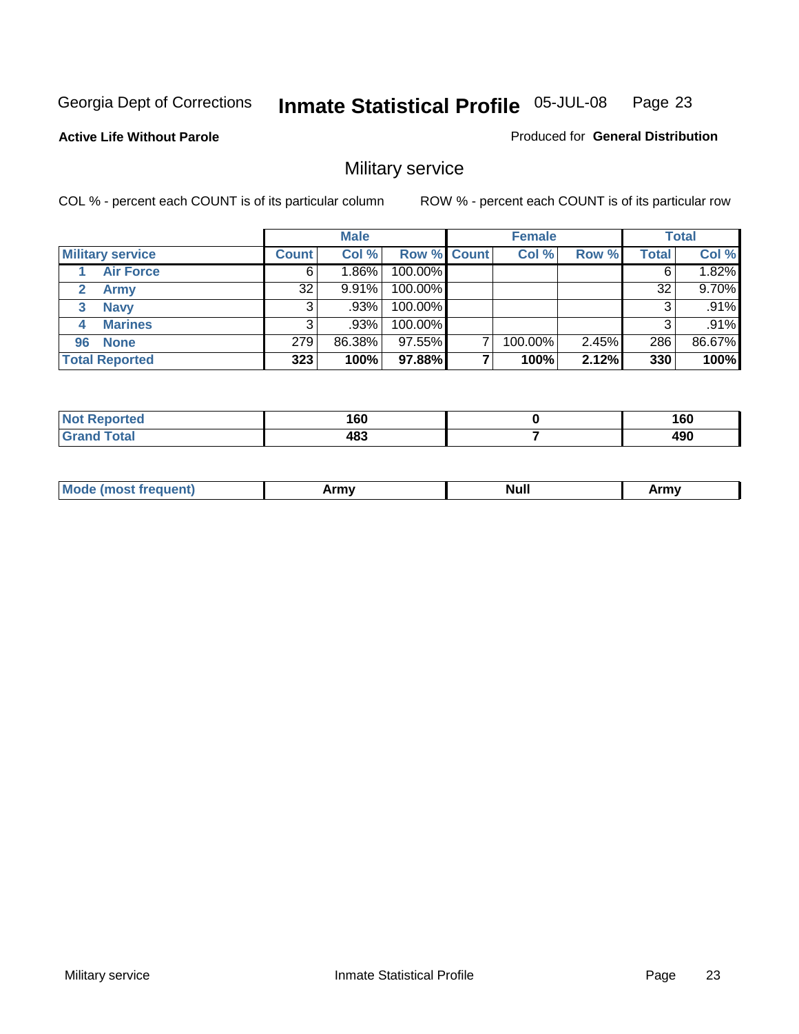Georgia Dept of Corrections **Inmate Statistical Profile** 05-JUL-08

**Active Life Without Parole**

Produced for **General Distribution**

## Military service

COL % - percent each COUNT is of its particular column

ROW % - percent each COUNT is of its particular row

| | Male | | | Female | | | Total | |
|---|---|---|---|---|---|---|---|---|
| **Military service** | **Count** | **Col %** | **Row %** | **Count** | **Col %** | **Row %** | **Total** | **Col %** |
| 1 **Air Force** | 6 | 1.86% | 100.00% | | | | 6 | 1.82% |
| 2 **Army** | 32 | 9.91% | 100.00% | | | | 32 | 9.70% |
| 3 **Navy** | 3 | .93% | 100.00% | | | | 3 | .91% |
| 4 **Marines** | 3 | .93% | 100.00% | | | | 3 | .91% |
| 96 **None** | 279 | 86.38% | 97.55% | 7 | 100.00% | 2.45% | 286 | 86.67% |
| **Total Reported** | **323** | **100%** | **97.88%** | **7** | **100%** | **2.12%** | **330** | **100%** |

| | Male | Female | Total |
|---|---|---|---|
| **Not Reported** | **160** | **0** | **160** |
| **Grand Total** | **483** | **7** | **490** |

| | Male | Female | Total |
|---|---|---|---|
| **Mode (most frequent)** | **Army** | **Null** | **Army** |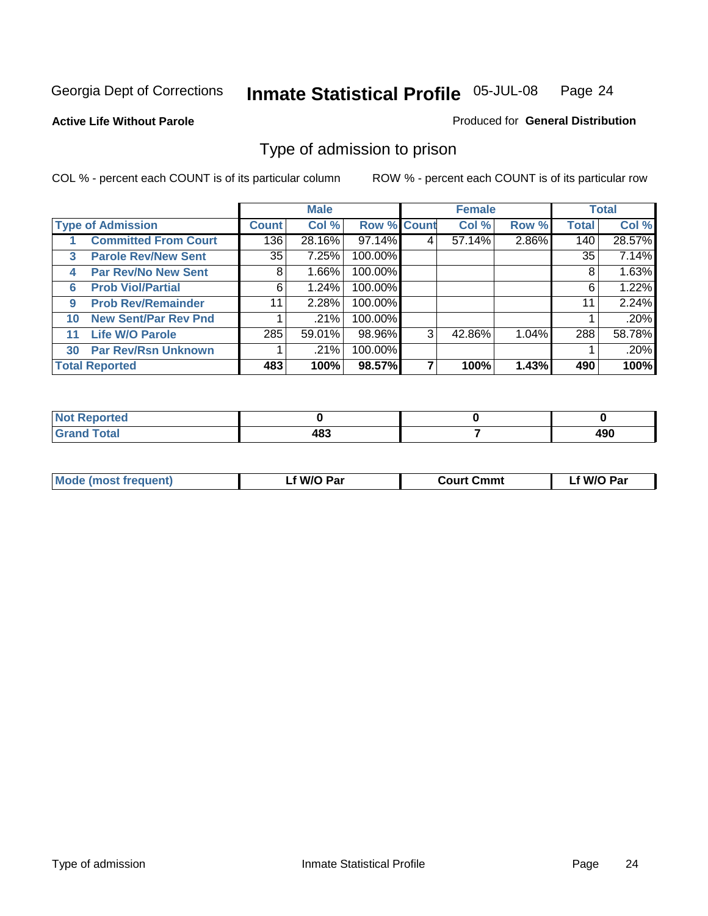Georgia Dept of Corrections **Inmate Statistical Profile** 05-JUL-08

**Active Life Without Parole**

Produced for **General Distribution**

## Type of admission to prison

COL % - percent each COUNT is of its particular column

ROW % - percent each COUNT is of its particular row

| Type of Admission | Male | | | Female | | | Total | |
|---|---|---|---|---|---|---|---|---|
| | Count | Col % | Row % | Count | Col % | Row % | Total | Col % |
| 1 Committed From Court | 136 | 28.16% | 97.14% | 4 | 57.14% | 2.86% | 140 | 28.57% |
| 3 Parole Rev/New Sent | 35 | 7.25% | 100.00% | | | | 35 | 7.14% |
| 4 Par Rev/No New Sent | 8 | 1.66% | 100.00% | | | | 8 | 1.63% |
| 6 Prob Viol/Partial | 6 | 1.24% | 100.00% | | | | 6 | 1.22% |
| 9 Prob Rev/Remainder | 11 | 2.28% | 100.00% | | | | 11 | 2.24% |
| 10 New Sent/Par Rev Pnd | 1 | .21% | 100.00% | | | | 1 | .20% |
| 11 Life W/O Parole | 285 | 59.01% | 98.96% | 3 | 42.86% | 1.04% | 288 | 58.78% |
| 30 Par Rev/Rsn Unknown | 1 | .21% | 100.00% | | | | 1 | .20% |
| **Total Reported** | **483** | **100%** | **98.57%** | **7** | **100%** | **1.43%** | **490** | **100%** |

| | Male | Female | Total |
|---|---|---|---|
| Not Reported | 0 | 0 | 0 |
| Grand Total | 483 | 7 | 490 |

| | Male | Female | Total |
|---|---|---|---|
| Mode (most frequent) | Lf W/O Par | Court Cmmt | Lf W/O Par |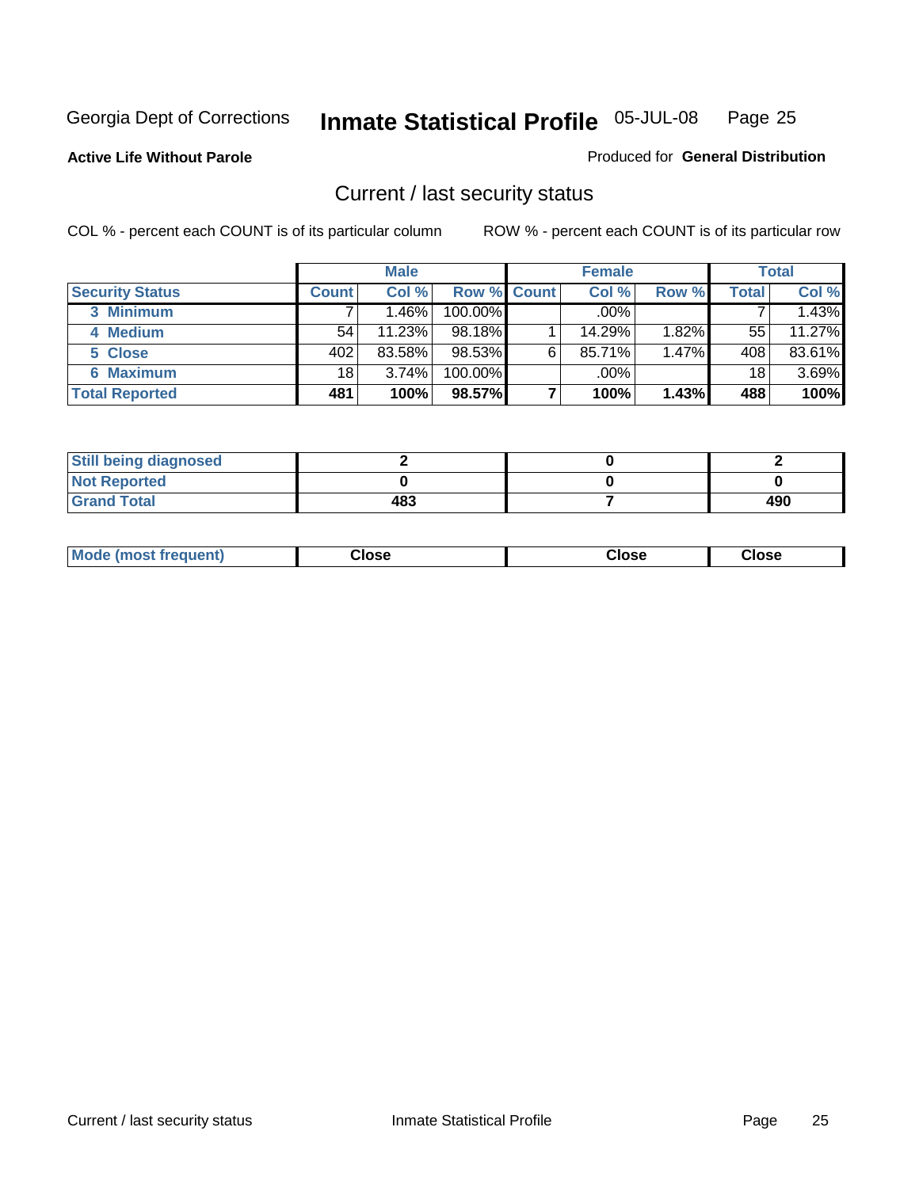Georgia Dept of Corrections **Inmate Statistical Profile** 05-JUL-08

**Active Life Without Parole**

Produced for **General Distribution**

## Current / last security status

COL % - percent each COUNT is of its particular column

ROW % - percent each COUNT is of its particular row

| | Male | | | Female | | | Total | |
|---|---|---|---|---|---|---|---|---|
| **Security Status** | **Count** | **Col %** | **Row %** | **Count** | **Col %** | **Row %** | **Total** | **Col %** |
| 3 Minimum | 7 | 1.46% | 100.00% | | .00% | | 7 | 1.43% |
| 4 Medium | 54 | 11.23% | 98.18% | 1 | 14.29% | 1.82% | 55 | 11.27% |
| 5 Close | 402 | 83.58% | 98.53% | 6 | 85.71% | 1.47% | 408 | 83.61% |
| 6 Maximum | 18 | 3.74% | 100.00% | | .00% | | 18 | 3.69% |
| **Total Reported** | **481** | **100%** | **98.57%** | **7** | **100%** | **1.43%** | **488** | **100%** |

| | Male | Female | Total |
|---|---|---|---|
| Still being diagnosed | 2 | 0 | 2 |
| Not Reported | 0 | 0 | 0 |
| Grand Total | 483 | 7 | 490 |

| | Male | Female | Total |
|---|---|---|---|
| Mode (most frequent) | Close | Close | Close |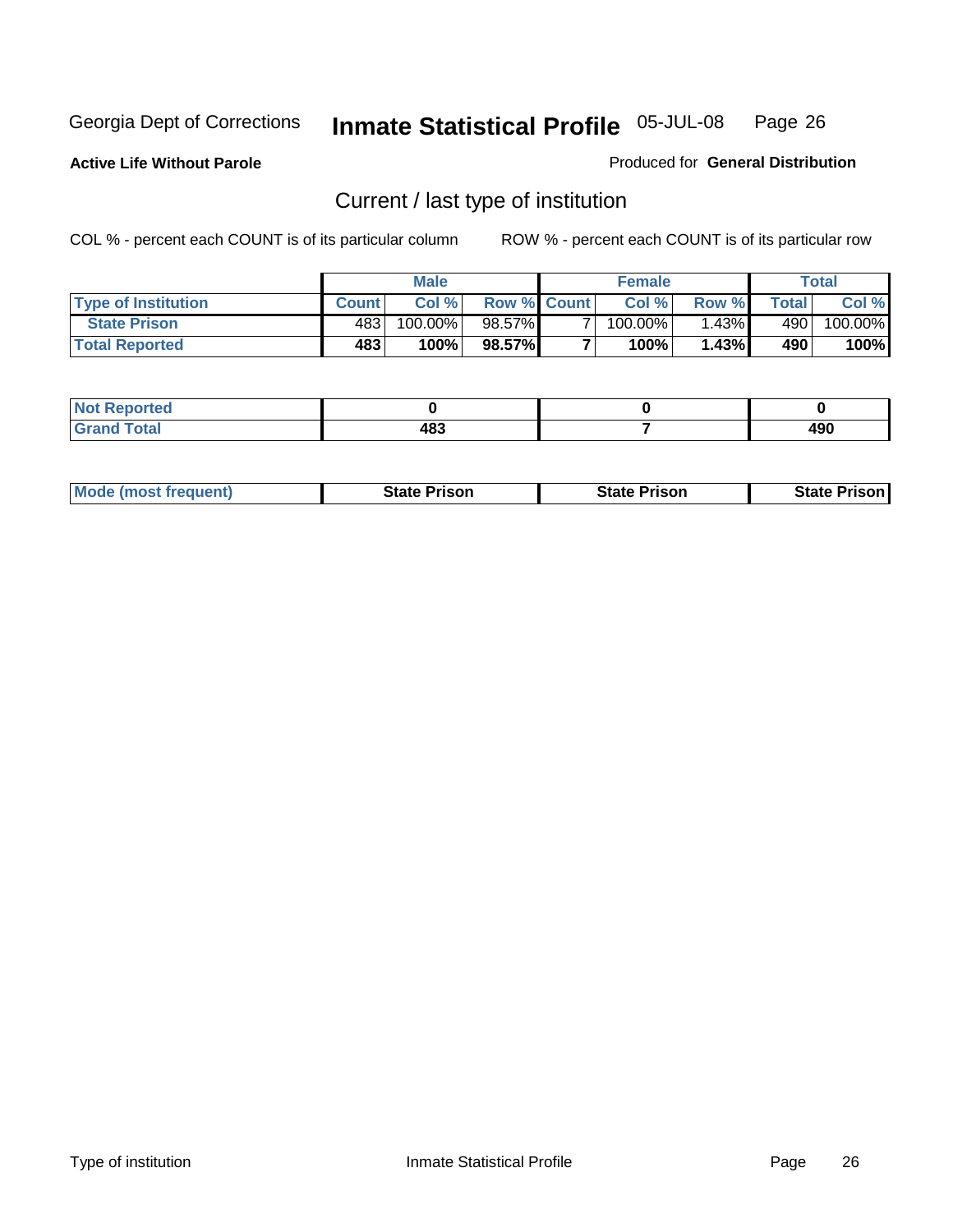Georgia Dept of Corrections **Inmate Statistical Profile** 05-JUL-08

**Active Life Without Parole**

Produced for **General Distribution**

## Current / last type of institution

COL % - percent each COUNT is of its particular column ROW % - percent each COUNT is of its particular row

| | Male | | | Female | | | Total | |
|---|---|---|---|---|---|---|---|---|
| **Type of Institution** | **Count** | **Col %** | **Row %** | **Count** | **Col %** | **Row %** | **Total** | **Col %** |
| **State Prison** | 483 | 100.00% | 98.57% | 7 | 100.00% | 1.43% | 490 | 100.00% |
| **Total Reported** | **483** | **100%** | **98.57%** | **7** | **100%** | **1.43%** | **490** | **100%** |

| | Male | Female | Total |
|---|---|---|---|
| **Not Reported** | **0** | **0** | **0** |
| **Grand Total** | **483** | **7** | **490** |

| | Male | Female | Total |
|---|---|---|---|
| **Mode (most frequent)** | **State Prison** | **State Prison** | **State Prison** |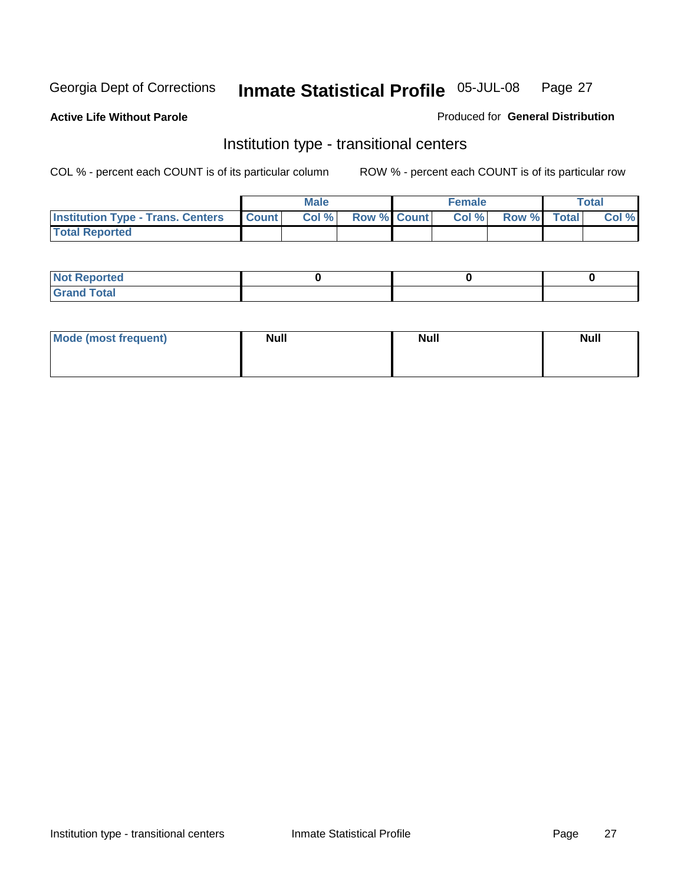Georgia Dept of Corrections **Inmate Statistical Profile** 05-JUL-08

**Active Life Without Parole**

Produced for **General Distribution**

## Institution type - transitional centers

COL % - percent each COUNT is of its particular column    ROW % - percent each COUNT is of its particular row

| | Male | | | Female | | | Total | |
|---|---|---|---|---|---|---|---|---|
| **Institution Type - Trans. Centers** | **Count** | **Col %** | **Row %** | **Count** | **Col %** | **Row %** | **Total** | **Col %** |
| **Total Reported** | | | | | | | | |

| | Male | Female | Total |
|---|---|---|---|
| **Not Reported** | 0 | 0 | 0 |
| **Grand Total** | | | |

| | Male | Female | Total |
|---|---|---|---|
| **Mode (most frequent)** | **Null** | **Null** | **Null** |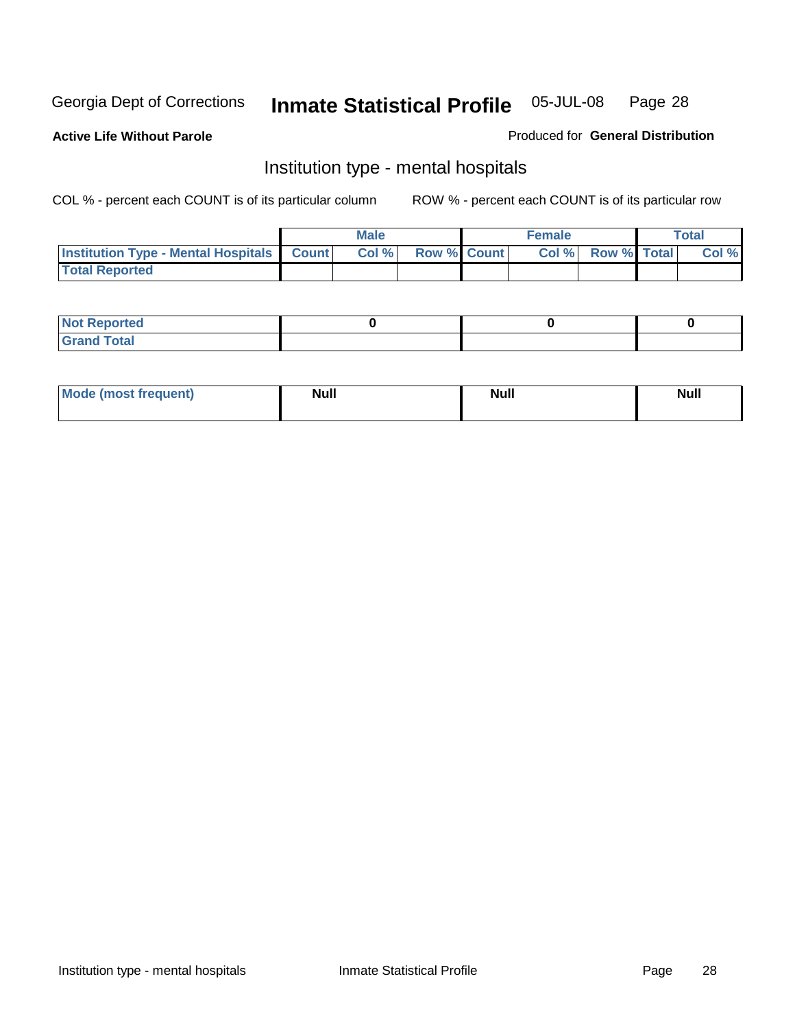Georgia Dept of Corrections **Inmate Statistical Profile** 05-JUL-08

**Active Life Without Parole**

Produced for **General Distribution**

## Institution type - mental hospitals

COL % - percent each COUNT is of its particular column

ROW % - percent each COUNT is of its particular row

| | Male | | | Female | | | Total | |
|---|---|---|---|---|---|---|---|---|
| **Institution Type - Mental Hospitals** | **Count** | **Col %** | **Row %** | **Count** | **Col %** | **Row %** | **Total** | **Col %** |
| **Total Reported** | | | | | | | | |

| | Male | Female | Total |
|---|---|---|---|
| **Not Reported** | 0 | 0 | 0 |
| **Grand Total** | | | |

| | Male | Female | Total |
|---|---|---|---|
| **Mode (most frequent)** | Null | Null | Null |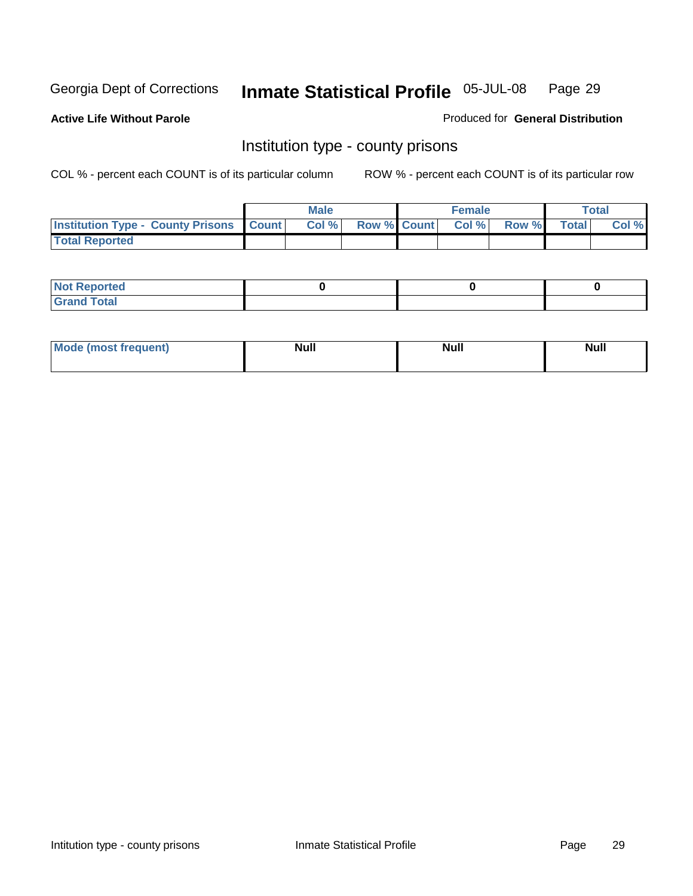Georgia Dept of Corrections **Inmate Statistical Profile** 05-JUL-08

**Active Life Without Parole**

Produced for **General Distribution**

## Institution type - county prisons

COL % - percent each COUNT is of its particular column

ROW % - percent each COUNT is of its particular row

| | Male | | | Female | | | Total | |
|---|---|---|---|---|---|---|---|---|
| **Institution Type - County Prisons** | **Count** | **Col %** | **Row %** | **Count** | **Col %** | **Row %** | **Total** | **Col %** |
| **Total Reported** | | | | | | | | |

| | Male | Female | Total |
|---|---|---|---|
| **Not Reported** | 0 | 0 | 0 |
| **Grand Total** | | | |

| | Male | Female | Total |
|---|---|---|---|
| **Mode (most frequent)** | Null | Null | Null |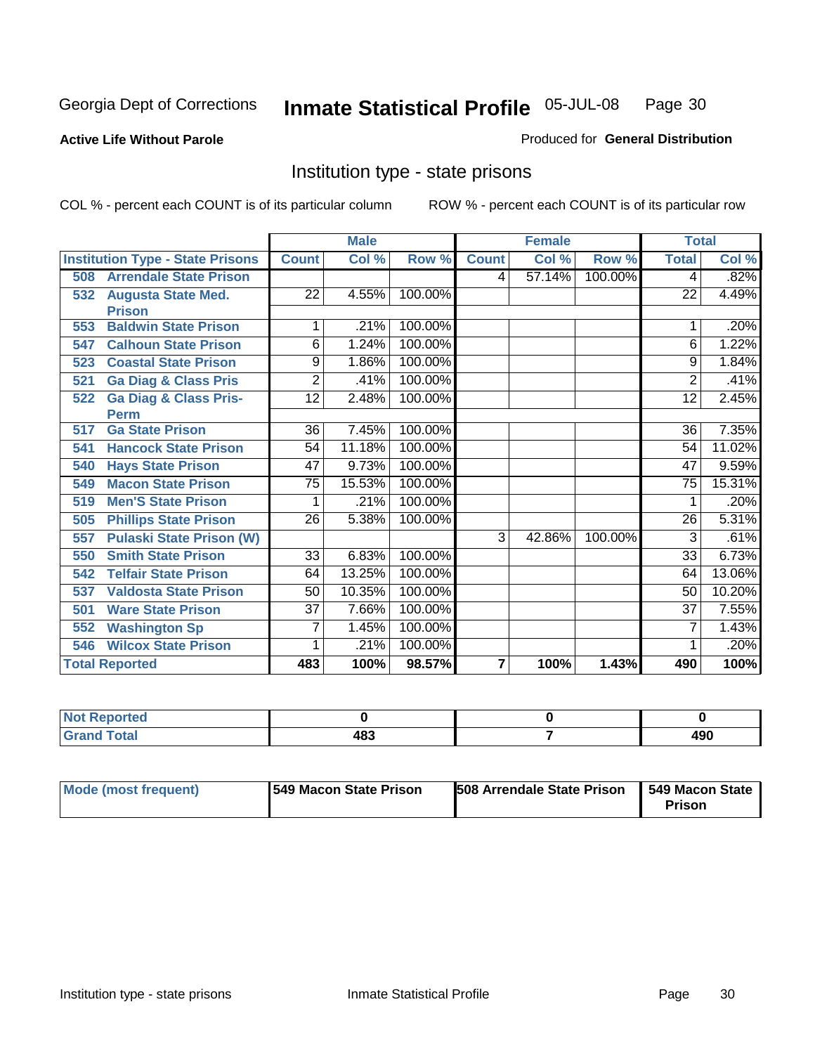Georgia Dept of Corrections **Inmate Statistical Profile** 05-JUL-08

**Active Life Without Parole**

Produced for **General Distribution**

## Institution type - state prisons

COL % - percent each COUNT is of its particular column

ROW % - percent each COUNT is of its particular row

| | Male | | | Female | | | Total | |
|---|---|---|---|---|---|---|---|---|
| **Institution Type - State Prisons** | **Count** | **Col %** | **Row %** | **Count** | **Col %** | **Row %** | **Total** | **Col %** |
| 508 Arrendale State Prison | | | | 4 | 57.14% | 100.00% | 4 | .82% |
| 532 Augusta State Med. Prison | 22 | 4.55% | 100.00% | | | | 22 | 4.49% |
| 553 Baldwin State Prison | 1 | .21% | 100.00% | | | | 1 | .20% |
| 547 Calhoun State Prison | 6 | 1.24% | 100.00% | | | | 6 | 1.22% |
| 523 Coastal State Prison | 9 | 1.86% | 100.00% | | | | 9 | 1.84% |
| 521 Ga Diag & Class Pris | 2 | .41% | 100.00% | | | | 2 | .41% |
| 522 Ga Diag & Class Pris-Perm | 12 | 2.48% | 100.00% | | | | 12 | 2.45% |
| 517 Ga State Prison | 36 | 7.45% | 100.00% | | | | 36 | 7.35% |
| 541 Hancock State Prison | 54 | 11.18% | 100.00% | | | | 54 | 11.02% |
| 540 Hays State Prison | 47 | 9.73% | 100.00% | | | | 47 | 9.59% |
| 549 Macon State Prison | 75 | 15.53% | 100.00% | | | | 75 | 15.31% |
| 519 Men'S State Prison | 1 | .21% | 100.00% | | | | 1 | .20% |
| 505 Phillips State Prison | 26 | 5.38% | 100.00% | | | | 26 | 5.31% |
| 557 Pulaski State Prison (W) | | | | 3 | 42.86% | 100.00% | 3 | .61% |
| 550 Smith State Prison | 33 | 6.83% | 100.00% | | | | 33 | 6.73% |
| 542 Telfair State Prison | 64 | 13.25% | 100.00% | | | | 64 | 13.06% |
| 537 Valdosta State Prison | 50 | 10.35% | 100.00% | | | | 50 | 10.20% |
| 501 Ware State Prison | 37 | 7.66% | 100.00% | | | | 37 | 7.55% |
| 552 Washington Sp | 7 | 1.45% | 100.00% | | | | 7 | 1.43% |
| 546 Wilcox State Prison | 1 | .21% | 100.00% | | | | 1 | .20% |
| **Total Reported** | **483** | **100%** | **98.57%** | **7** | **100%** | **1.43%** | **490** | **100%** |

| | Male | Female | Total |
|---|---|---|---|
| **Not Reported** | **0** | **0** | **0** |
| **Grand Total** | **483** | **7** | **490** |

| | Male | Female | Total |
|---|---|---|---|
| **Mode (most frequent)** | **549 Macon State Prison** | **508 Arrendale State Prison** | **549 Macon State Prison** |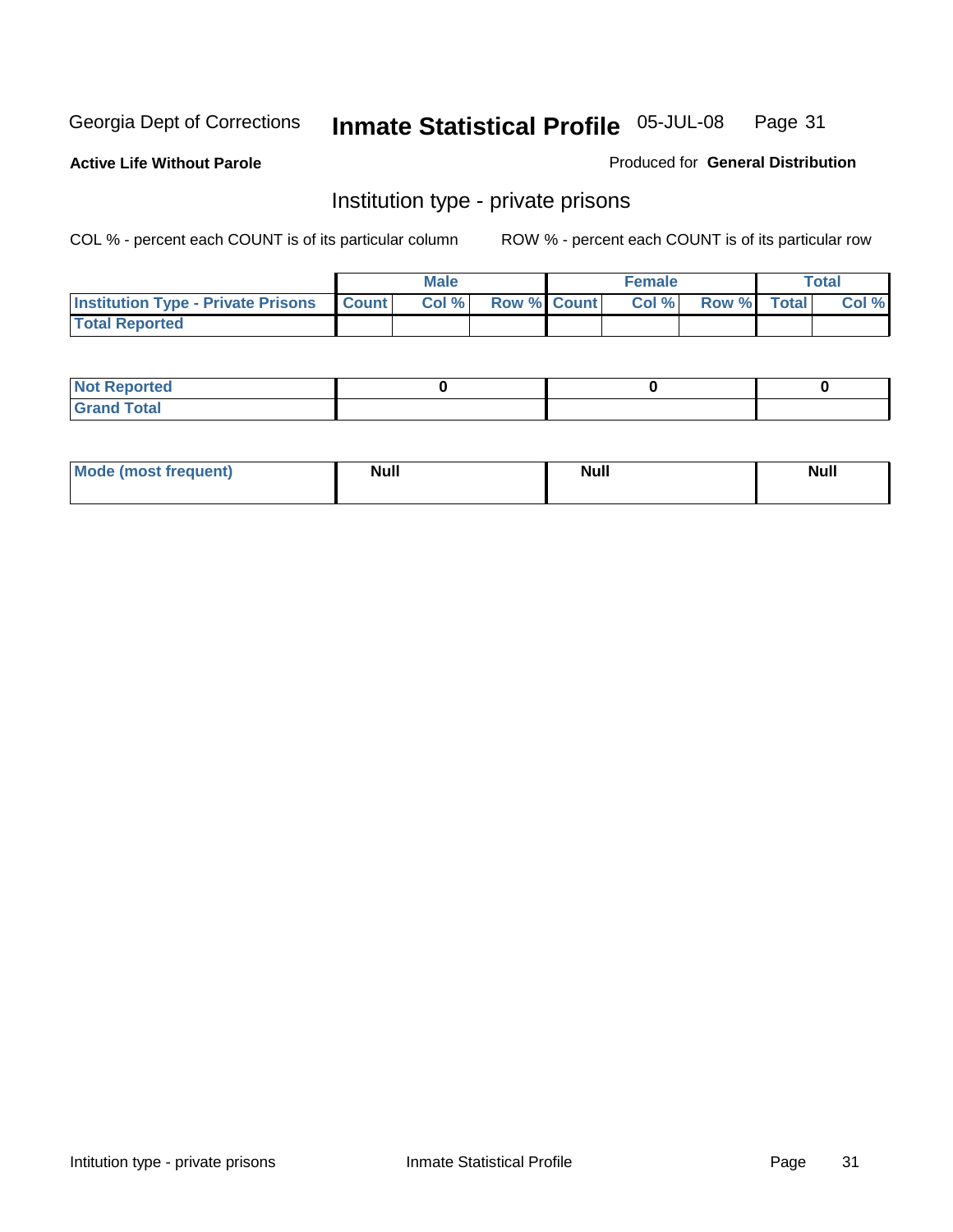Georgia Dept of Corrections **Inmate Statistical Profile** 05-JUL-08

**Active Life Without Parole**

Produced for **General Distribution**

## Institution type - private prisons

COL % - percent each COUNT is of its particular column    ROW % - percent each COUNT is of its particular row

| | Male | | | Female | | | Total | |
|---|---|---|---|---|---|---|---|---|
| **Institution Type - Private Prisons** | **Count** | **Col %** | **Row %** | **Count** | **Col %** | **Row %** | **Total** | **Col %** |
| **Total Reported** | | | | | | | | |

| | Male | Female | Total |
|---|---|---|---|
| **Not Reported** | 0 | 0 | 0 |
| **Grand Total** | | | |

| | Male | Female | Total |
|---|---|---|---|
| **Mode (most frequent)** | Null | Null | Null |

Intitution type - private prisons    Inmate Statistical Profile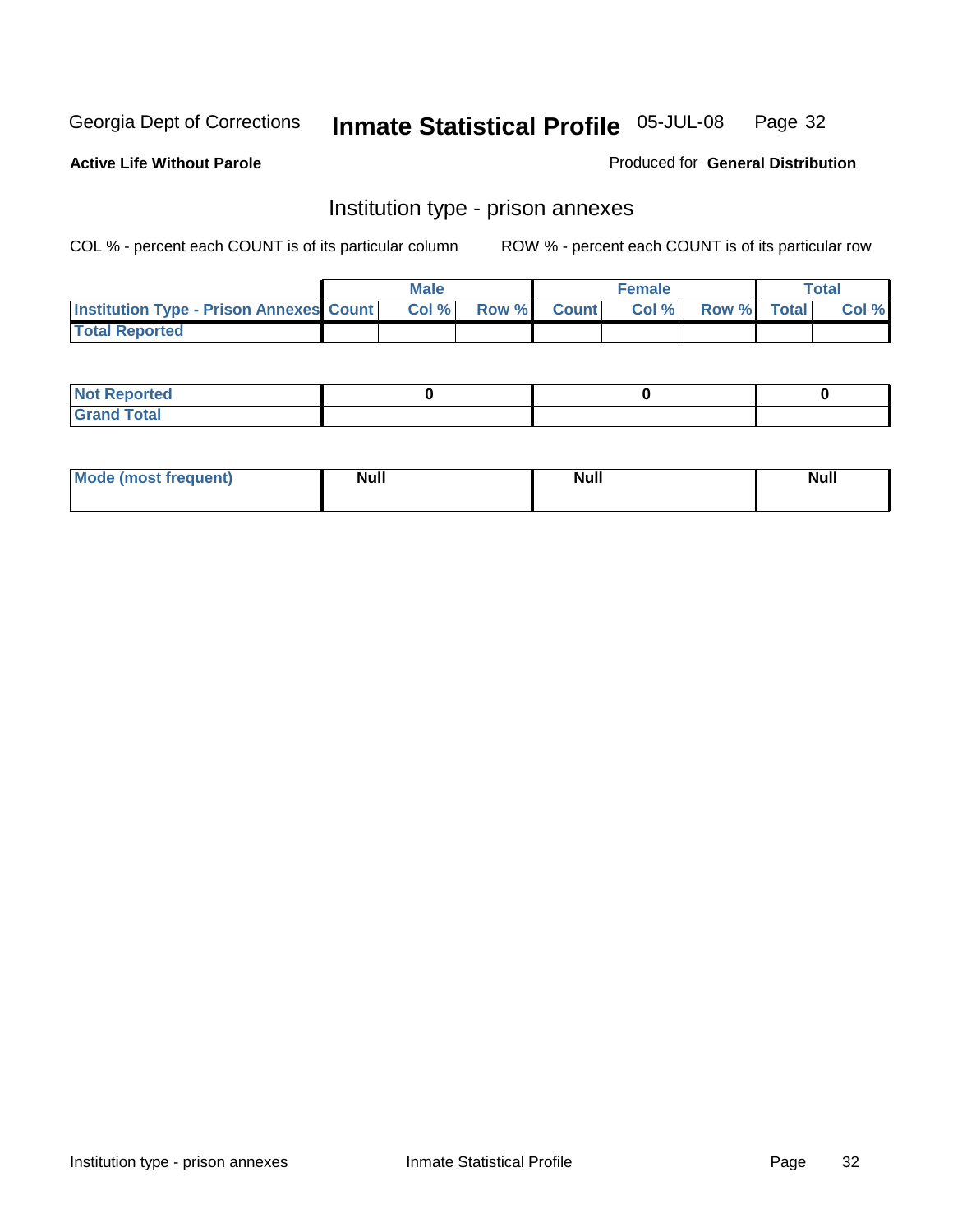Georgia Dept of Corrections **Inmate Statistical Profile** 05-JUL-08

**Active Life Without Parole**

Produced for **General Distribution**

## Institution type - prison annexes

COL % - percent each COUNT is of its particular column ROW % - percent each COUNT is of its particular row

| | Male | | | Female | | | Total | |
|---|---|---|---|---|---|---|---|---|
| **Institution Type - Prison Annexes** | **Count** | **Col %** | **Row %** | **Count** | **Col %** | **Row %** | **Total** | **Col %** |
| **Total Reported** | | | | | | | | |

| | Male | Female | Total |
|---|---|---|---|
| **Not Reported** | 0 | 0 | 0 |
| **Grand Total** | | | |

| | Male | Female | Total |
|---|---|---|---|
| **Mode (most frequent)** | **Null** | **Null** | **Null** |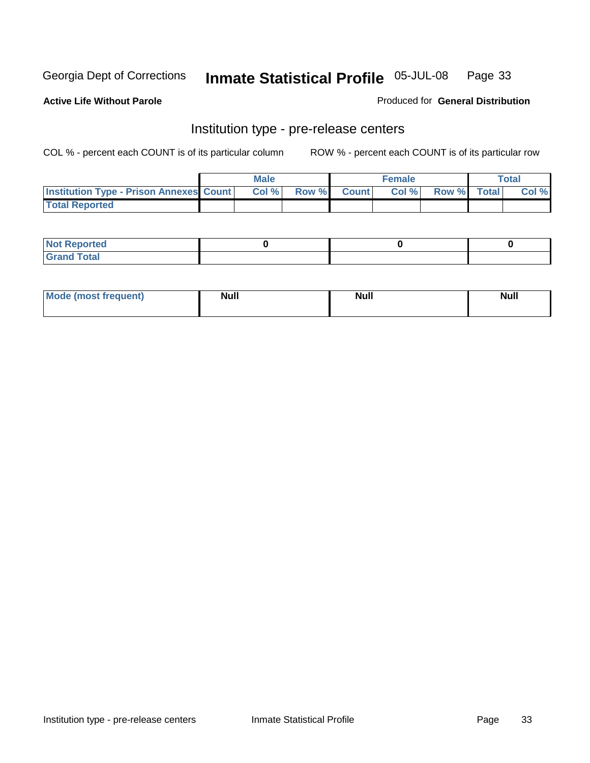Georgia Dept of Corrections **Inmate Statistical Profile** 05-JUL-08

**Active Life Without Parole**

Produced for **General Distribution**

## Institution type - pre-release centers

COL % - percent each COUNT is of its particular column ROW % - percent each COUNT is of its particular row

| | Male | | | Female | | | Total | |
|---|---|---|---|---|---|---|---|---|
| Institution Type - Prison Annexes | Count | Col % | Row % | Count | Col % | Row % | Total | Col % |
| Total Reported | | | | | | | | |

| | Male | Female | Total |
|---|---|---|---|
| Not Reported | 0 | 0 | 0 |
| Grand Total | | | |

| | Male | Female | Total |
|---|---|---|---|
| Mode (most frequent) | Null | Null | Null |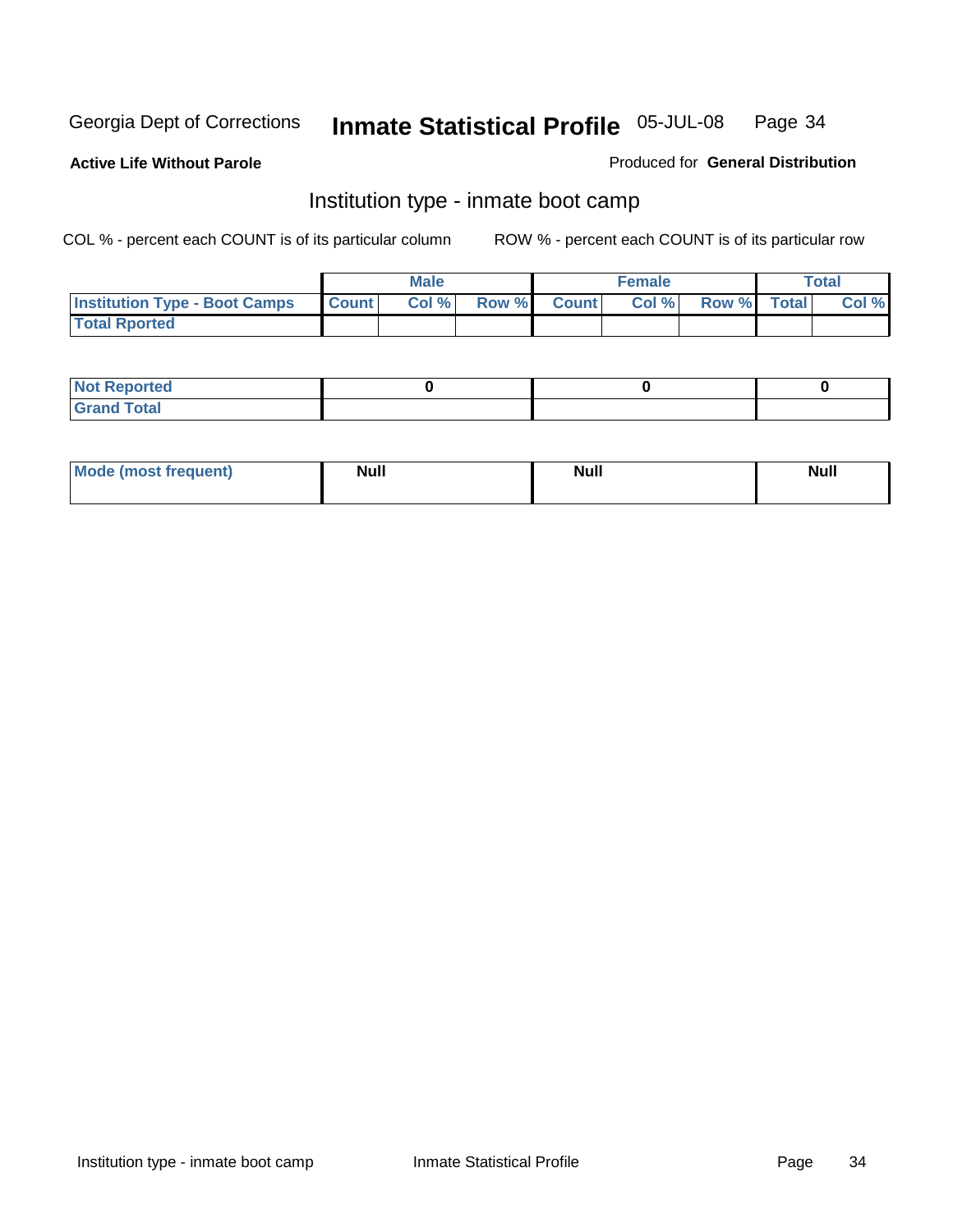Georgia Dept of Corrections **Inmate Statistical Profile** 05-JUL-08

**Active Life Without Parole**

Produced for **General Distribution**

## Institution type - inmate boot camp

COL % - percent each COUNT is of its particular column ROW % - percent each COUNT is of its particular row

| | Male | | | Female | | | Total | |
|---|---|---|---|---|---|---|---|---|
| **Institution Type - Boot Camps** | **Count** | **Col %** | **Row %** | **Count** | **Col %** | **Row %** | **Total** | **Col %** |
| **Total Rported** | | | | | | | | |

| | Male | Female | Total |
|---|---|---|---|
| **Not Reported** | 0 | 0 | 0 |
| **Grand Total** | | | |

| | Male | Female | Total |
|---|---|---|---|
| **Mode (most frequent)** | Null | Null | Null |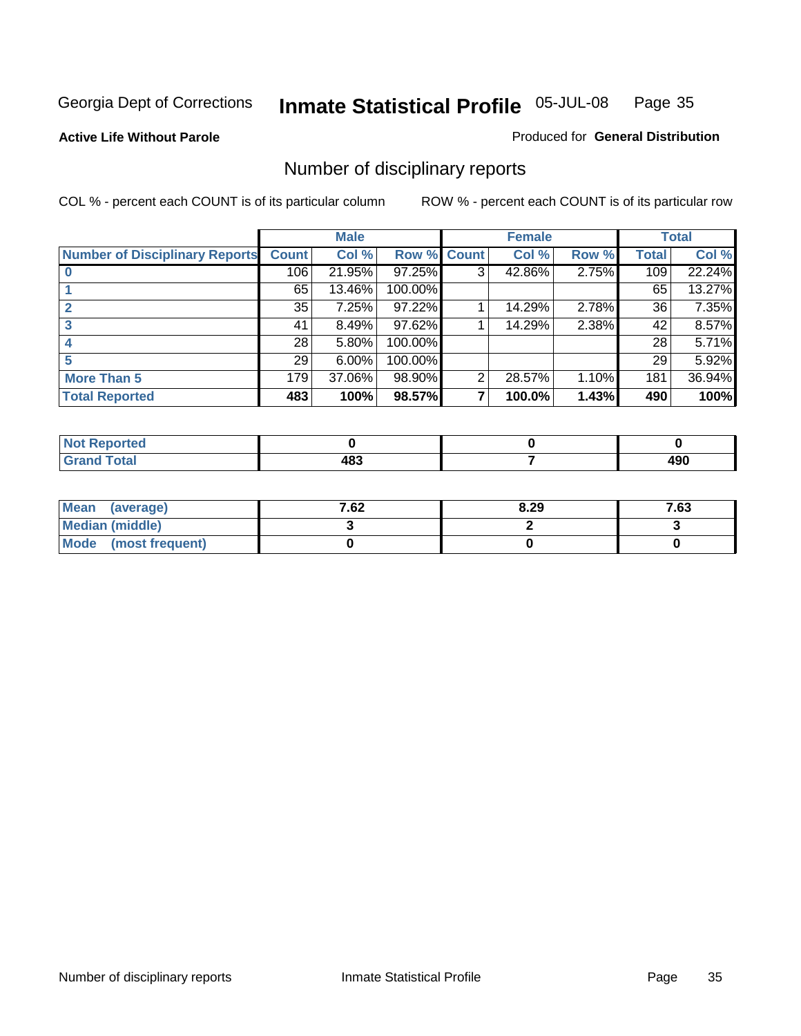Georgia Dept of Corrections **Inmate Statistical Profile** 05-JUL-08

**Active Life Without Parole**

Produced for **General Distribution**

## Number of disciplinary reports

COL % - percent each COUNT is of its particular column ROW % - percent each COUNT is of its particular row

| | Male | | | Female | | | Total | |
|---|---|---|---|---|---|---|---|---|
| **Number of Disciplinary Reports** | **Count** | **Col %** | **Row %** | **Count** | **Col %** | **Row %** | **Total** | **Col %** |
| **0** | 106 | 21.95% | 97.25% | 3 | 42.86% | 2.75% | 109 | 22.24% |
| **1** | 65 | 13.46% | 100.00% | | | | 65 | 13.27% |
| **2** | 35 | 7.25% | 97.22% | 1 | 14.29% | 2.78% | 36 | 7.35% |
| **3** | 41 | 8.49% | 97.62% | 1 | 14.29% | 2.38% | 42 | 8.57% |
| **4** | 28 | 5.80% | 100.00% | | | | 28 | 5.71% |
| **5** | 29 | 6.00% | 100.00% | | | | 29 | 5.92% |
| **More Than 5** | 179 | 37.06% | 98.90% | 2 | 28.57% | 1.10% | 181 | 36.94% |
| **Total Reported** | **483** | **100%** | **98.57%** | **7** | **100.0%** | **1.43%** | **490** | **100%** |

| | Male | Female | Total |
|---|---|---|---|
| **Not Reported** | **0** | **0** | **0** |
| **Grand Total** | **483** | **7** | **490** |

| | Male | Female | Total |
|---|---|---|---|
| **Mean (average)** | **7.62** | **8.29** | **7.63** |
| **Median (middle)** | **3** | **2** | **3** |
| **Mode (most frequent)** | **0** | **0** | **0** |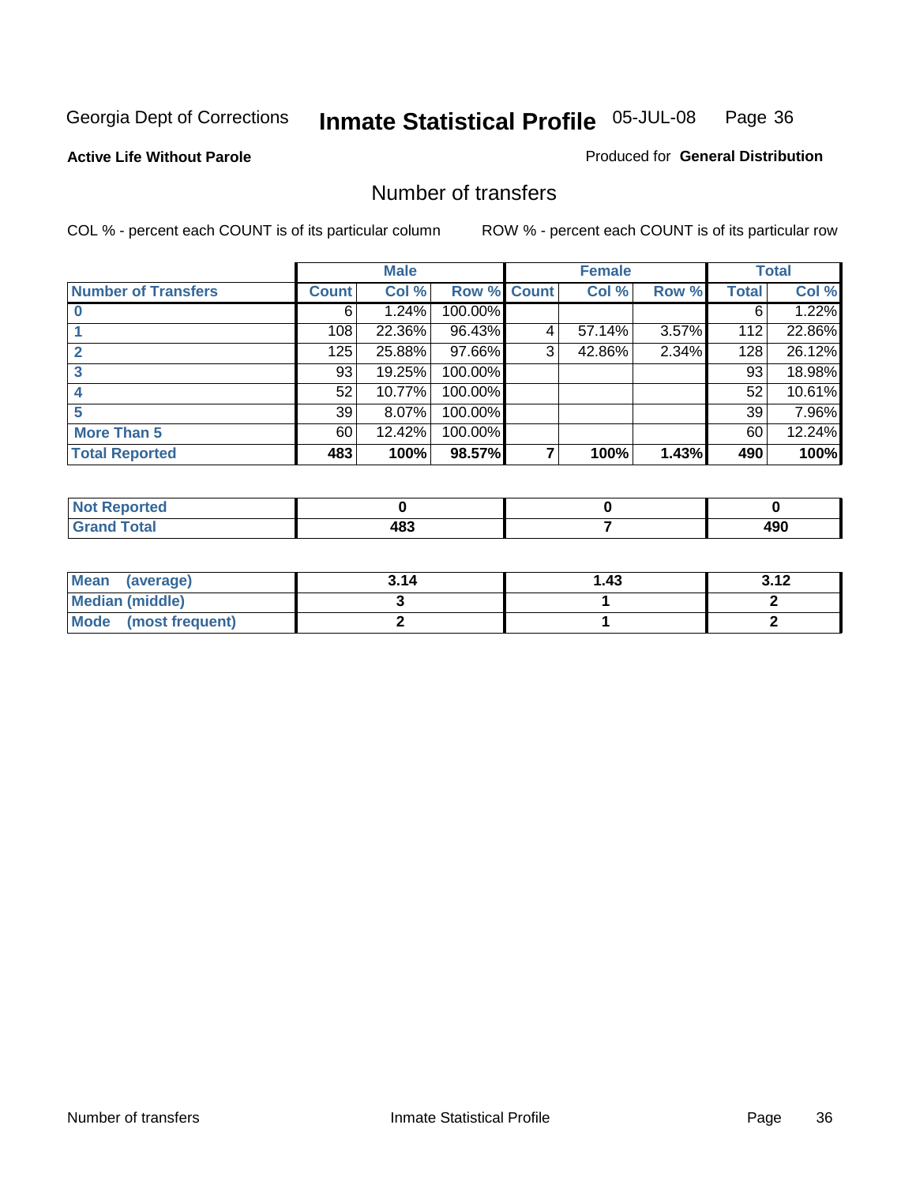Georgia Dept of Corrections **Inmate Statistical Profile** 05-JUL-08

**Active Life Without Parole**

Produced for **General Distribution**

## Number of transfers

COL % - percent each COUNT is of its particular column

ROW % - percent each COUNT is of its particular row

| | Male | | | Female | | | Total | |
|---|---|---|---|---|---|---|---|---|
| **Number of Transfers** | **Count** | **Col %** | **Row %** | **Count** | **Col %** | **Row %** | **Total** | **Col %** |
| **0** | 6 | 1.24% | 100.00% | | | | 6 | 1.22% |
| **1** | 108 | 22.36% | 96.43% | 4 | 57.14% | 3.57% | 112 | 22.86% |
| **2** | 125 | 25.88% | 97.66% | 3 | 42.86% | 2.34% | 128 | 26.12% |
| **3** | 93 | 19.25% | 100.00% | | | | 93 | 18.98% |
| **4** | 52 | 10.77% | 100.00% | | | | 52 | 10.61% |
| **5** | 39 | 8.07% | 100.00% | | | | 39 | 7.96% |
| **More Than 5** | 60 | 12.42% | 100.00% | | | | 60 | 12.24% |
| **Total Reported** | **483** | **100%** | **98.57%** | **7** | **100%** | **1.43%** | **490** | **100%** |

| | Male | Female | Total |
|---|---|---|---|
| **Not Reported** | **0** | **0** | **0** |
| **Grand Total** | **483** | **7** | **490** |

| | Male | Female | Total |
|---|---|---|---|
| **Mean (average)** | **3.14** | **1.43** | **3.12** |
| **Median (middle)** | **3** | **1** | **2** |
| **Mode (most frequent)** | **2** | **1** | **2** |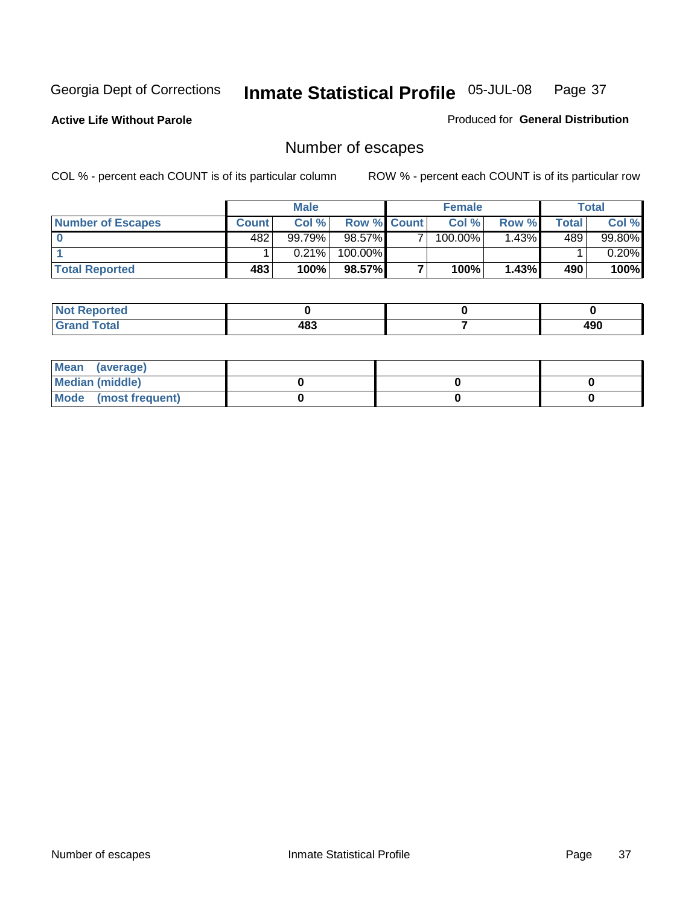Georgia Dept of Corrections **Inmate Statistical Profile** 05-JUL-08

**Active Life Without Parole** Produced for **General Distribution**

## Number of escapes

COL % - percent each COUNT is of its particular column ROW % - percent each COUNT is of its particular row

| | Male | | | Female | | | Total | |
|---|---|---|---|---|---|---|---|---|
| **Number of Escapes** | **Count** | **Col %** | **Row %** | **Count** | **Col %** | **Row %** | **Total** | **Col %** |
| **0** | 482 | 99.79% | 98.57% | 7 | 100.00% | 1.43% | 489 | 99.80% |
| **1** | 1 | 0.21% | 100.00% | | | | 1 | 0.20% |
| **Total Reported** | **483** | **100%** | **98.57%** | **7** | **100%** | **1.43%** | **490** | **100%** |

| | Male | Female | Total |
|---|---|---|---|
| **Not Reported** | **0** | **0** | **0** |
| **Grand Total** | **483** | **7** | **490** |

| | Male | Female | Total |
|---|---|---|---|
| **Mean (average)** | | | |
| **Median (middle)** | **0** | **0** | **0** |
| **Mode (most frequent)** | **0** | **0** | **0** |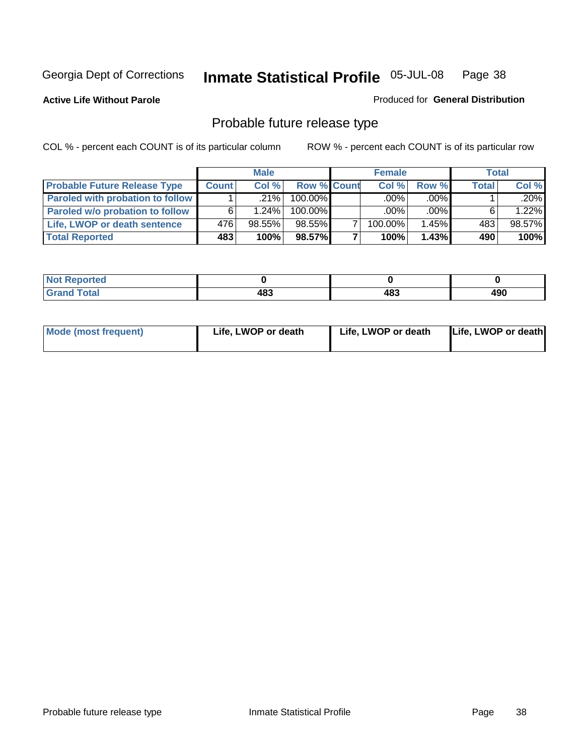Georgia Dept of Corrections **Inmate Statistical Profile** 05-JUL-08

**Active Life Without Parole**

Produced for **General Distribution**

## Probable future release type

COL % - percent each COUNT is of its particular column

ROW % - percent each COUNT is of its particular row

| | Male | | | Female | | | Total | |
|---|---|---|---|---|---|---|---|---|
| **Probable Future Release Type** | **Count** | **Col %** | **Row %** | **Count** | **Col %** | **Row %** | **Total** | **Col %** |
| **Paroled with probation to follow** | 1 | .21% | 100.00% | | .00% | .00% | 1 | .20% |
| **Paroled w/o probation to follow** | 6 | 1.24% | 100.00% | | .00% | .00% | 6 | 1.22% |
| **Life, LWOP or death sentence** | 476 | 98.55% | 98.55% | 7 | 100.00% | 1.45% | 483 | 98.57% |
| **Total Reported** | **483** | **100%** | **98.57%** | **7** | **100%** | **1.43%** | **490** | **100%** |

| | Male | Female | Total |
|---|---|---|---|
| **Not Reported** | **0** | **0** | **0** |
| **Grand Total** | **483** | **483** | **490** |

| | Male | Female | Total |
|---|---|---|---|
| **Mode (most frequent)** | **Life, LWOP or death** | **Life, LWOP or death** | **Life, LWOP or death** |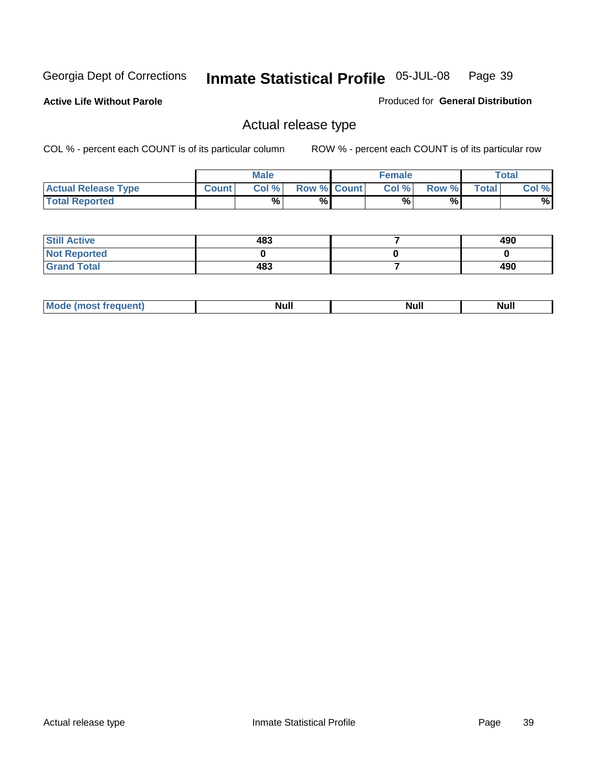Georgia Dept of Corrections **Inmate Statistical Profile** 05-JUL-08

**Active Life Without Parole**

Produced for **General Distribution**

## Actual release type

COL % - percent each COUNT is of its particular column

ROW % - percent each COUNT is of its particular row

| | Male | | | Female | | | Total | |
|---|---|---|---|---|---|---|---|---|
| **Actual Release Type** | **Count** | **Col %** | **Row %** | **Count** | **Col %** | **Row %** | **Total** | **Col %** |
| **Total Reported** | | % | % | | % | % | | % |

| | Male | Female | Total |
|---|---|---|---|
| **Still Active** | 483 | 7 | 490 |
| **Not Reported** | 0 | 0 | 0 |
| **Grand Total** | 483 | 7 | 490 |

| | Male | Female | Total |
|---|---|---|---|
| **Mode (most frequent)** | Null | Null | Null |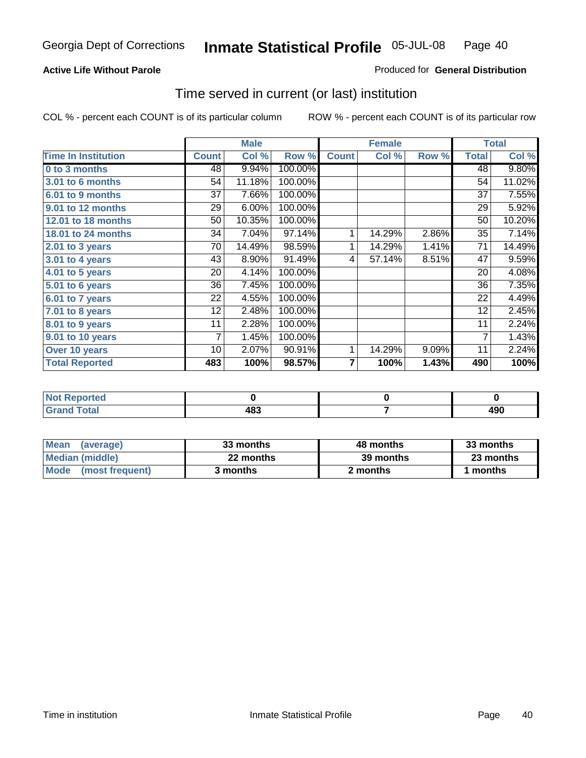Georgia Dept of Corrections **Inmate Statistical Profile** 05-JUL-08

**Active Life Without Parole**

Produced for **General Distribution**

## Time served in current (or last) institution

COL % - percent each COUNT is of its particular column    ROW % - percent each COUNT is of its particular row

| | Male | | | Female | | | Total | |
|---|---|---|---|---|---|---|---|---|
| **Time In Institution** | **Count** | **Col %** | **Row %** | **Count** | **Col %** | **Row %** | **Total** | **Col %** |
| **0 to 3 months** | 48 | 9.94% | 100.00% | | | | 48 | 9.80% |
| **3.01 to 6 months** | 54 | 11.18% | 100.00% | | | | 54 | 11.02% |
| **6.01 to 9 months** | 37 | 7.66% | 100.00% | | | | 37 | 7.55% |
| **9.01 to 12 months** | 29 | 6.00% | 100.00% | | | | 29 | 5.92% |
| **12.01 to 18 months** | 50 | 10.35% | 100.00% | | | | 50 | 10.20% |
| **18.01 to 24 months** | 34 | 7.04% | 97.14% | 1 | 14.29% | 2.86% | 35 | 7.14% |
| **2.01 to 3 years** | 70 | 14.49% | 98.59% | 1 | 14.29% | 1.41% | 71 | 14.49% |
| **3.01 to 4 years** | 43 | 8.90% | 91.49% | 4 | 57.14% | 8.51% | 47 | 9.59% |
| **4.01 to 5 years** | 20 | 4.14% | 100.00% | | | | 20 | 4.08% |
| **5.01 to 6 years** | 36 | 7.45% | 100.00% | | | | 36 | 7.35% |
| **6.01 to 7 years** | 22 | 4.55% | 100.00% | | | | 22 | 4.49% |
| **7.01 to 8 years** | 12 | 2.48% | 100.00% | | | | 12 | 2.45% |
| **8.01 to 9 years** | 11 | 2.28% | 100.00% | | | | 11 | 2.24% |
| **9.01 to 10 years** | 7 | 1.45% | 100.00% | | | | 7 | 1.43% |
| **Over 10 years** | 10 | 2.07% | 90.91% | 1 | 14.29% | 9.09% | 11 | 2.24% |
| **Total Reported** | **483** | **100%** | **98.57%** | **7** | **100%** | **1.43%** | **490** | **100%** |

| | Male | Female | Total |
|---|---|---|---|
| **Not Reported** | **0** | **0** | **0** |
| **Grand Total** | **483** | **7** | **490** |

| | Male | Female | Total |
|---|---|---|---|
| **Mean (average)** | **33 months** | **48 months** | **33 months** |
| **Median (middle)** | **22 months** | **39 months** | **23 months** |
| **Mode (most frequent)** | **3 months** | **2 months** | **1 months** |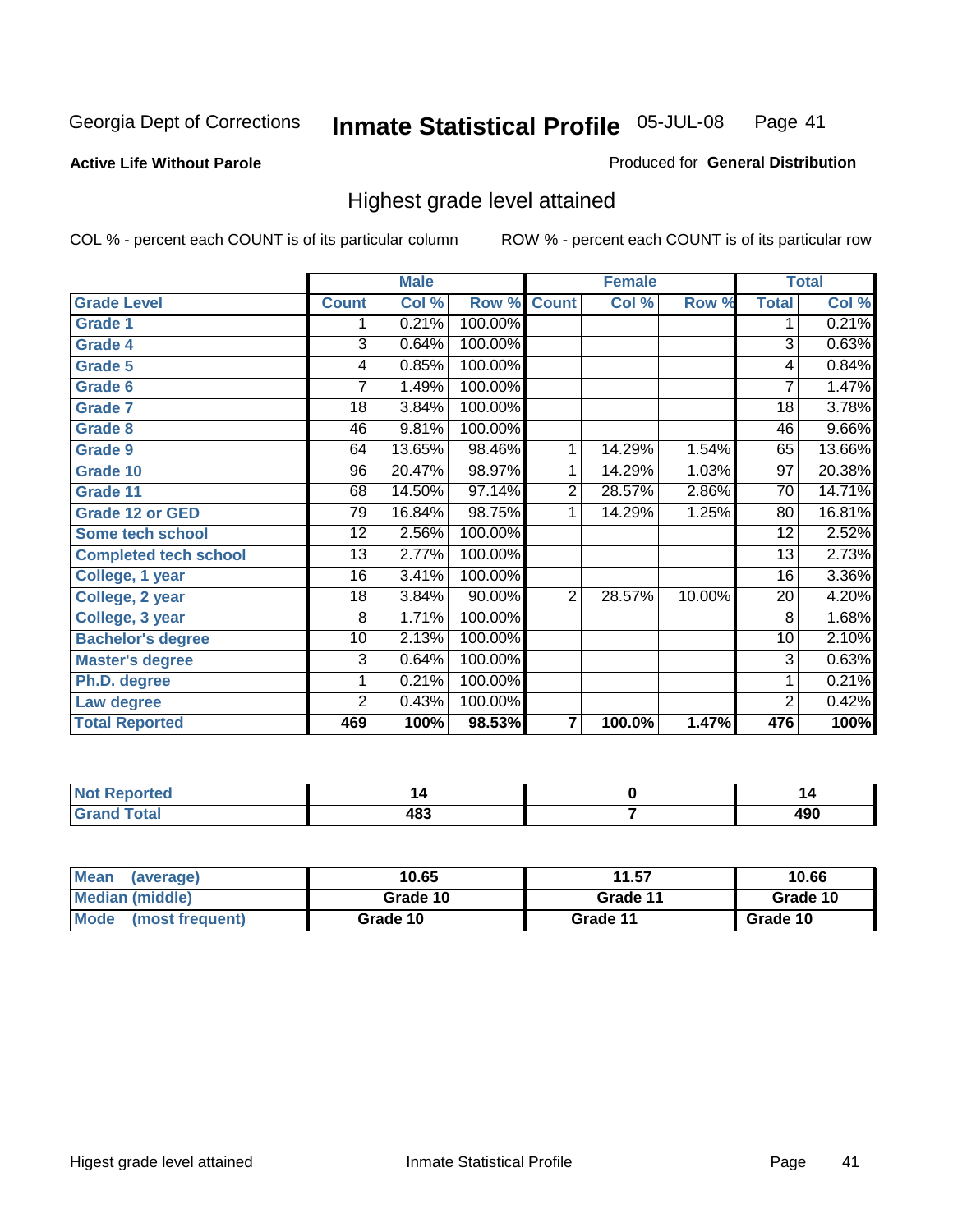Georgia Dept of Corrections **Inmate Statistical Profile** 05-JUL-08

**Active Life Without Parole**

Produced for **General Distribution**

## Highest grade level attained

COL % - percent each COUNT is of its particular column

ROW % - percent each COUNT is of its particular row

| | Male | | | Female | | | Total | |
|---|---|---|---|---|---|---|---|---|
| **Grade Level** | **Count** | **Col %** | **Row %** | **Count** | **Col %** | **Row %** | **Total** | **Col %** |
| **Grade 1** | 1 | 0.21% | 100.00% | | | | 1 | 0.21% |
| **Grade 4** | 3 | 0.64% | 100.00% | | | | 3 | 0.63% |
| **Grade 5** | 4 | 0.85% | 100.00% | | | | 4 | 0.84% |
| **Grade 6** | 7 | 1.49% | 100.00% | | | | 7 | 1.47% |
| **Grade 7** | 18 | 3.84% | 100.00% | | | | 18 | 3.78% |
| **Grade 8** | 46 | 9.81% | 100.00% | | | | 46 | 9.66% |
| **Grade 9** | 64 | 13.65% | 98.46% | 1 | 14.29% | 1.54% | 65 | 13.66% |
| **Grade 10** | 96 | 20.47% | 98.97% | 1 | 14.29% | 1.03% | 97 | 20.38% |
| **Grade 11** | 68 | 14.50% | 97.14% | 2 | 28.57% | 2.86% | 70 | 14.71% |
| **Grade 12 or GED** | 79 | 16.84% | 98.75% | 1 | 14.29% | 1.25% | 80 | 16.81% |
| **Some tech school** | 12 | 2.56% | 100.00% | | | | 12 | 2.52% |
| **Completed tech school** | 13 | 2.77% | 100.00% | | | | 13 | 2.73% |
| **College, 1 year** | 16 | 3.41% | 100.00% | | | | 16 | 3.36% |
| **College, 2 year** | 18 | 3.84% | 90.00% | 2 | 28.57% | 10.00% | 20 | 4.20% |
| **College, 3 year** | 8 | 1.71% | 100.00% | | | | 8 | 1.68% |
| **Bachelor's degree** | 10 | 2.13% | 100.00% | | | | 10 | 2.10% |
| **Master's degree** | 3 | 0.64% | 100.00% | | | | 3 | 0.63% |
| **Ph.D. degree** | 1 | 0.21% | 100.00% | | | | 1 | 0.21% |
| **Law degree** | 2 | 0.43% | 100.00% | | | | 2 | 0.42% |
| **Total Reported** | **469** | **100%** | **98.53%** | **7** | **100.0%** | **1.47%** | **476** | **100%** |

| | Male | Female | Total |
|---|---|---|---|
| **Not Reported** | **14** | **0** | **14** |
| **Grand Total** | **483** | **7** | **490** |

| | Male | Female | Total |
|---|---|---|---|
| **Mean (average)** | **10.65** | **11.57** | **10.66** |
| **Median (middle)** | **Grade 10** | **Grade 11** | **Grade 10** |
| **Mode (most frequent)** | **Grade 10** | **Grade 11** | **Grade 10** |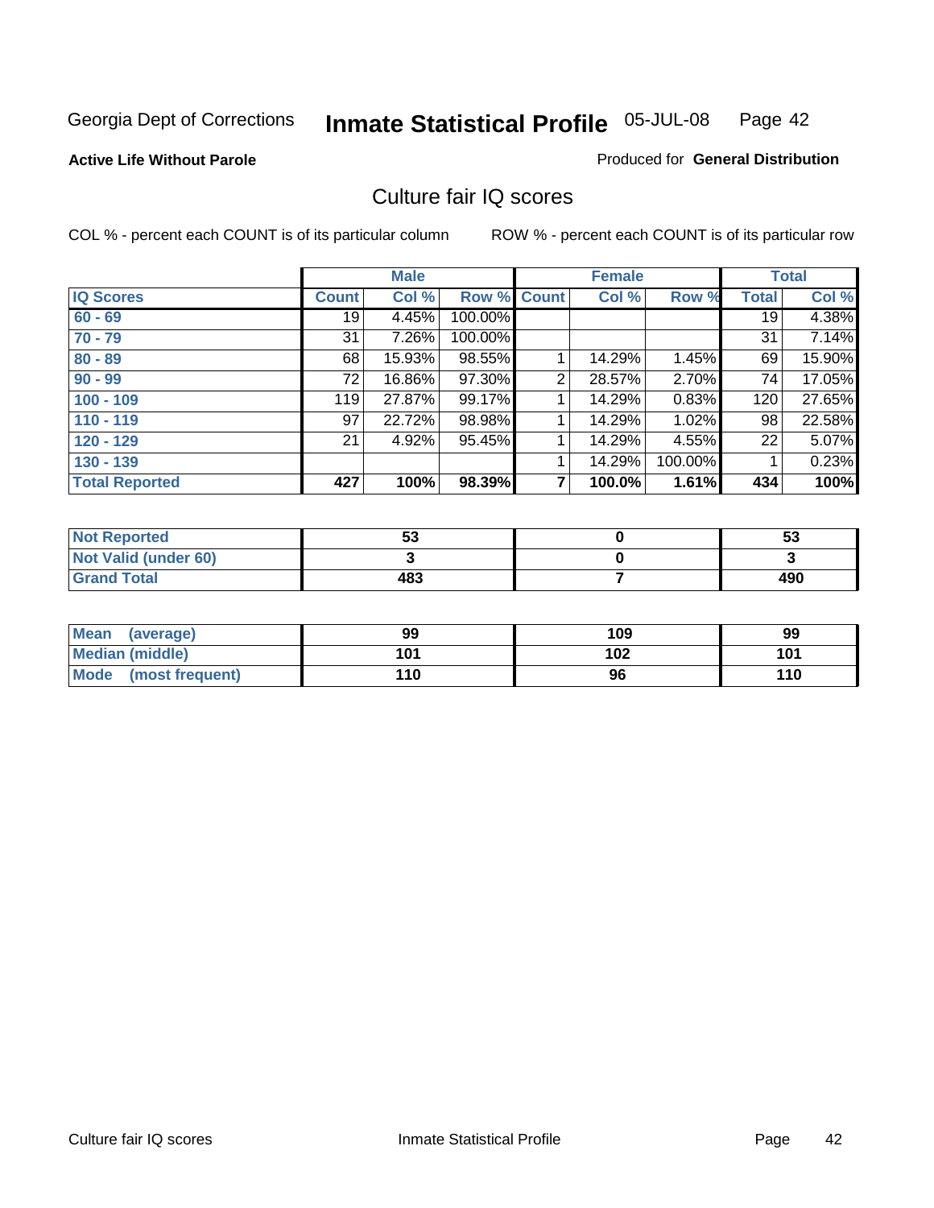Georgia Dept of Corrections **Inmate Statistical Profile** 05-JUL-08

**Active Life Without Parole**

Produced for **General Distribution**

## Culture fair IQ scores

COL % - percent each COUNT is of its particular column

ROW % - percent each COUNT is of its particular row

| | Male | | | Female | | | Total | |
|---|---|---|---|---|---|---|---|---|
| **IQ Scores** | **Count** | **Col %** | **Row %** | **Count** | **Col %** | **Row %** | **Total** | **Col %** |
| **60 - 69** | 19 | 4.45% | 100.00% | | | | 19 | 4.38% |
| **70 - 79** | 31 | 7.26% | 100.00% | | | | 31 | 7.14% |
| **80 - 89** | 68 | 15.93% | 98.55% | 1 | 14.29% | 1.45% | 69 | 15.90% |
| **90 - 99** | 72 | 16.86% | 97.30% | 2 | 28.57% | 2.70% | 74 | 17.05% |
| **100 - 109** | 119 | 27.87% | 99.17% | 1 | 14.29% | 0.83% | 120 | 27.65% |
| **110 - 119** | 97 | 22.72% | 98.98% | 1 | 14.29% | 1.02% | 98 | 22.58% |
| **120 - 129** | 21 | 4.92% | 95.45% | 1 | 14.29% | 4.55% | 22 | 5.07% |
| **130 - 139** | | | | 1 | 14.29% | 100.00% | 1 | 0.23% |
| **Total Reported** | **427** | **100%** | **98.39%** | **7** | **100.0%** | **1.61%** | **434** | **100%** |

| | Male | Female | Total |
|---|---|---|---|
| **Not Reported** | **53** | **0** | **53** |
| **Not Valid (under 60)** | **3** | **0** | **3** |
| **Grand Total** | **483** | **7** | **490** |

| | Male | Female | Total |
|---|---|---|---|
| **Mean (average)** | **99** | **109** | **99** |
| **Median (middle)** | **101** | **102** | **101** |
| **Mode (most frequent)** | **110** | **96** | **110** |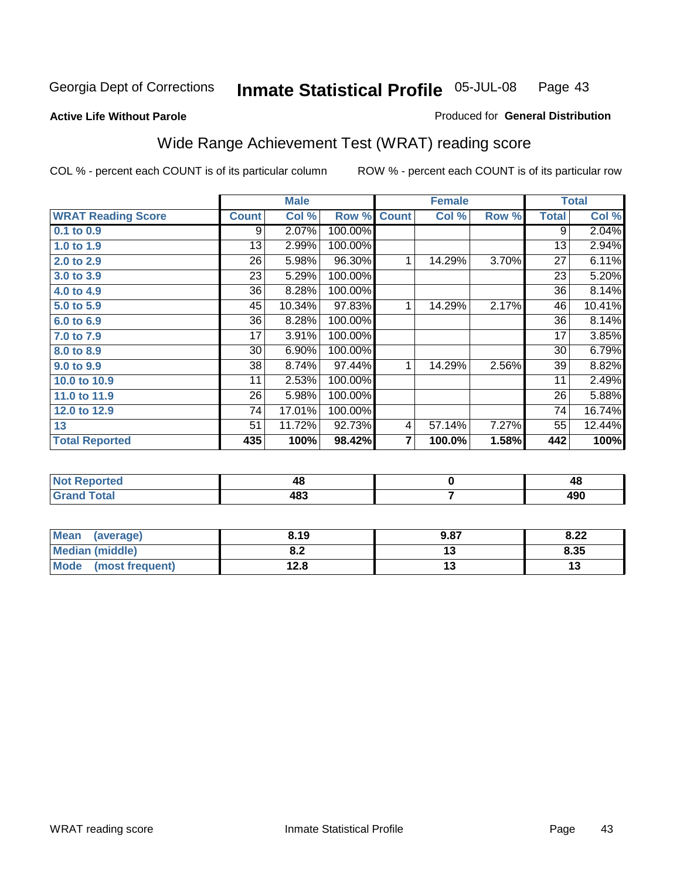Georgia Dept of Corrections **Inmate Statistical Profile** 05-JUL-08

**Active Life Without Parole**

Produced for **General Distribution**

## Wide Range Achievement Test (WRAT) reading score

COL % - percent each COUNT is of its particular column ROW % - percent each COUNT is of its particular row

| | Male | | | Female | | | Total | |
|---|---|---|---|---|---|---|---|---|
| **WRAT Reading Score** | **Count** | **Col %** | **Row %** | **Count** | **Col %** | **Row %** | **Total** | **Col %** |
| 0.1 to 0.9 | 9 | 2.07% | 100.00% | | | | 9 | 2.04% |
| 1.0 to 1.9 | 13 | 2.99% | 100.00% | | | | 13 | 2.94% |
| 2.0 to 2.9 | 26 | 5.98% | 96.30% | 1 | 14.29% | 3.70% | 27 | 6.11% |
| 3.0 to 3.9 | 23 | 5.29% | 100.00% | | | | 23 | 5.20% |
| 4.0 to 4.9 | 36 | 8.28% | 100.00% | | | | 36 | 8.14% |
| 5.0 to 5.9 | 45 | 10.34% | 97.83% | 1 | 14.29% | 2.17% | 46 | 10.41% |
| 6.0 to 6.9 | 36 | 8.28% | 100.00% | | | | 36 | 8.14% |
| 7.0 to 7.9 | 17 | 3.91% | 100.00% | | | | 17 | 3.85% |
| 8.0 to 8.9 | 30 | 6.90% | 100.00% | | | | 30 | 6.79% |
| 9.0 to 9.9 | 38 | 8.74% | 97.44% | 1 | 14.29% | 2.56% | 39 | 8.82% |
| 10.0 to 10.9 | 11 | 2.53% | 100.00% | | | | 11 | 2.49% |
| 11.0 to 11.9 | 26 | 5.98% | 100.00% | | | | 26 | 5.88% |
| 12.0 to 12.9 | 74 | 17.01% | 100.00% | | | | 74 | 16.74% |
| 13 | 51 | 11.72% | 92.73% | 4 | 57.14% | 7.27% | 55 | 12.44% |
| **Total Reported** | **435** | **100%** | **98.42%** | **7** | **100.0%** | **1.58%** | **442** | **100%** |

| | Male | Female | Total |
|---|---|---|---|
| Not Reported | 48 | 0 | 48 |
| Grand Total | 483 | 7 | 490 |

| | Male | Female | Total |
|---|---|---|---|
| Mean (average) | 8.19 | 9.87 | 8.22 |
| Median (middle) | 8.2 | 13 | 8.35 |
| Mode (most frequent) | 12.8 | 13 | 13 |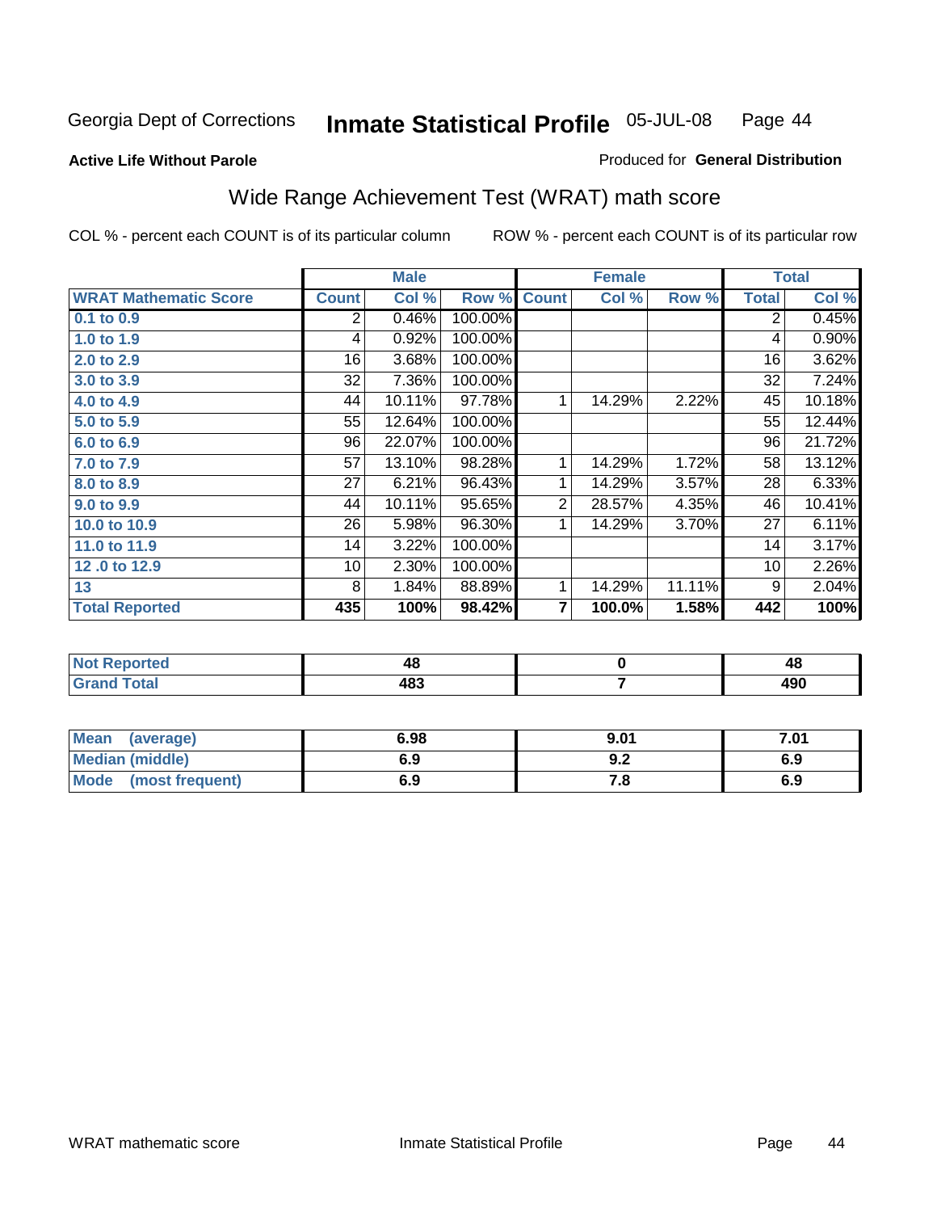Georgia Dept of Corrections **Inmate Statistical Profile** 05-JUL-08

**Active Life Without Parole** Produced for **General Distribution**

## Wide Range Achievement Test (WRAT) math score

COL % - percent each COUNT is of its particular column ROW % - percent each COUNT is of its particular row

| | Male | | | Female | | | Total | |
|---|---|---|---|---|---|---|---|---|
| **WRAT Mathematic Score** | **Count** | **Col %** | **Row %** | **Count** | **Col %** | **Row %** | **Total** | **Col %** |
| 0.1 to 0.9 | 2 | 0.46% | 100.00% | | | | 2 | 0.45% |
| 1.0 to 1.9 | 4 | 0.92% | 100.00% | | | | 4 | 0.90% |
| 2.0 to 2.9 | 16 | 3.68% | 100.00% | | | | 16 | 3.62% |
| 3.0 to 3.9 | 32 | 7.36% | 100.00% | | | | 32 | 7.24% |
| 4.0 to 4.9 | 44 | 10.11% | 97.78% | 1 | 14.29% | 2.22% | 45 | 10.18% |
| 5.0 to 5.9 | 55 | 12.64% | 100.00% | | | | 55 | 12.44% |
| 6.0 to 6.9 | 96 | 22.07% | 100.00% | | | | 96 | 21.72% |
| 7.0 to 7.9 | 57 | 13.10% | 98.28% | 1 | 14.29% | 1.72% | 58 | 13.12% |
| 8.0 to 8.9 | 27 | 6.21% | 96.43% | 1 | 14.29% | 3.57% | 28 | 6.33% |
| 9.0 to 9.9 | 44 | 10.11% | 95.65% | 2 | 28.57% | 4.35% | 46 | 10.41% |
| 10.0 to 10.9 | 26 | 5.98% | 96.30% | 1 | 14.29% | 3.70% | 27 | 6.11% |
| 11.0 to 11.9 | 14 | 3.22% | 100.00% | | | | 14 | 3.17% |
| 12 .0 to 12.9 | 10 | 2.30% | 100.00% | | | | 10 | 2.26% |
| 13 | 8 | 1.84% | 88.89% | 1 | 14.29% | 11.11% | 9 | 2.04% |
| **Total Reported** | **435** | **100%** | **98.42%** | **7** | **100.0%** | **1.58%** | **442** | **100%** |

| | Male | Female | Total |
|---|---|---|---|
| Not Reported | 48 | 0 | 48 |
| Grand Total | 483 | 7 | 490 |

| | Male | Female | Total |
|---|---|---|---|
| Mean (average) | 6.98 | 9.01 | 7.01 |
| Median (middle) | 6.9 | 9.2 | 6.9 |
| Mode (most frequent) | 6.9 | 7.8 | 6.9 |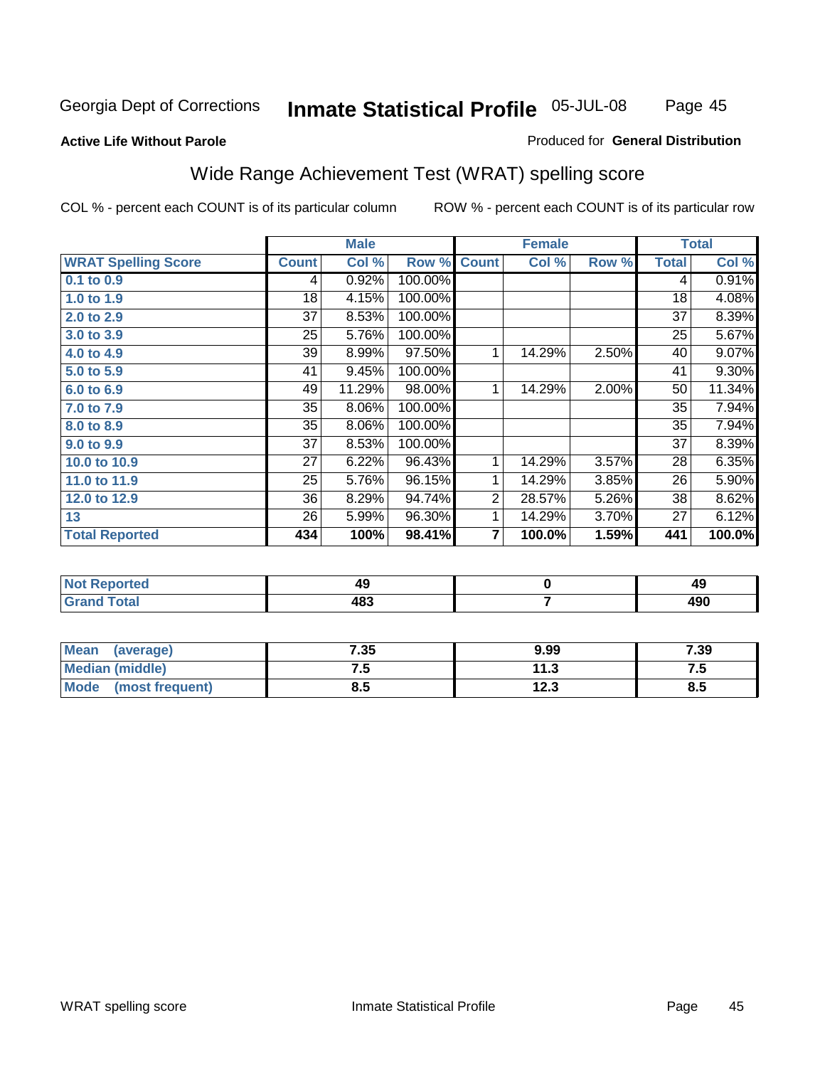Georgia Dept of Corrections **Inmate Statistical Profile** 05-JUL-08

**Active Life Without Parole**

Produced for **General Distribution**

## Wide Range Achievement Test (WRAT) spelling score

COL % - percent each COUNT is of its particular column    ROW % - percent each COUNT is of its particular row

| | Male | | | Female | | | Total | |
|---|---|---|---|---|---|---|---|---|
| **WRAT Spelling Score** | **Count** | **Col %** | **Row %** | **Count** | **Col %** | **Row %** | **Total** | **Col %** |
| 0.1 to 0.9 | 4 | 0.92% | 100.00% | | | | 4 | 0.91% |
| 1.0 to 1.9 | 18 | 4.15% | 100.00% | | | | 18 | 4.08% |
| 2.0 to 2.9 | 37 | 8.53% | 100.00% | | | | 37 | 8.39% |
| 3.0 to 3.9 | 25 | 5.76% | 100.00% | | | | 25 | 5.67% |
| 4.0 to 4.9 | 39 | 8.99% | 97.50% | 1 | 14.29% | 2.50% | 40 | 9.07% |
| 5.0 to 5.9 | 41 | 9.45% | 100.00% | | | | 41 | 9.30% |
| 6.0 to 6.9 | 49 | 11.29% | 98.00% | 1 | 14.29% | 2.00% | 50 | 11.34% |
| 7.0 to 7.9 | 35 | 8.06% | 100.00% | | | | 35 | 7.94% |
| 8.0 to 8.9 | 35 | 8.06% | 100.00% | | | | 35 | 7.94% |
| 9.0 to 9.9 | 37 | 8.53% | 100.00% | | | | 37 | 8.39% |
| 10.0 to 10.9 | 27 | 6.22% | 96.43% | 1 | 14.29% | 3.57% | 28 | 6.35% |
| 11.0 to 11.9 | 25 | 5.76% | 96.15% | 1 | 14.29% | 3.85% | 26 | 5.90% |
| 12.0 to 12.9 | 36 | 8.29% | 94.74% | 2 | 28.57% | 5.26% | 38 | 8.62% |
| 13 | 26 | 5.99% | 96.30% | 1 | 14.29% | 3.70% | 27 | 6.12% |
| **Total Reported** | **434** | **100%** | **98.41%** | **7** | **100.0%** | **1.59%** | **441** | **100.0%** |

| | Male | Female | Total |
|---|---|---|---|
| Not Reported | 49 | 0 | 49 |
| Grand Total | 483 | 7 | 490 |

| | Male | Female | Total |
|---|---|---|---|
| Mean (average) | 7.35 | 9.99 | 7.39 |
| Median (middle) | 7.5 | 11.3 | 7.5 |
| Mode (most frequent) | 8.5 | 12.3 | 8.5 |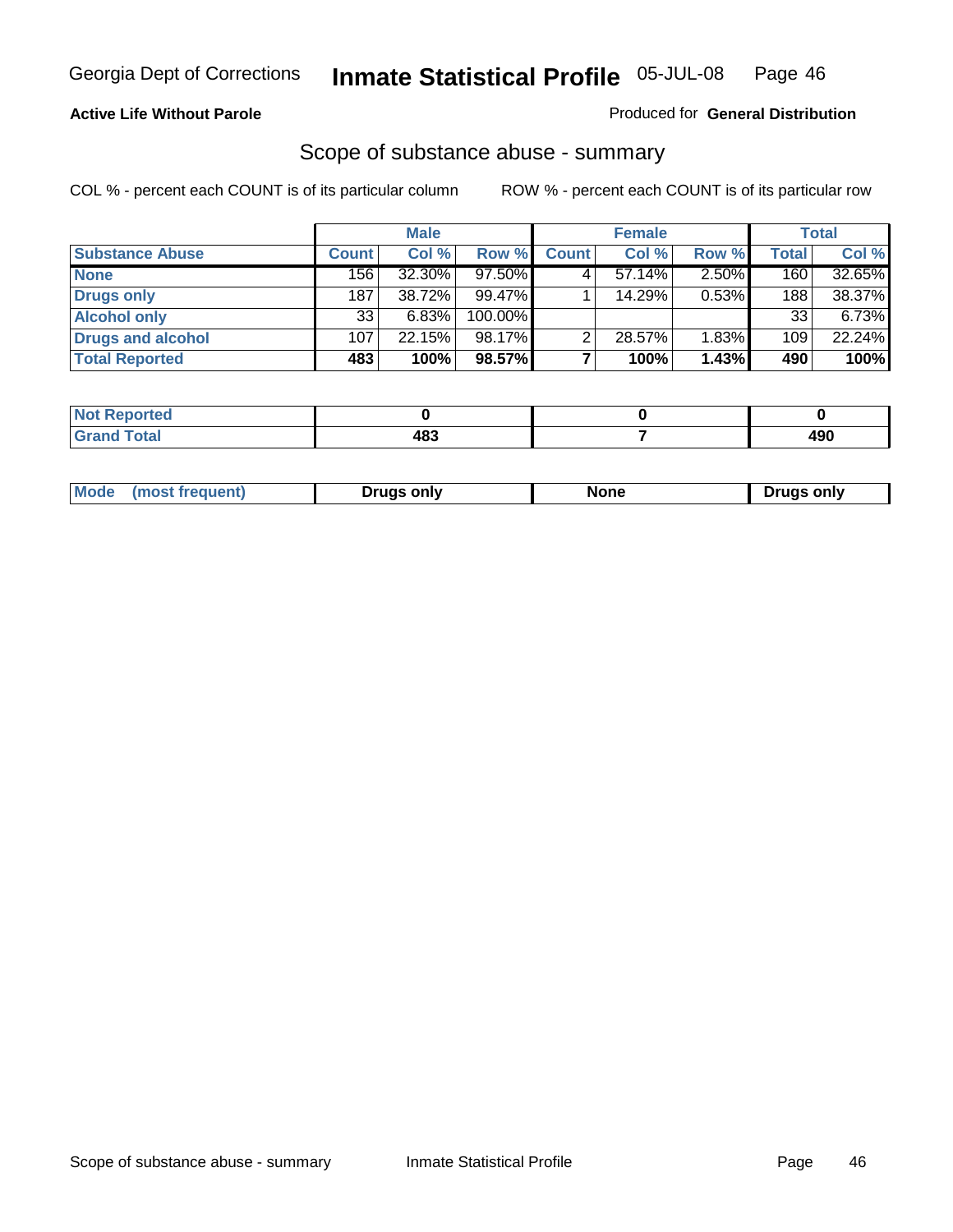**Active Life Without Parole**

Produced for **General Distribution**

## Scope of substance abuse - summary

COL % - percent each COUNT is of its particular column

ROW % - percent each COUNT is of its particular row

| | Male | | | Female | | | Total | |
|---|---|---|---|---|---|---|---|---|
| **Substance Abuse** | **Count** | **Col %** | **Row %** | **Count** | **Col %** | **Row %** | **Total** | **Col %** |
| **None** | 156 | 32.30% | 97.50% | 4 | 57.14% | 2.50% | 160 | 32.65% |
| **Drugs only** | 187 | 38.72% | 99.47% | 1 | 14.29% | 0.53% | 188 | 38.37% |
| **Alcohol only** | 33 | 6.83% | 100.00% | | | | 33 | 6.73% |
| **Drugs and alcohol** | 107 | 22.15% | 98.17% | 2 | 28.57% | 1.83% | 109 | 22.24% |
| **Total Reported** | **483** | **100%** | **98.57%** | **7** | **100%** | **1.43%** | **490** | **100%** |

| | Male | Female | Total |
|---|---|---|---|
| **Not Reported** | **0** | **0** | **0** |
| **Grand Total** | **483** | **7** | **490** |

| | Male | Female | Total |
|---|---|---|---|
| **Mode (most frequent)** | **Drugs only** | **None** | **Drugs only** |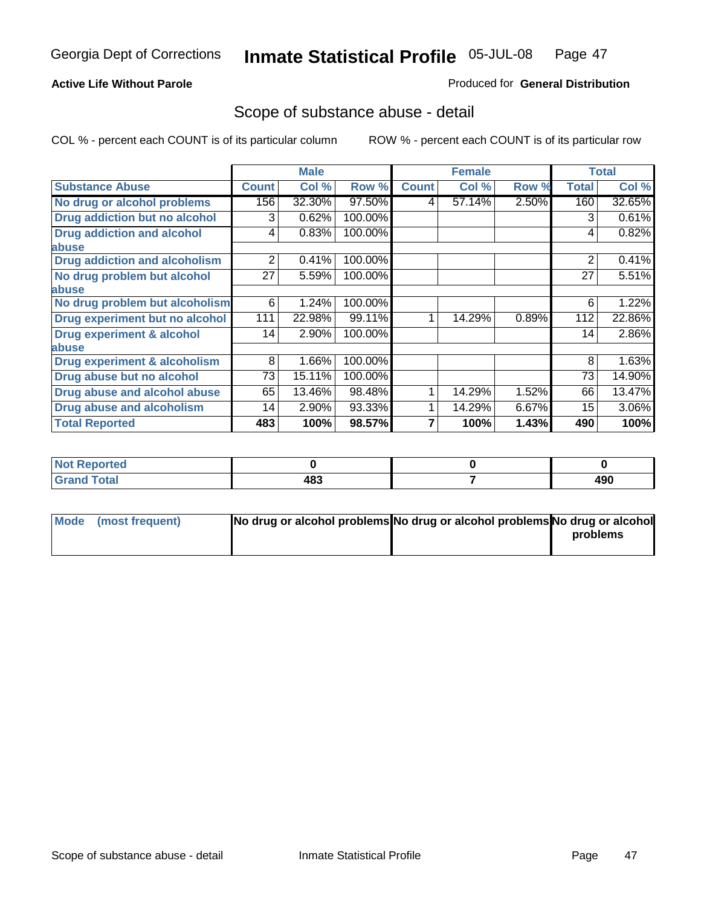Georgia Dept of Corrections **Inmate Statistical Profile** 05-JUL-08

**Active Life Without Parole**

Produced for **General Distribution**

## Scope of substance abuse - detail

COL % - percent each COUNT is of its particular column    ROW % - percent each COUNT is of its particular row

| | Male | | | Female | | | Total | |
|---|---|---|---|---|---|---|---|---|
| **Substance Abuse** | **Count** | **Col %** | **Row %** | **Count** | **Col %** | **Row %** | **Total** | **Col %** |
| **No drug or alcohol problems** | 156 | 32.30% | 97.50% | 4 | 57.14% | 2.50% | 160 | 32.65% |
| **Drug addiction but no alcohol** | 3 | 0.62% | 100.00% | | | | 3 | 0.61% |
| **Drug addiction and alcohol abuse** | 4 | 0.83% | 100.00% | | | | 4 | 0.82% |
| **Drug addiction and alcoholism** | 2 | 0.41% | 100.00% | | | | 2 | 0.41% |
| **No drug problem but alcohol abuse** | 27 | 5.59% | 100.00% | | | | 27 | 5.51% |
| **No drug problem but alcoholism** | 6 | 1.24% | 100.00% | | | | 6 | 1.22% |
| **Drug experiment but no alcohol** | 111 | 22.98% | 99.11% | 1 | 14.29% | 0.89% | 112 | 22.86% |
| **Drug experiment & alcohol abuse** | 14 | 2.90% | 100.00% | | | | 14 | 2.86% |
| **Drug experiment & alcoholism** | 8 | 1.66% | 100.00% | | | | 8 | 1.63% |
| **Drug abuse but no alcohol** | 73 | 15.11% | 100.00% | | | | 73 | 14.90% |
| **Drug abuse and alcohol abuse** | 65 | 13.46% | 98.48% | 1 | 14.29% | 1.52% | 66 | 13.47% |
| **Drug abuse and alcoholism** | 14 | 2.90% | 93.33% | 1 | 14.29% | 6.67% | 15 | 3.06% |
| **Total Reported** | **483** | **100%** | **98.57%** | **7** | **100%** | **1.43%** | **490** | **100%** |

| | Male | Female | Total |
|---|---|---|---|
| **Not Reported** | **0** | **0** | **0** |
| **Grand Total** | **483** | **7** | **490** |

| | Male | Female | Total |
|---|---|---|---|
| **Mode (most frequent)** | **No drug or alcohol problems** | **No drug or alcohol problems** | **No drug or alcohol problems** |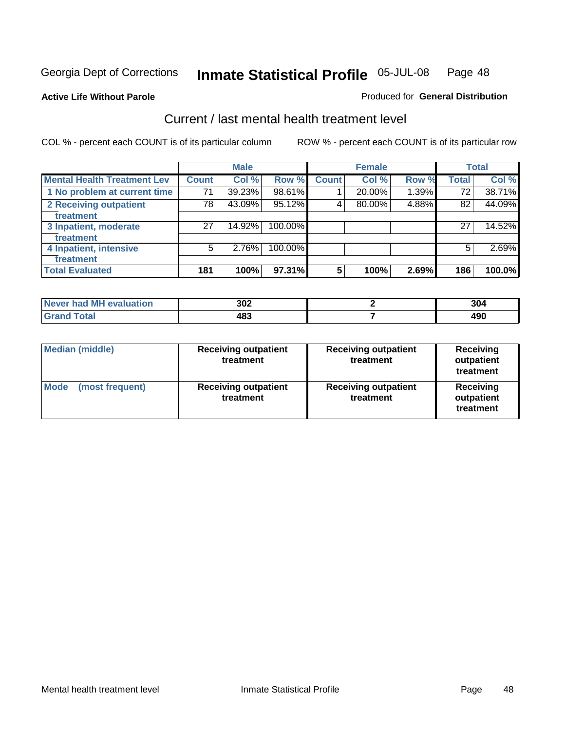Georgia Dept of Corrections **Inmate Statistical Profile** 05-JUL-08

**Active Life Without Parole**

Produced for **General Distribution**

## Current / last mental health treatment level

COL % - percent each COUNT is of its particular column

ROW % - percent each COUNT is of its particular row

| | Male | | | Female | | | Total | |
|---|---|---|---|---|---|---|---|---|
| **Mental Health Treatment Lev** | **Count** | **Col %** | **Row %** | **Count** | **Col %** | **Row %** | **Total** | **Col %** |
| **1 No problem at current time** | 71 | 39.23% | 98.61% | 1 | 20.00% | 1.39% | 72 | 38.71% |
| **2 Receiving outpatient treatment** | 78 | 43.09% | 95.12% | 4 | 80.00% | 4.88% | 82 | 44.09% |
| **3 Inpatient, moderate treatment** | 27 | 14.92% | 100.00% | | | | 27 | 14.52% |
| **4 Inpatient, intensive treatment** | 5 | 2.76% | 100.00% | | | | 5 | 2.69% |
| **Total Evaluated** | **181** | **100%** | **97.31%** | **5** | **100%** | **2.69%** | **186** | **100.0%** |

| | Male | Female | Total |
|---|---|---|---|
| **Never had MH evaluation** | **302** | **2** | **304** |
| **Grand Total** | **483** | **7** | **490** |

| | Male | Female | Total |
|---|---|---|---|
| **Median (middle)** | **Receiving outpatient treatment** | **Receiving outpatient treatment** | **Receiving outpatient treatment** |
| **Mode (most frequent)** | **Receiving outpatient treatment** | **Receiving outpatient treatment** | **Receiving outpatient treatment** |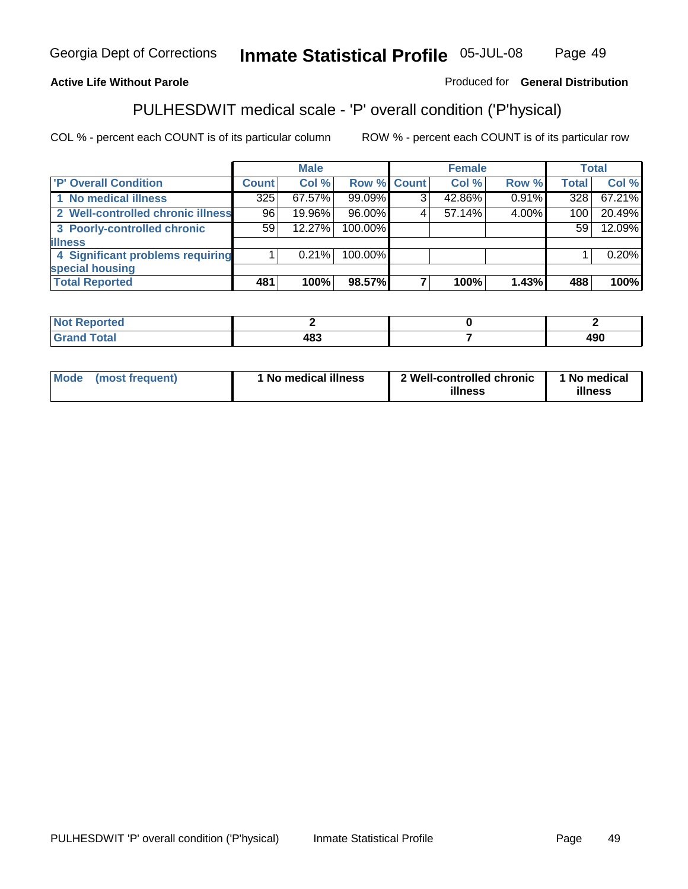Georgia Dept of Corrections **Inmate Statistical Profile** 05-JUL-08

**Active Life Without Parole**

Produced for **General Distribution**

## PULHESDWIT medical scale - 'P' overall condition ('P'hysical)

COL % - percent each COUNT is of its particular column

ROW % - percent each COUNT is of its particular row

| | Male | | | Female | | | Total | |
|---|---|---|---|---|---|---|---|---|
| **'P' Overall Condition** | **Count** | **Col %** | **Row %** | **Count** | **Col %** | **Row %** | **Total** | **Col %** |
| **1 No medical illness** | 325 | 67.57% | 99.09% | 3 | 42.86% | 0.91% | 328 | 67.21% |
| **2 Well-controlled chronic illness** | 96 | 19.96% | 96.00% | 4 | 57.14% | 4.00% | 100 | 20.49% |
| **3 Poorly-controlled chronic illness** | 59 | 12.27% | 100.00% | | | | 59 | 12.09% |
| **4 Significant problems requiring special housing** | 1 | 0.21% | 100.00% | | | | 1 | 0.20% |
| **Total Reported** | **481** | **100%** | **98.57%** | **7** | **100%** | **1.43%** | **488** | **100%** |

| | Male | Female | Total |
|---|---|---|---|
| **Not Reported** | **2** | **0** | **2** |
| **Grand Total** | **483** | **7** | **490** |

| | Male | Female | Total |
|---|---|---|---|
| **Mode (most frequent)** | **1 No medical illness** | **2 Well-controlled chronic illness** | **1 No medical illness** |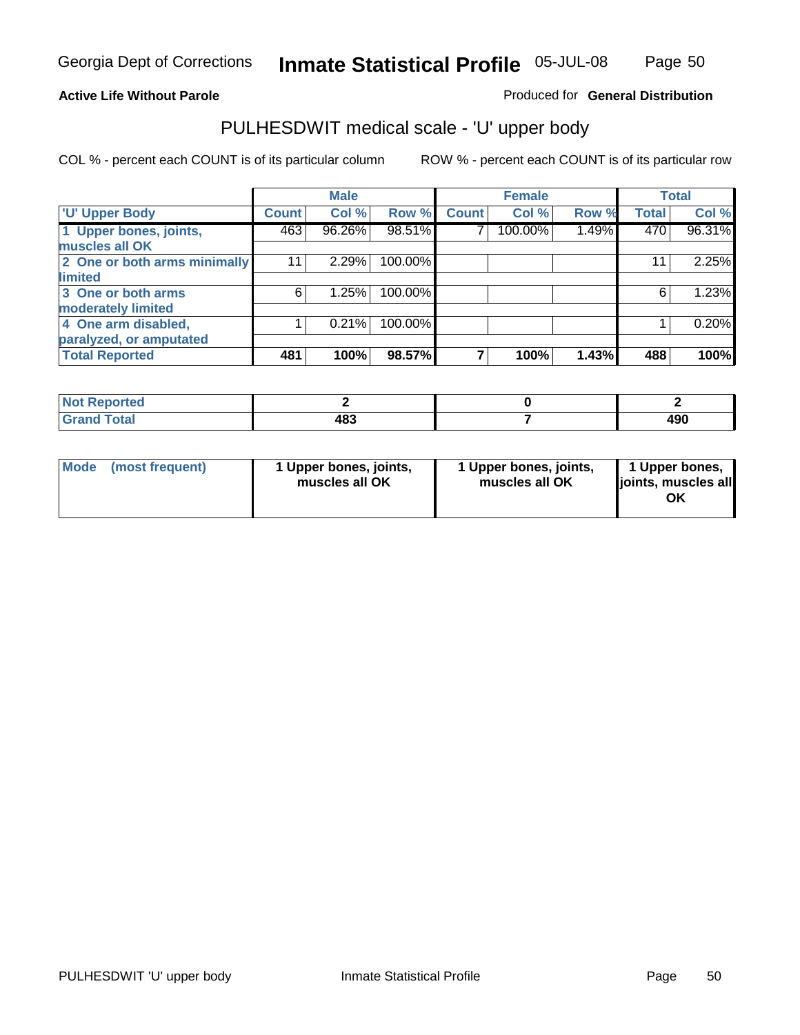**Active Life Without Parole**

Produced for **General Distribution**

## PULHESDWIT medical scale - 'U' upper body

COL % - percent each COUNT is of its particular column

ROW % - percent each COUNT is of its particular row

| | Male | | | Female | | | Total | |
|---|---|---|---|---|---|---|---|---|
| 'U' Upper Body | Count | Col % | Row % | Count | Col % | Row % | Total | Col % |
| 1 Upper bones, joints, muscles all OK | 463 | 96.26% | 98.51% | 7 | 100.00% | 1.49% | 470 | 96.31% |
| 2 One or both arms minimally limited | 11 | 2.29% | 100.00% | | | | 11 | 2.25% |
| 3 One or both arms moderately limited | 6 | 1.25% | 100.00% | | | | 6 | 1.23% |
| 4 One arm disabled, paralyzed, or amputated | 1 | 0.21% | 100.00% | | | | 1 | 0.20% |
| **Total Reported** | **481** | **100%** | **98.57%** | **7** | **100%** | **1.43%** | **488** | **100%** |

| | Male | Female | Total |
|---|---|---|---|
| Not Reported | 2 | 0 | 2 |
| Grand Total | 483 | 7 | 490 |

| | Male | Female | Total |
|---|---|---|---|
| Mode (most frequent) | 1 Upper bones, joints, muscles all OK | 1 Upper bones, joints, muscles all OK | 1 Upper bones, joints, muscles all OK |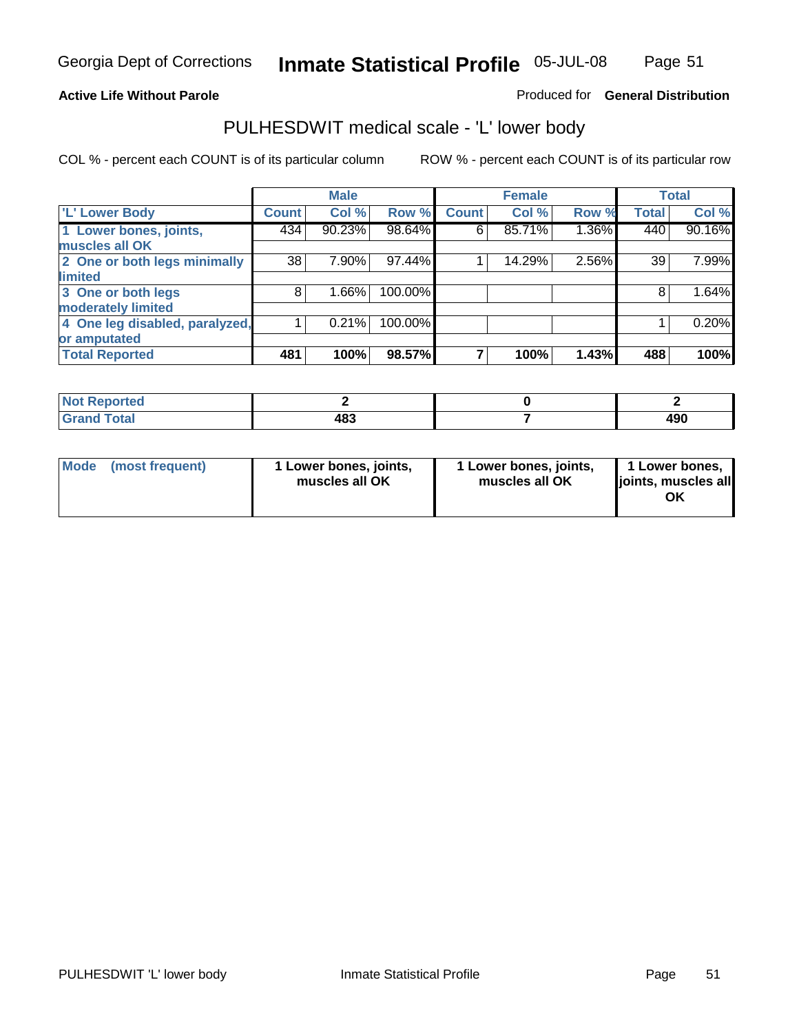Georgia Dept of Corrections **Inmate Statistical Profile** 05-JUL-08

**Active Life Without Parole**

Produced for **General Distribution**

## PULHESDWIT medical scale - 'L' lower body

COL % - percent each COUNT is of its particular column ROW % - percent each COUNT is of its particular row

| | Male | | | Female | | | Total | |
|---|---|---|---|---|---|---|---|---|
| 'L' Lower Body | Count | Col % | Row % | Count | Col % | Row % | Total | Col % |
| 1 Lower bones, joints, muscles all OK | 434 | 90.23% | 98.64% | 6 | 85.71% | 1.36% | 440 | 90.16% |
| 2 One or both legs minimally limited | 38 | 7.90% | 97.44% | 1 | 14.29% | 2.56% | 39 | 7.99% |
| 3 One or both legs moderately limited | 8 | 1.66% | 100.00% | | | | 8 | 1.64% |
| 4 One leg disabled, paralyzed, or amputated | 1 | 0.21% | 100.00% | | | | 1 | 0.20% |
| **Total Reported** | **481** | **100%** | **98.57%** | **7** | **100%** | **1.43%** | **488** | **100%** |

| | Male | Female | Total |
|---|---|---|---|
| Not Reported | 2 | 0 | 2 |
| Grand Total | 483 | 7 | 490 |

| | Male | Female | Total |
|---|---|---|---|
| Mode (most frequent) | 1 Lower bones, joints, muscles all OK | 1 Lower bones, joints, muscles all OK | 1 Lower bones, joints, muscles all OK |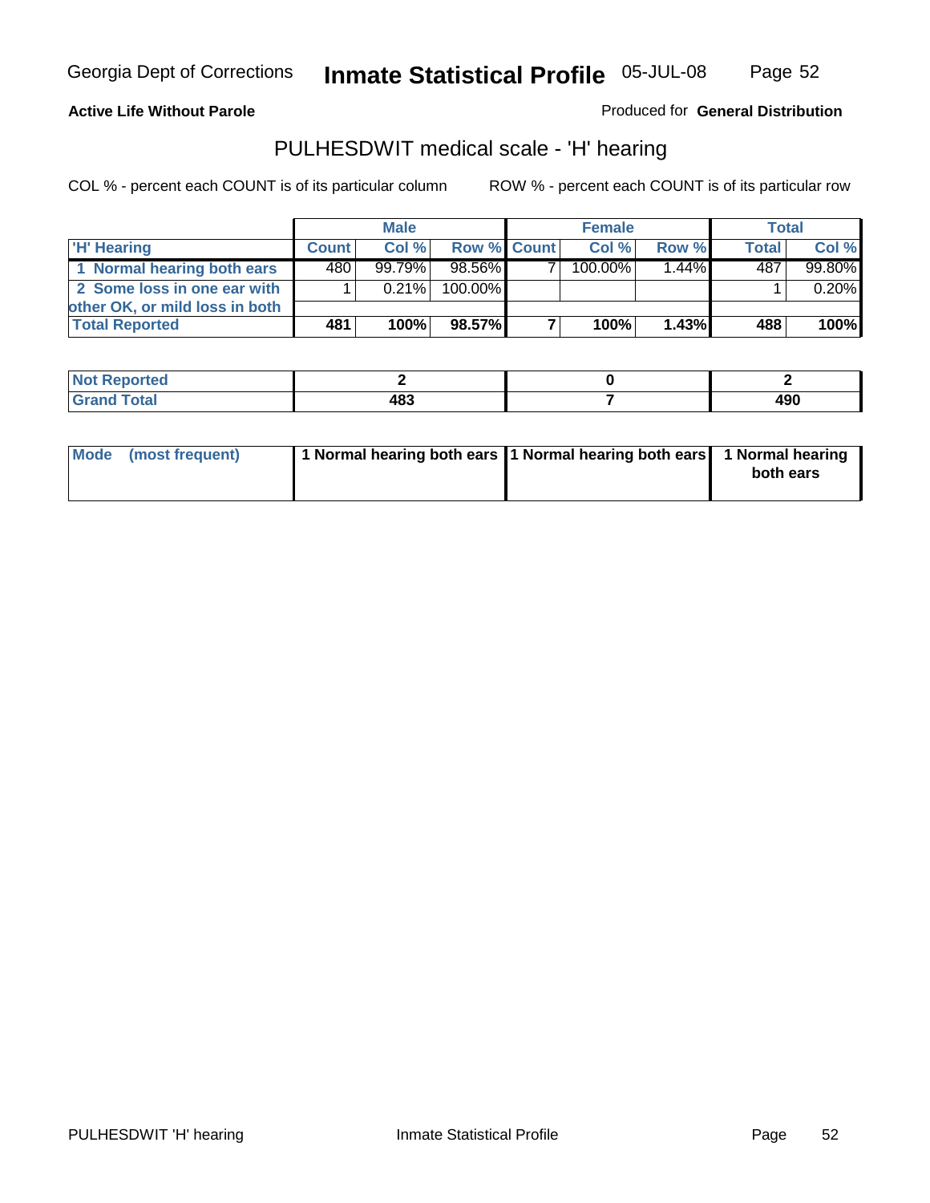Georgia Dept of Corrections **Inmate Statistical Profile** 05-JUL-08

**Active Life Without Parole**

Produced for **General Distribution**

## PULHESDWIT medical scale - 'H' hearing

COL % - percent each COUNT is of its particular column ROW % - percent each COUNT is of its particular row

| | Male | | | Female | | | Total | |
|---|---|---|---|---|---|---|---|---|
| 'H' Hearing | Count | Col % | Row % | Count | Col % | Row % | Total | Col % |
| 1 Normal hearing both ears | 480 | 99.79% | 98.56% | 7 | 100.00% | 1.44% | 487 | 99.80% |
| 2 Some loss in one ear with other OK, or mild loss in both | 1 | 0.21% | 100.00% | | | | 1 | 0.20% |
| **Total Reported** | **481** | **100%** | **98.57%** | **7** | **100%** | **1.43%** | **488** | **100%** |

| | Male | Female | Total |
|---|---|---|---|
| Not Reported | 2 | 0 | 2 |
| Grand Total | 483 | 7 | 490 |

| | Male | Female | Total |
|---|---|---|---|
| Mode (most frequent) | 1 Normal hearing both ears | 1 Normal hearing both ears | 1 Normal hearing both ears |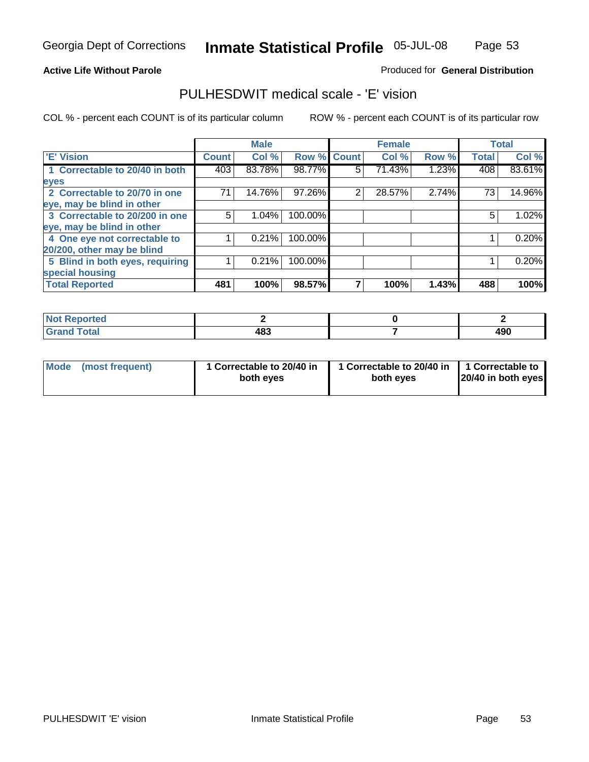**Active Life Without Parole**

Produced for **General Distribution**

## PULHESDWIT medical scale - 'E' vision

COL % - percent each COUNT is of its particular column

ROW % - percent each COUNT is of its particular row

| | Male | | | Female | | | Total | |
|---|---|---|---|---|---|---|---|---|
| 'E' Vision | Count | Col % | Row % | Count | Col % | Row % | Total | Col % |
| 1 Correctable to 20/40 in both eyes | 403 | 83.78% | 98.77% | 5 | 71.43% | 1.23% | 408 | 83.61% |
| 2 Correctable to 20/70 in one eye, may be blind in other | 71 | 14.76% | 97.26% | 2 | 28.57% | 2.74% | 73 | 14.96% |
| 3 Correctable to 20/200 in one eye, may be blind in other | 5 | 1.04% | 100.00% | | | | 5 | 1.02% |
| 4 One eye not correctable to 20/200, other may be blind | 1 | 0.21% | 100.00% | | | | 1 | 0.20% |
| 5 Blind in both eyes, requiring special housing | 1 | 0.21% | 100.00% | | | | 1 | 0.20% |
| **Total Reported** | **481** | **100%** | **98.57%** | **7** | **100%** | **1.43%** | **488** | **100%** |

| | Male | Female | Total |
|---|---|---|---|
| Not Reported | 2 | 0 | 2 |
| Grand Total | 483 | 7 | 490 |

| | Male | Female | Total |
|---|---|---|---|
| Mode (most frequent) | 1 Correctable to 20/40 in both eyes | 1 Correctable to 20/40 in both eyes | 1 Correctable to 20/40 in both eyes |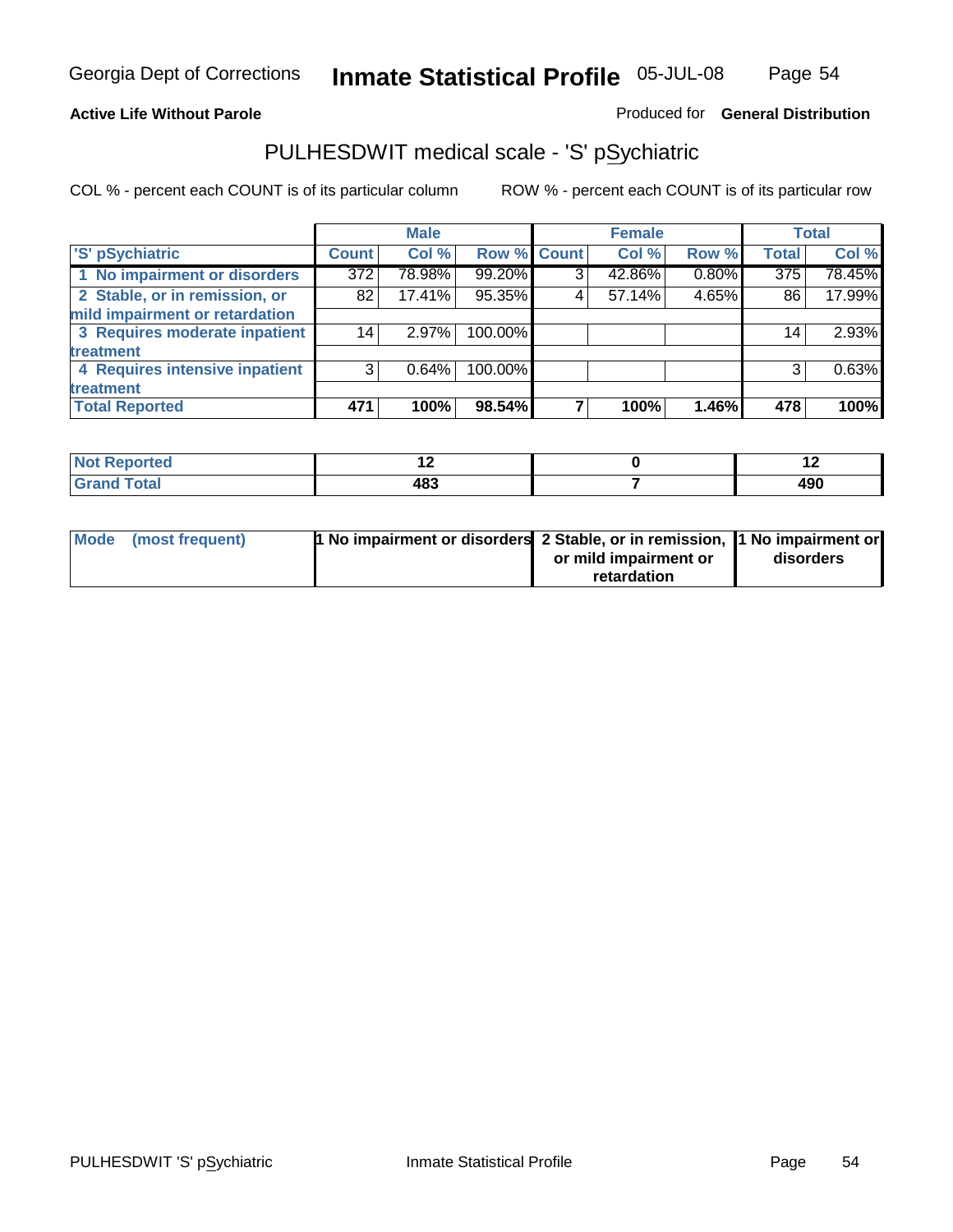**Active Life Without Parole**

Produced for **General Distribution**

## PULHESDWIT medical scale - 'S' pSychiatric

COL % - percent each COUNT is of its particular column

ROW % - percent each COUNT is of its particular row

| | Male | | | Female | | | Total | |
|---|---|---|---|---|---|---|---|---|
| 'S' pSychiatric | Count | Col % | Row % | Count | Col % | Row % | Total | Col % |
| 1 No impairment or disorders | 372 | 78.98% | 99.20% | 3 | 42.86% | 0.80% | 375 | 78.45% |
| 2 Stable, or in remission, or mild impairment or retardation | 82 | 17.41% | 95.35% | 4 | 57.14% | 4.65% | 86 | 17.99% |
| 3 Requires moderate inpatient treatment | 14 | 2.97% | 100.00% | | | | 14 | 2.93% |
| 4 Requires intensive inpatient treatment | 3 | 0.64% | 100.00% | | | | 3 | 0.63% |
| **Total Reported** | **471** | **100%** | **98.54%** | **7** | **100%** | **1.46%** | **478** | **100%** |

| | Male | Female | Total |
|---|---|---|---|
| Not Reported | 12 | 0 | 12 |
| Grand Total | 483 | 7 | 490 |

| | Male | Female | Total |
|---|---|---|---|
| Mode (most frequent) | 1 No impairment or disorders | 2 Stable, or in remission, or mild impairment or retardation | 1 No impairment or disorders |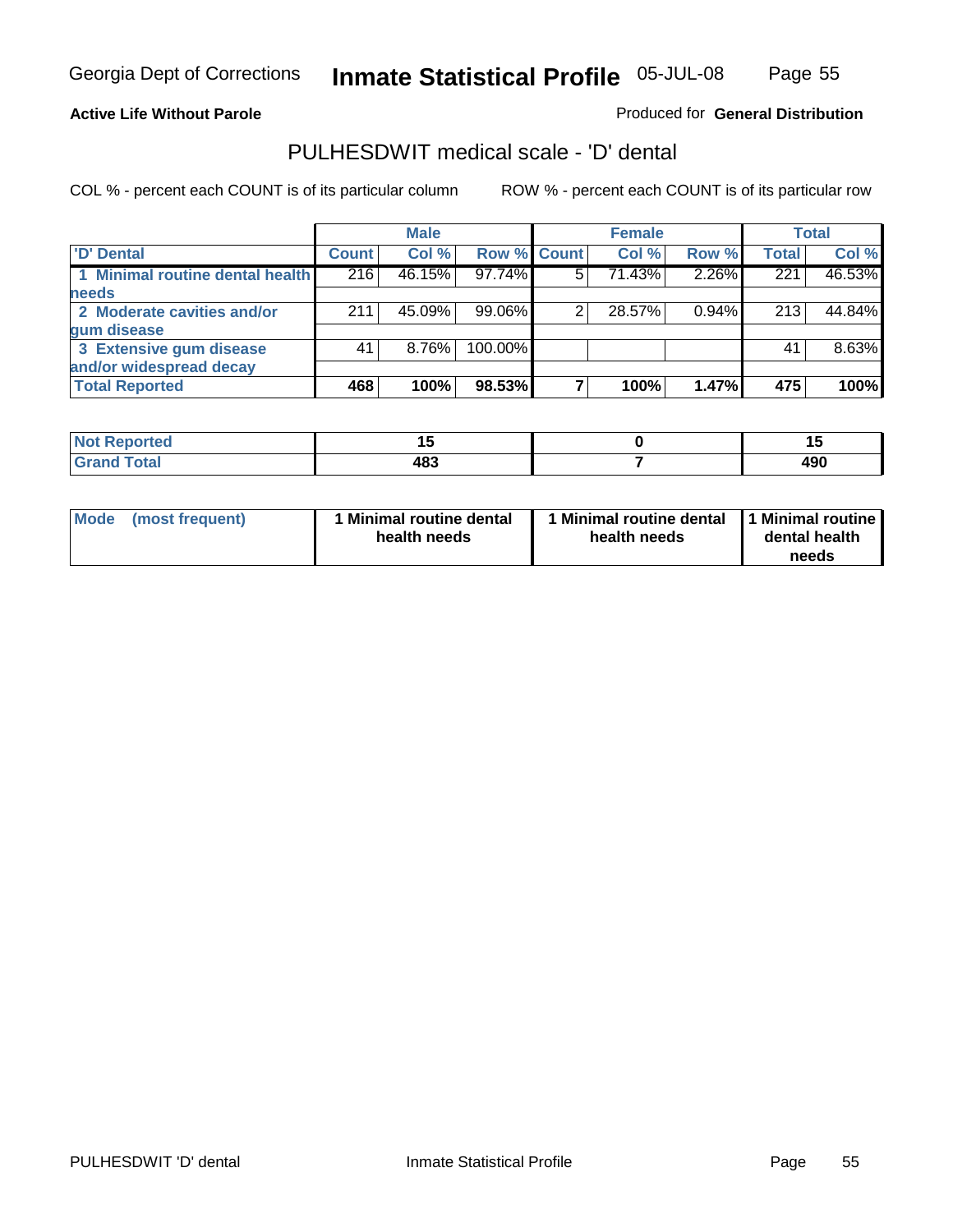**Active Life Without Parole**

Produced for **General Distribution**

## PULHESDWIT medical scale - 'D' dental

COL % - percent each COUNT is of its particular column

ROW % - percent each COUNT is of its particular row

| | Male | | | Female | | | Total | |
|---|---|---|---|---|---|---|---|---|
| 'D' Dental | Count | Col % | Row % | Count | Col % | Row % | Total | Col % |
| 1 Minimal routine dental health needs | 216 | 46.15% | 97.74% | 5 | 71.43% | 2.26% | 221 | 46.53% |
| 2 Moderate cavities and/or gum disease | 211 | 45.09% | 99.06% | 2 | 28.57% | 0.94% | 213 | 44.84% |
| 3 Extensive gum disease and/or widespread decay | 41 | 8.76% | 100.00% | | | | 41 | 8.63% |
| **Total Reported** | **468** | **100%** | **98.53%** | **7** | **100%** | **1.47%** | **475** | **100%** |

| | Male | Female | Total |
|---|---|---|---|
| Not Reported | 15 | 0 | 15 |
| Grand Total | 483 | 7 | 490 |

| | Male | Female | Total |
|---|---|---|---|
| Mode (most frequent) | 1 Minimal routine dental health needs | 1 Minimal routine dental health needs | 1 Minimal routine dental health needs |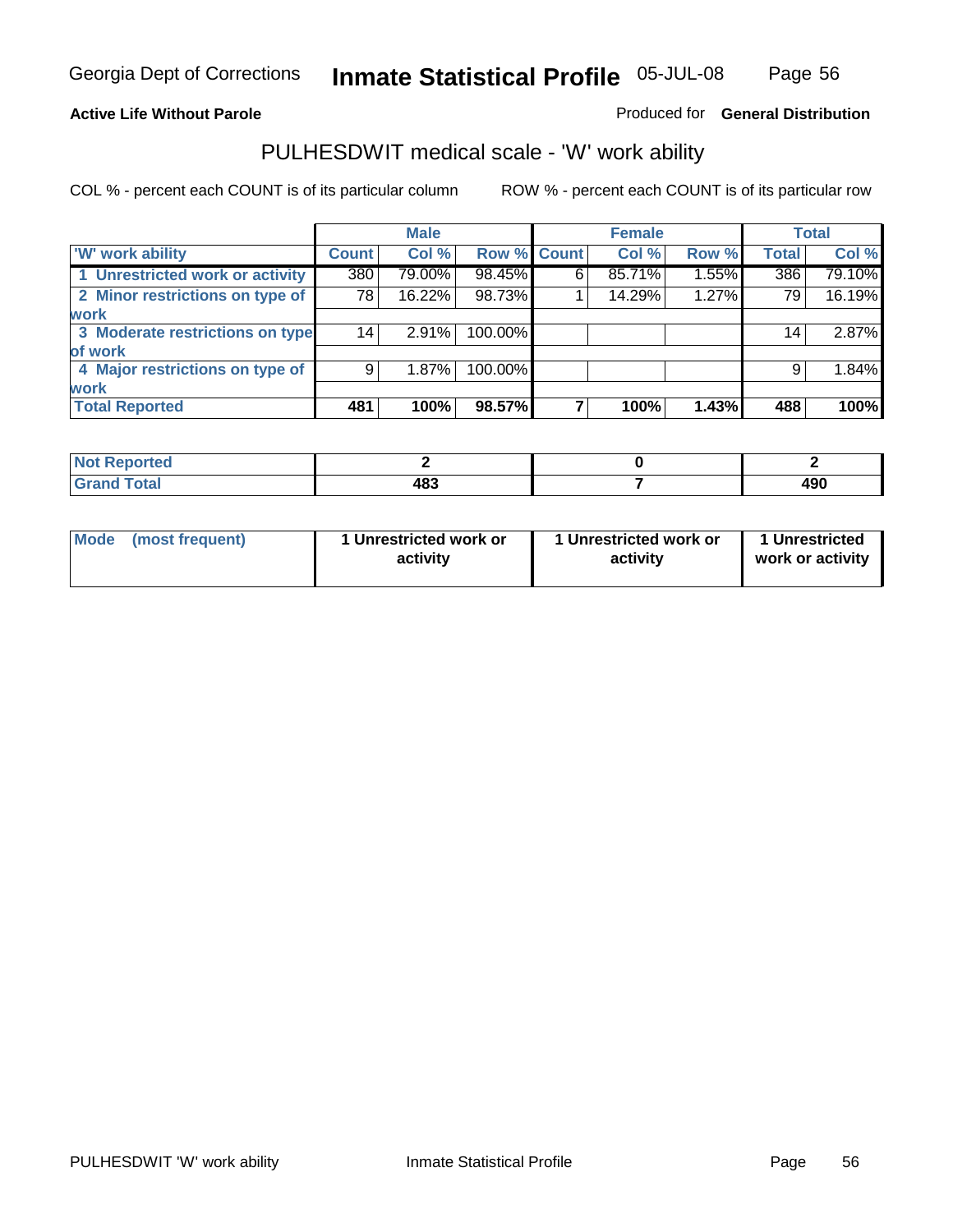Georgia Dept of Corrections **Inmate Statistical Profile** 05-JUL-08

**Active Life Without Parole**

Produced for **General Distribution**

## PULHESDWIT medical scale - 'W' work ability

COL % - percent each COUNT is of its particular column

ROW % - percent each COUNT is of its particular row

| | Male | | | Female | | | Total | |
|---|---|---|---|---|---|---|---|---|
| 'W' work ability | Count | Col % | Row % | Count | Col % | Row % | Total | Col % |
| 1 Unrestricted work or activity | 380 | 79.00% | 98.45% | 6 | 85.71% | 1.55% | 386 | 79.10% |
| 2 Minor restrictions on type of work | 78 | 16.22% | 98.73% | 1 | 14.29% | 1.27% | 79 | 16.19% |
| 3 Moderate restrictions on type of work | 14 | 2.91% | 100.00% | | | | 14 | 2.87% |
| 4 Major restrictions on type of work | 9 | 1.87% | 100.00% | | | | 9 | 1.84% |
| **Total Reported** | **481** | **100%** | **98.57%** | **7** | **100%** | **1.43%** | **488** | **100%** |

| | Male | Female | Total |
|---|---|---|---|
| **Not Reported** | **2** | **0** | **2** |
| **Grand Total** | **483** | **7** | **490** |

| | Male | Female | Total |
|---|---|---|---|
| **Mode (most frequent)** | **1 Unrestricted work or activity** | **1 Unrestricted work or activity** | **1 Unrestricted work or activity** |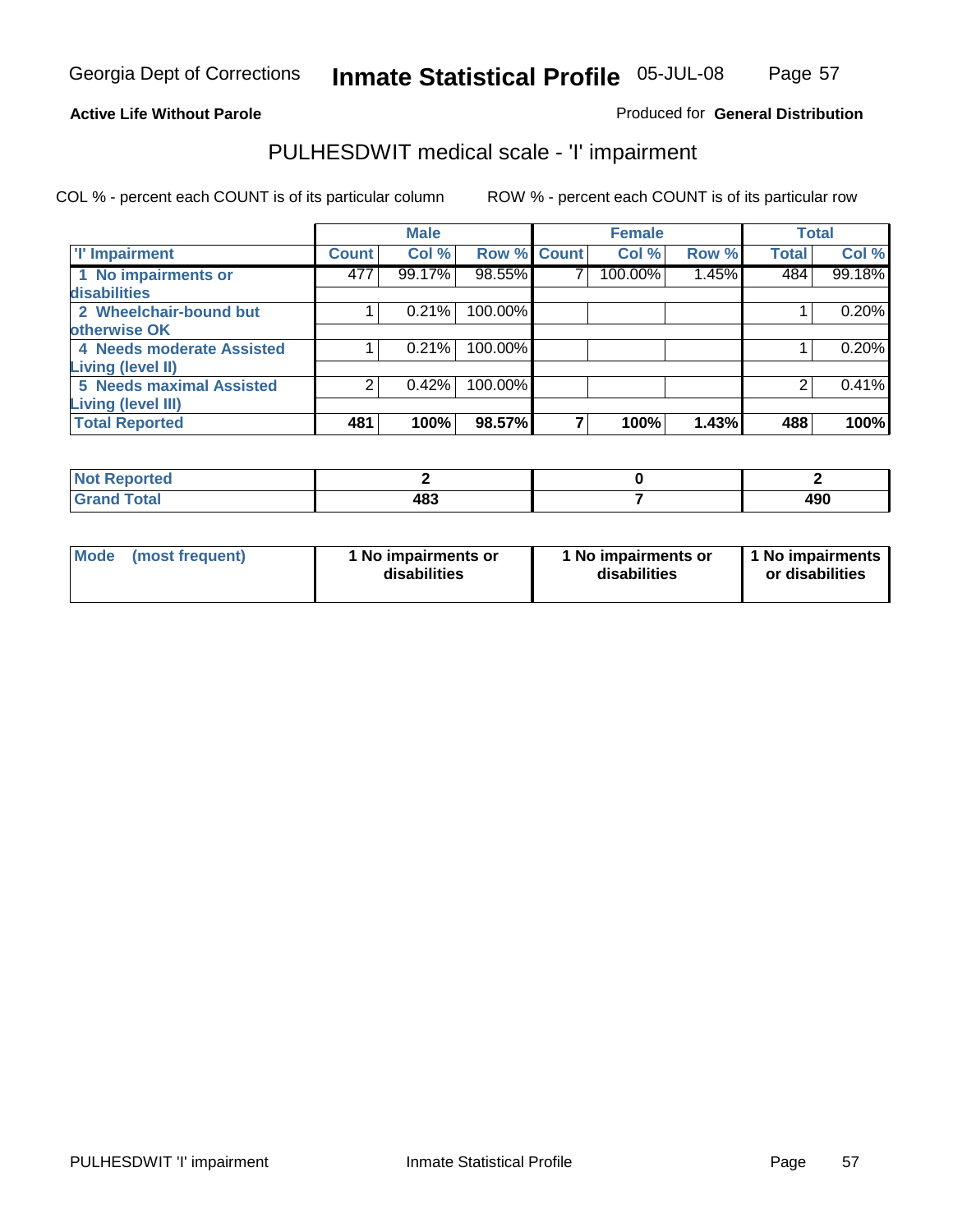Georgia Dept of Corrections **Inmate Statistical Profile** 05-JUL-08

**Active Life Without Parole**

Produced for **General Distribution**

## PULHESDWIT medical scale - 'I' impairment

COL % - percent each COUNT is of its particular column ROW % - percent each COUNT is of its particular row

| 'I' Impairment | Male | | | Female | | | Total | |
|---|---|---|---|---|---|---|---|---|
| | Count | Col % | Row % | Count | Col % | Row % | Total | Col % |
| 1 No impairments or disabilities | 477 | 99.17% | 98.55% | 7 | 100.00% | 1.45% | 484 | 99.18% |
| 2 Wheelchair-bound but otherwise OK | 1 | 0.21% | 100.00% | | | | 1 | 0.20% |
| 4 Needs moderate Assisted Living (level II) | 1 | 0.21% | 100.00% | | | | 1 | 0.20% |
| 5 Needs maximal Assisted Living (level III) | 2 | 0.42% | 100.00% | | | | 2 | 0.41% |
| **Total Reported** | **481** | **100%** | **98.57%** | **7** | **100%** | **1.43%** | **488** | **100%** |

| | Male | Female | Total |
|---|---|---|---|
| Not Reported | 2 | 0 | 2 |
| Grand Total | 483 | 7 | 490 |

| | Male | Female | Total |
|---|---|---|---|
| Mode (most frequent) | 1 No impairments or disabilities | 1 No impairments or disabilities | 1 No impairments or disabilities |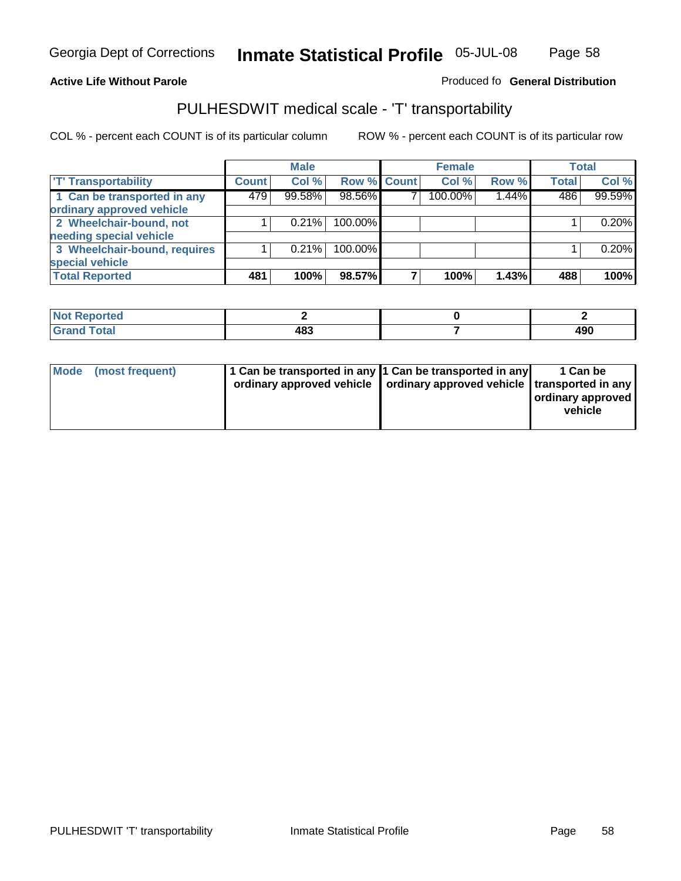Georgia Dept of Corrections **Inmate Statistical Profile** 05-JUL-08

**Active Life Without Parole**

Produced fo **General Distribution**

## PULHESDWIT medical scale - 'T' transportability

COL % - percent each COUNT is of its particular column

ROW % - percent each COUNT is of its particular row

| | Male | | | Female | | | Total | |
|---|---|---|---|---|---|---|---|---|
| 'T' Transportability | Count | Col % | Row % | Count | Col % | Row % | Total | Col % |
| 1 Can be transported in any ordinary approved vehicle | 479 | 99.58% | 98.56% | 7 | 100.00% | 1.44% | 486 | 99.59% |
| 2 Wheelchair-bound, not needing special vehicle | 1 | 0.21% | 100.00% | | | | 1 | 0.20% |
| 3 Wheelchair-bound, requires special vehicle | 1 | 0.21% | 100.00% | | | | 1 | 0.20% |
| **Total Reported** | **481** | **100%** | **98.57%** | **7** | **100%** | **1.43%** | **488** | **100%** |

| | Male | Female | Total |
|---|---|---|---|
| Not Reported | 2 | 0 | 2 |
| Grand Total | 483 | 7 | 490 |

| | Male | Female | Total |
|---|---|---|---|
| Mode (most frequent) | 1 Can be transported in any ordinary approved vehicle | 1 Can be transported in any ordinary approved vehicle | 1 Can be transported in any ordinary approved vehicle |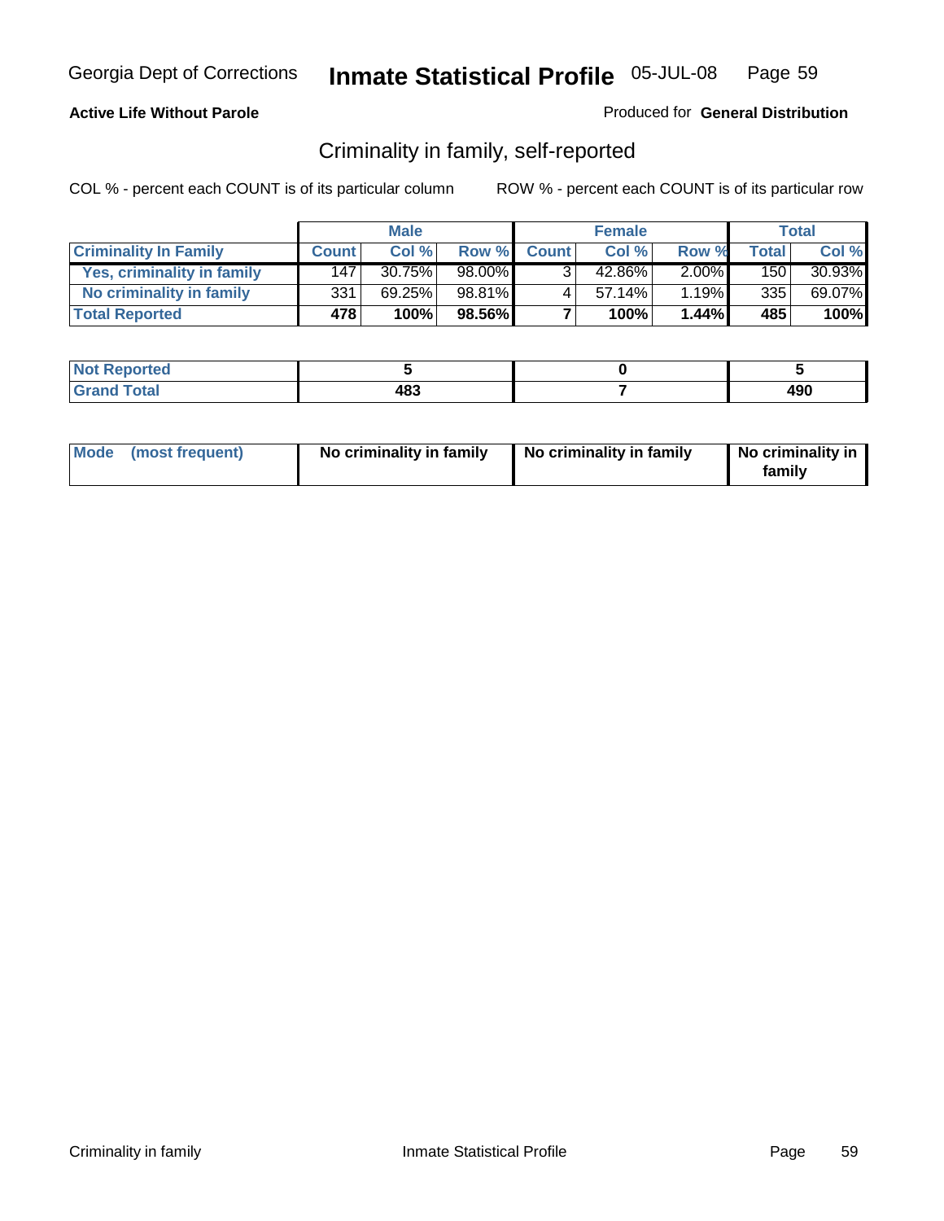**Active Life Without Parole**

Produced for **General Distribution**

## Criminality in family, self-reported

COL % - percent each COUNT is of its particular column

ROW % - percent each COUNT is of its particular row

| | Male | | | Female | | | Total | |
|---|---|---|---|---|---|---|---|---|
| **Criminality In Family** | **Count** | **Col %** | **Row %** | **Count** | **Col %** | **Row %** | **Total** | **Col %** |
| **Yes, criminality in family** | 147 | 30.75% | 98.00% | 3 | 42.86% | 2.00% | 150 | 30.93% |
| **No criminality in family** | 331 | 69.25% | 98.81% | 4 | 57.14% | 1.19% | 335 | 69.07% |
| **Total Reported** | **478** | **100%** | **98.56%** | **7** | **100%** | **1.44%** | **485** | **100%** |

| | Male | Female | Total |
|---|---|---|---|
| **Not Reported** | **5** | **0** | **5** |
| **Grand Total** | **483** | **7** | **490** |

| | Male | Female | Total |
|---|---|---|---|
| **Mode (most frequent)** | **No criminality in family** | **No criminality in family** | **No criminality in family** |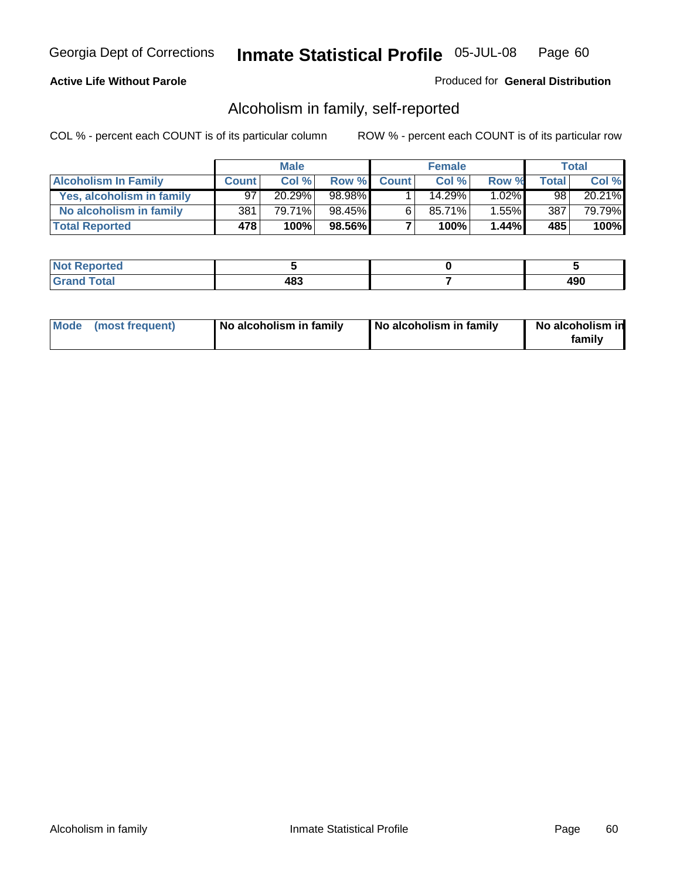Georgia Dept of Corrections **Inmate Statistical Profile** 05-JUL-08

**Active Life Without Parole**

Produced for **General Distribution**

## Alcoholism in family, self-reported

COL % - percent each COUNT is of its particular column    ROW % - percent each COUNT is of its particular row

| | Male | | | Female | | | Total | |
|---|---|---|---|---|---|---|---|---|
| **Alcoholism In Family** | **Count** | **Col %** | **Row %** | **Count** | **Col %** | **Row %** | **Total** | **Col %** |
| **Yes, alcoholism in family** | 97 | 20.29% | 98.98% | 1 | 14.29% | 1.02% | 98 | 20.21% |
| **No alcoholism in family** | 381 | 79.71% | 98.45% | 6 | 85.71% | 1.55% | 387 | 79.79% |
| **Total Reported** | **478** | **100%** | **98.56%** | **7** | **100%** | **1.44%** | **485** | **100%** |

| | Male | Female | Total |
|---|---|---|---|
| **Not Reported** | **5** | **0** | **5** |
| **Grand Total** | **483** | **7** | **490** |

| | Male | Female | Total |
|---|---|---|---|
| **Mode (most frequent)** | **No alcoholism in family** | **No alcoholism in family** | **No alcoholism in family** |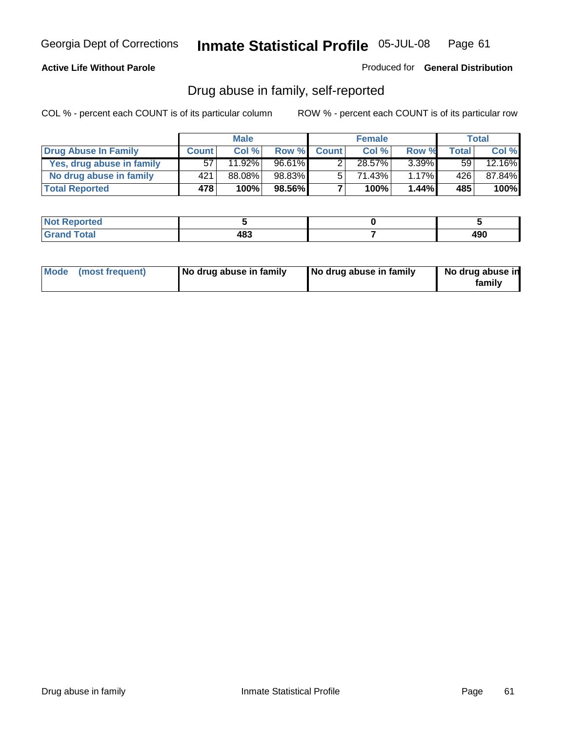Georgia Dept of Corrections **Inmate Statistical Profile** 05-JUL-08

**Active Life Without Parole**

Produced for **General Distribution**

## Drug abuse in family, self-reported

COL % - percent each COUNT is of its particular column

ROW % - percent each COUNT is of its particular row

| | Male | | | Female | | | Total | |
|---|---|---|---|---|---|---|---|---|
| **Drug Abuse In Family** | **Count** | **Col %** | **Row %** | **Count** | **Col %** | **Row %** | **Total** | **Col %** |
| **Yes, drug abuse in family** | 57 | 11.92% | 96.61% | 2 | 28.57% | 3.39% | 59 | 12.16% |
| **No drug abuse in family** | 421 | 88.08% | 98.83% | 5 | 71.43% | 1.17% | 426 | 87.84% |
| **Total Reported** | **478** | **100%** | **98.56%** | **7** | **100%** | **1.44%** | **485** | **100%** |

| | Male | Female | Total |
|---|---|---|---|
| **Not Reported** | **5** | **0** | **5** |
| **Grand Total** | **483** | **7** | **490** |

| | Male | Female | Total |
|---|---|---|---|
| **Mode (most frequent)** | **No drug abuse in family** | **No drug abuse in family** | **No drug abuse in family** |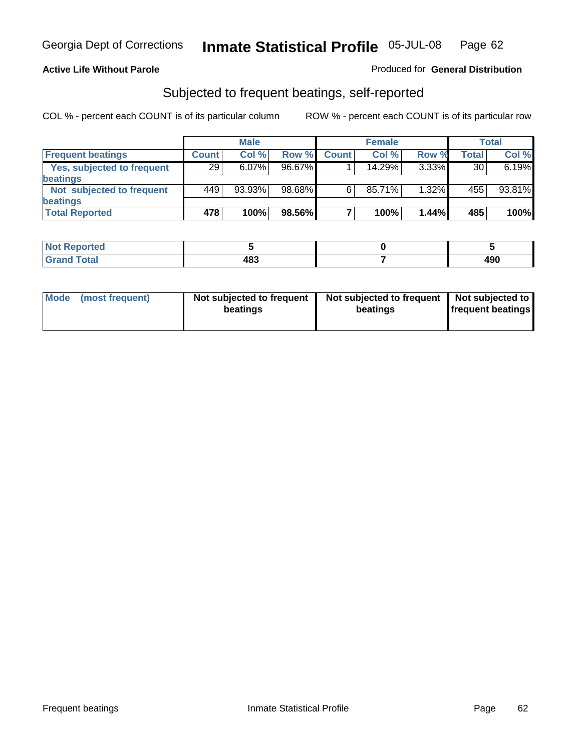Georgia Dept of Corrections **Inmate Statistical Profile** 05-JUL-08

**Active Life Without Parole**

Produced for **General Distribution**

## Subjected to frequent beatings, self-reported

COL % - percent each COUNT is of its particular column    ROW % - percent each COUNT is of its particular row

| | Male | | | Female | | | Total | |
|---|---|---|---|---|---|---|---|---|
| **Frequent beatings** | **Count** | **Col %** | **Row %** | **Count** | **Col %** | **Row %** | **Total** | **Col %** |
| **Yes, subjected to frequent beatings** | 29 | 6.07% | 96.67% | 1 | 14.29% | 3.33% | 30 | 6.19% |
| **Not subjected to frequent beatings** | 449 | 93.93% | 98.68% | 6 | 85.71% | 1.32% | 455 | 93.81% |
| **Total Reported** | **478** | **100%** | **98.56%** | **7** | **100%** | **1.44%** | **485** | **100%** |

| | Male | Female | Total |
|---|---|---|---|
| **Not Reported** | **5** | **0** | **5** |
| **Grand Total** | **483** | **7** | **490** |

| | Male | Female | Total |
|---|---|---|---|
| **Mode (most frequent)** | **Not subjected to frequent beatings** | **Not subjected to frequent beatings** | **Not subjected to frequent beatings** |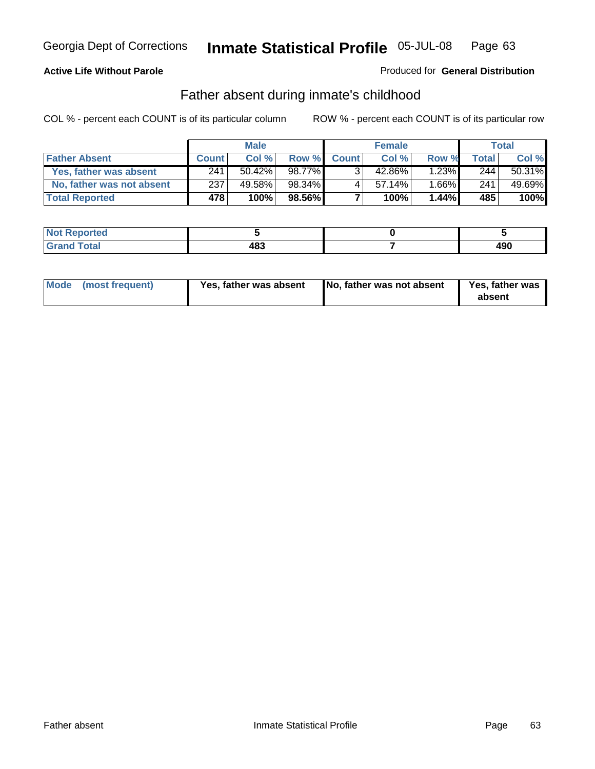Georgia Dept of Corrections **Inmate Statistical Profile** 05-JUL-08

**Active Life Without Parole**

Produced for **General Distribution**

## Father absent during inmate's childhood

COL % - percent each COUNT is of its particular column ROW % - percent each COUNT is of its particular row

| | Male | | | Female | | | Total | |
|---|---|---|---|---|---|---|---|---|
| **Father Absent** | **Count** | **Col %** | **Row %** | **Count** | **Col %** | **Row %** | **Total** | **Col %** |
| **Yes, father was absent** | 241 | 50.42% | 98.77% | 3 | 42.86% | 1.23% | 244 | 50.31% |
| **No, father was not absent** | 237 | 49.58% | 98.34% | 4 | 57.14% | 1.66% | 241 | 49.69% |
| **Total Reported** | **478** | **100%** | **98.56%** | **7** | **100%** | **1.44%** | **485** | **100%** |

| | Male | Female | Total |
|---|---|---|---|
| **Not Reported** | **5** | **0** | **5** |
| **Grand Total** | **483** | **7** | **490** |

| | Male | Female | Total |
|---|---|---|---|
| **Mode (most frequent)** | **Yes, father was absent** | **No, father was not absent** | **Yes, father was absent** |

Father absent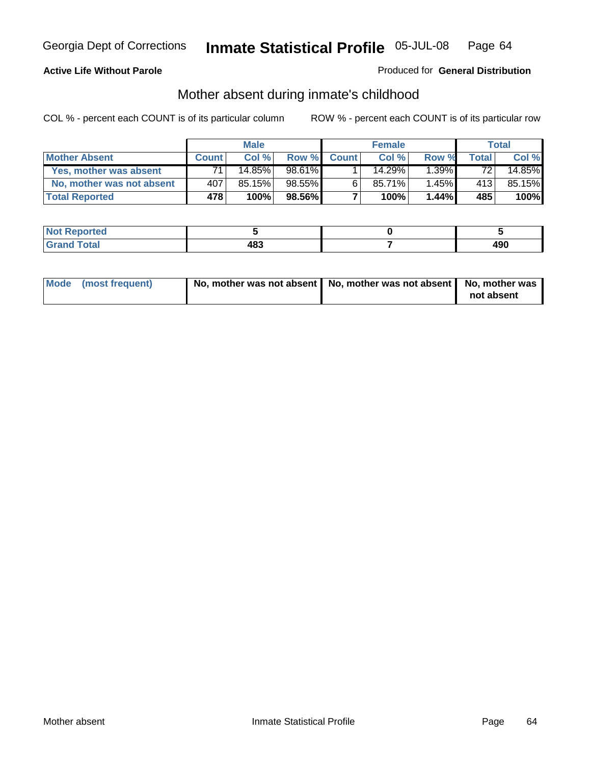Georgia Dept of Corrections **Inmate Statistical Profile** 05-JUL-08

**Active Life Without Parole**

Produced for **General Distribution**

## Mother absent during inmate's childhood

COL % - percent each COUNT is of its particular column

ROW % - percent each COUNT is of its particular row

| | Male | | | Female | | | Total | |
|---|---|---|---|---|---|---|---|---|
| **Mother Absent** | **Count** | **Col %** | **Row %** | **Count** | **Col %** | **Row %** | **Total** | **Col %** |
| **Yes, mother was absent** | 71 | 14.85% | 98.61% | 1 | 14.29% | 1.39% | 72 | 14.85% |
| **No, mother was not absent** | 407 | 85.15% | 98.55% | 6 | 85.71% | 1.45% | 413 | 85.15% |
| **Total Reported** | **478** | **100%** | **98.56%** | **7** | **100%** | **1.44%** | **485** | **100%** |

| | Male | Female | Total |
|---|---|---|---|
| **Not Reported** | **5** | **0** | **5** |
| **Grand Total** | **483** | **7** | **490** |

| | Male | Female | Total |
|---|---|---|---|
| **Mode (most frequent)** | **No, mother was not absent** | **No, mother was not absent** | **No, mother was not absent** |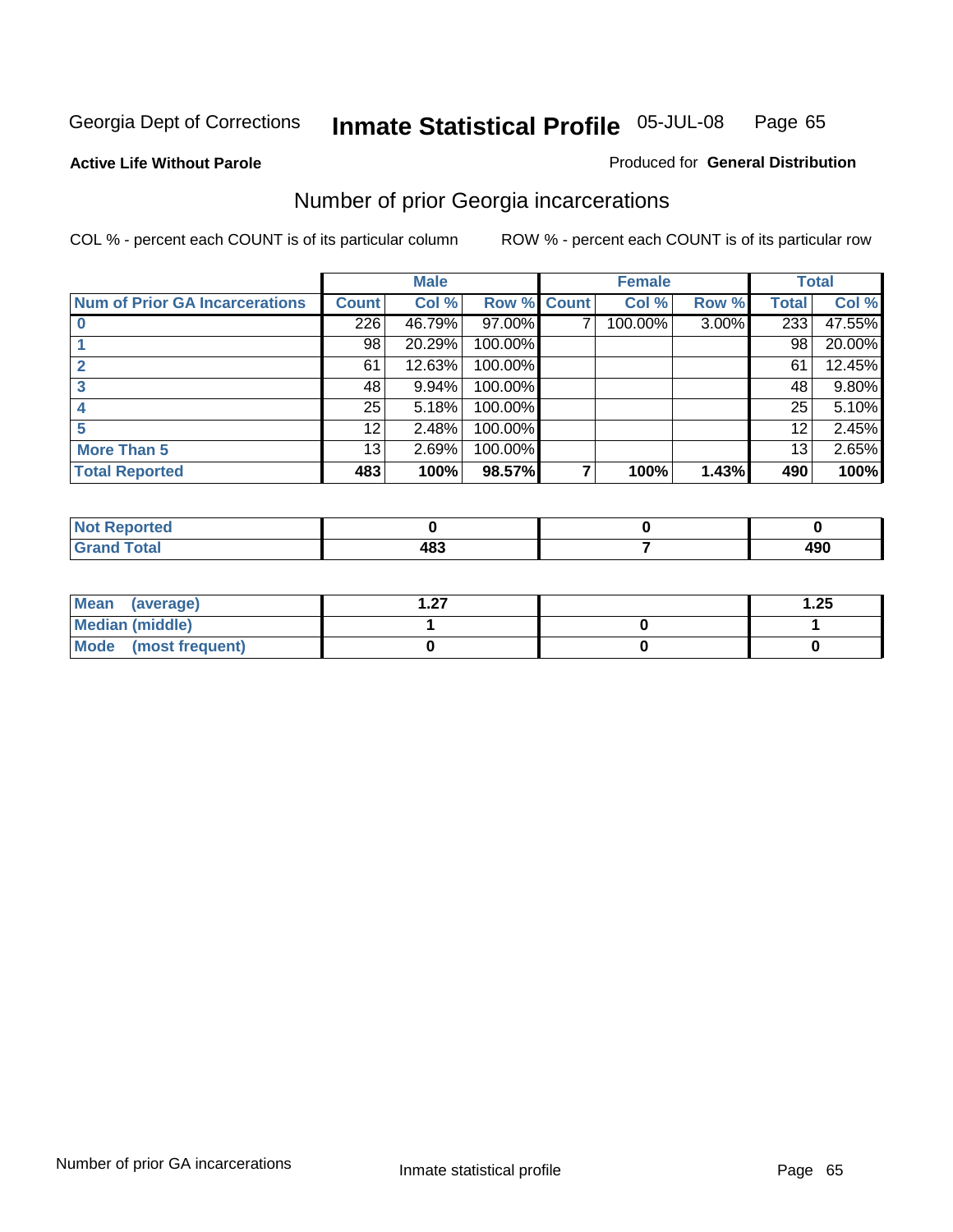Georgia Dept of Corrections **Inmate Statistical Profile** 05-JUL-08

**Active Life Without Parole**

Produced for **General Distribution**

## Number of prior Georgia incarcerations

COL % - percent each COUNT is of its particular column

ROW % - percent each COUNT is of its particular row

| | Male | | | Female | | | Total | |
|---|---|---|---|---|---|---|---|---|
| **Num of Prior GA Incarcerations** | **Count** | **Col %** | **Row %** | **Count** | **Col %** | **Row %** | **Total** | **Col %** |
| **0** | 226 | 46.79% | 97.00% | 7 | 100.00% | 3.00% | 233 | 47.55% |
| **1** | 98 | 20.29% | 100.00% | | | | 98 | 20.00% |
| **2** | 61 | 12.63% | 100.00% | | | | 61 | 12.45% |
| **3** | 48 | 9.94% | 100.00% | | | | 48 | 9.80% |
| **4** | 25 | 5.18% | 100.00% | | | | 25 | 5.10% |
| **5** | 12 | 2.48% | 100.00% | | | | 12 | 2.45% |
| **More Than 5** | 13 | 2.69% | 100.00% | | | | 13 | 2.65% |
| **Total Reported** | **483** | **100%** | **98.57%** | **7** | **100%** | **1.43%** | **490** | **100%** |

| | Male | Female | Total |
|---|---|---|---|
| **Not Reported** | **0** | **0** | **0** |
| **Grand Total** | **483** | **7** | **490** |

| | Male | Female | Total |
|---|---|---|---|
| **Mean (average)** | **1.27** | | **1.25** |
| **Median (middle)** | **1** | **0** | **1** |
| **Mode (most frequent)** | **0** | **0** | **0** |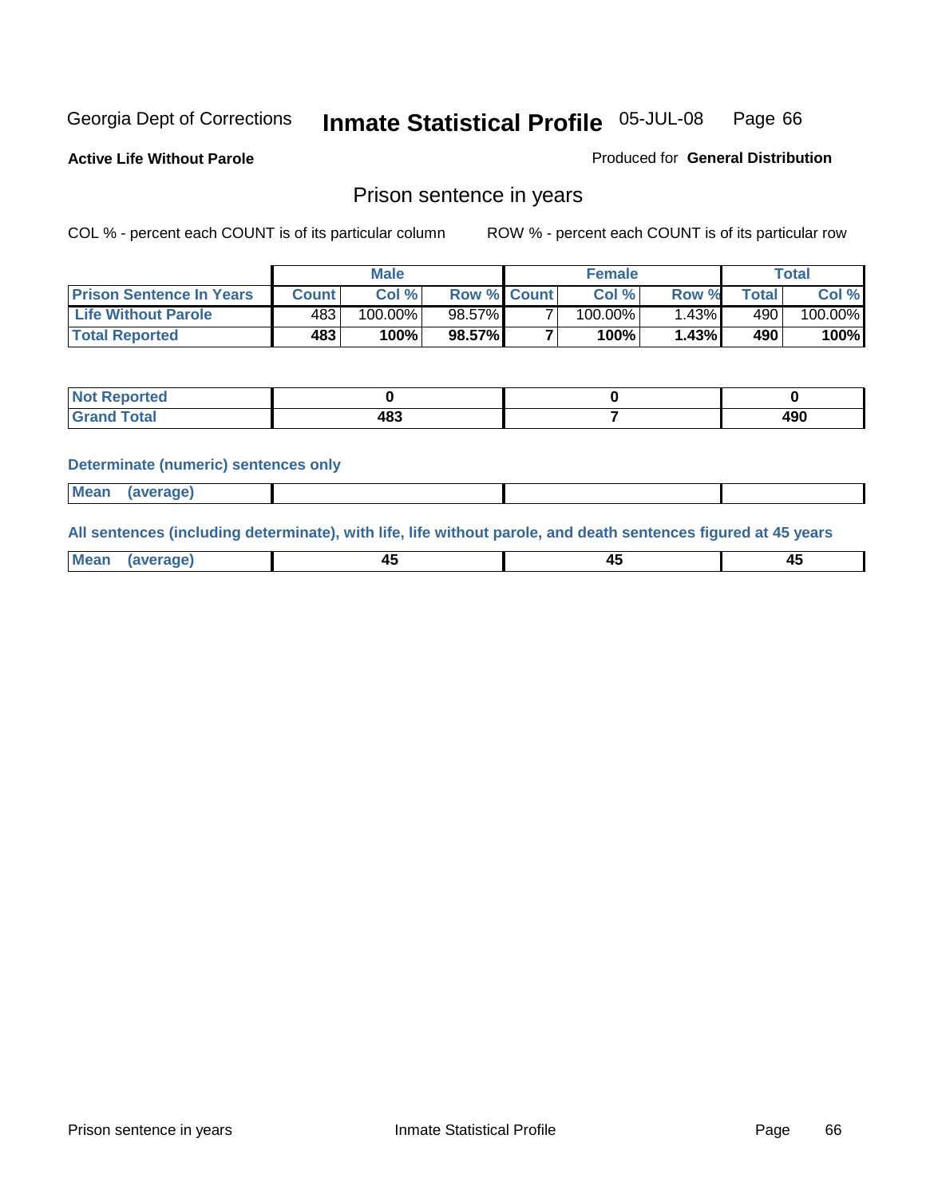Georgia Dept of Corrections **Inmate Statistical Profile** 05-JUL-08

**Active Life Without Parole**

Produced for **General Distribution**

## Prison sentence in years

COL % - percent each COUNT is of its particular column

ROW % - percent each COUNT is of its particular row

| | Male | | | Female | | | Total | |
|---|---|---|---|---|---|---|---|---|
| **Prison Sentence In Years** | **Count** | **Col %** | **Row %** | **Count** | **Col %** | **Row %** | **Total** | **Col %** |
| **Life Without Parole** | 483 | 100.00% | 98.57% | 7 | 100.00% | 1.43% | 490 | 100.00% |
| **Total Reported** | **483** | **100%** | **98.57%** | **7** | **100%** | **1.43%** | **490** | **100%** |

| | Male | Female | Total |
|---|---|---|---|
| **Not Reported** | **0** | **0** | **0** |
| **Grand Total** | **483** | **7** | **490** |

**Determinate (numeric) sentences only**

| | Male | Female | Total |
|---|---|---|---|
| **Mean (average)** | | | |

**All sentences (including determinate), with life, life without parole, and death sentences figured at 45 years**

| | Male | Female | Total |
|---|---|---|---|
| **Mean (average)** | **45** | **45** | **45** |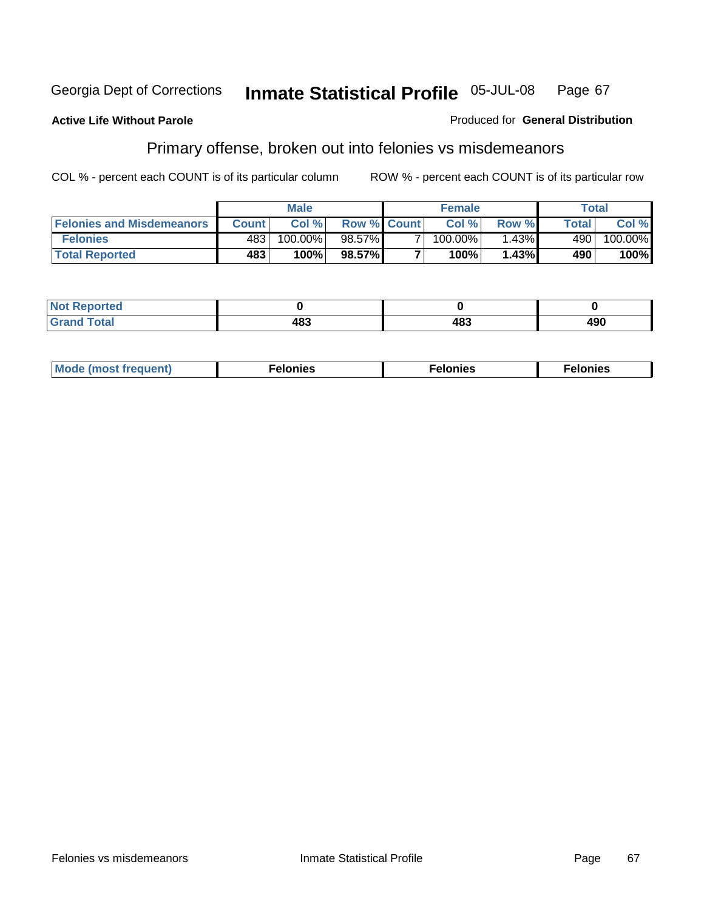Georgia Dept of Corrections **Inmate Statistical Profile** 05-JUL-08

**Active Life Without Parole**

Produced for **General Distribution**

## Primary offense, broken out into felonies vs misdemeanors

COL % - percent each COUNT is of its particular column ROW % - percent each COUNT is of its particular row

| | Male | | | Female | | | Total | |
|---|---|---|---|---|---|---|---|---|
| **Felonies and Misdemeanors** | **Count** | **Col %** | **Row %** | **Count** | **Col %** | **Row %** | **Total** | **Col %** |
| **Felonies** | 483 | 100.00% | 98.57% | 7 | 100.00% | 1.43% | 490 | 100.00% |
| **Total Reported** | **483** | **100%** | **98.57%** | **7** | **100%** | **1.43%** | **490** | **100%** |

| | Male | Female | Total |
|---|---|---|---|
| **Not Reported** | **0** | **0** | **0** |
| **Grand Total** | **483** | **483** | **490** |

| | Male | Female | Total |
|---|---|---|---|
| **Mode (most frequent)** | **Felonies** | **Felonies** | **Felonies** |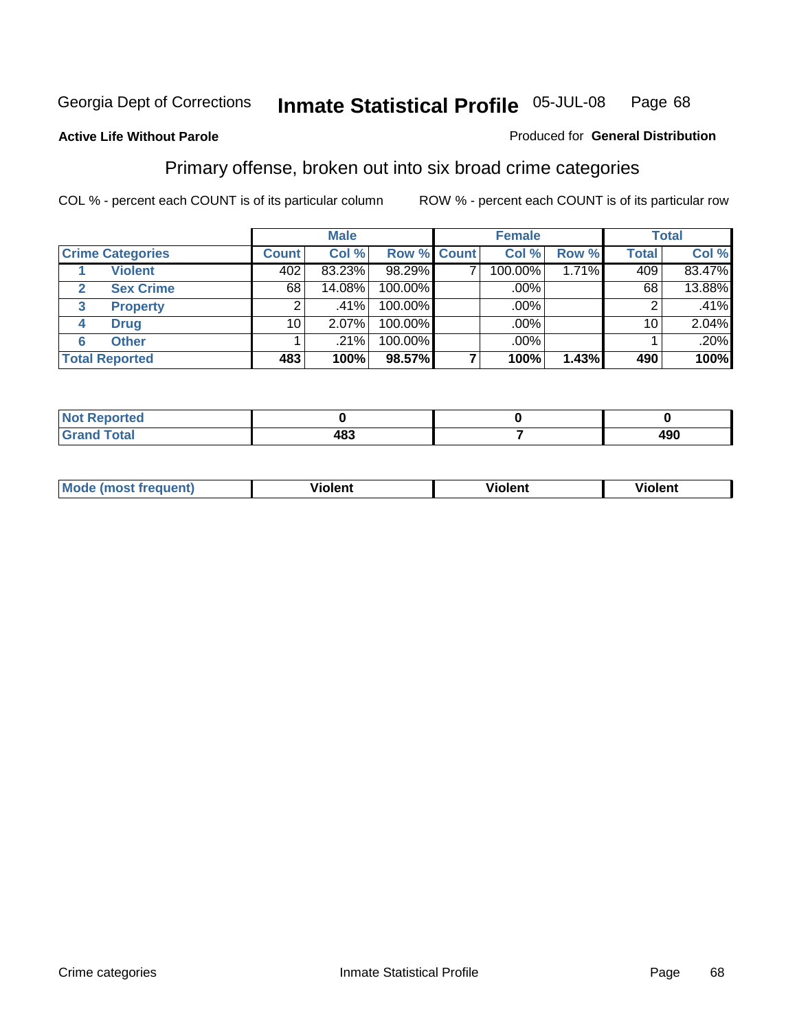Georgia Dept of Corrections **Inmate Statistical Profile** 05-JUL-08

**Active Life Without Parole**

Produced for **General Distribution**

## Primary offense, broken out into six broad crime categories

COL % - percent each COUNT is of its particular column

ROW % - percent each COUNT is of its particular row

| Crime Categories | | Male | | | Female | | | Total | |
|---|---|---|---|---|---|---|---|---|---|
| | | Count | Col % | Row % | Count | Col % | Row % | Total | Col % |
| 1 | Violent | 402 | 83.23% | 98.29% | 7 | 100.00% | 1.71% | 409 | 83.47% |
| 2 | Sex Crime | 68 | 14.08% | 100.00% | | .00% | | 68 | 13.88% |
| 3 | Property | 2 | .41% | 100.00% | | .00% | | 2 | .41% |
| 4 | Drug | 10 | 2.07% | 100.00% | | .00% | | 10 | 2.04% |
| 6 | Other | 1 | .21% | 100.00% | | .00% | | 1 | .20% |
| **Total Reported** | | **483** | **100%** | **98.57%** | **7** | **100%** | **1.43%** | **490** | **100%** |

| | Male | Female | Total |
|---|---|---|---|
| Not Reported | 0 | 0 | 0 |
| Grand Total | 483 | 7 | 490 |

| | Male | Female | Total |
|---|---|---|---|
| Mode (most frequent) | Violent | Violent | Violent |

Crime categories Inmate Statistical Profile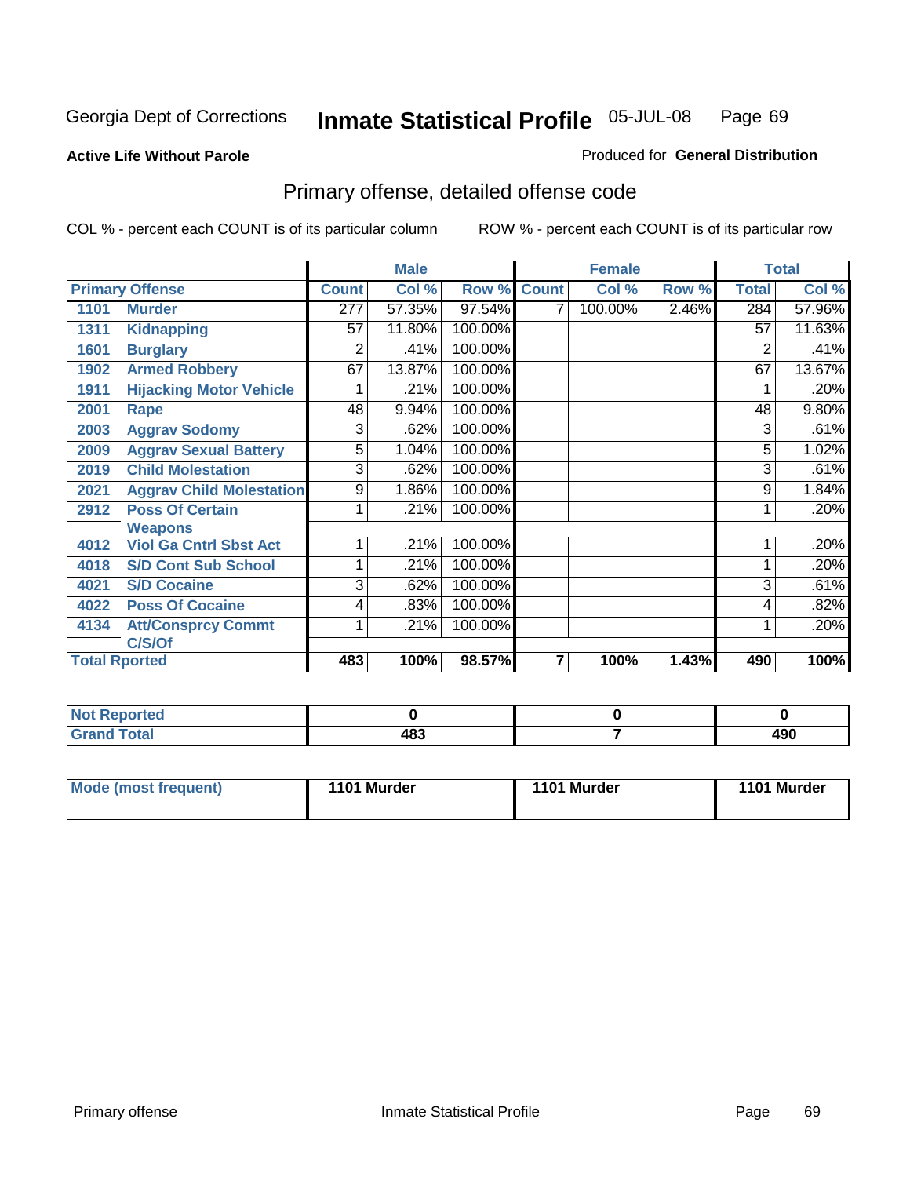Georgia Dept of Corrections **Inmate Statistical Profile** 05-JUL-08 Page 69

**Active Life Without Parole**

Produced for **General Distribution**

## Primary offense, detailed offense code

COL % - percent each COUNT is of its particular column

ROW % - percent each COUNT is of its particular row

| Primary Offense | | Male | | | Female | | | Total | |
|---|---|---|---|---|---|---|---|---|---|
| | | Count | Col % | Row % | Count | Col % | Row % | Total | Col % |
| 1101 | Murder | 277 | 57.35% | 97.54% | 7 | 100.00% | 2.46% | 284 | 57.96% |
| 1311 | Kidnapping | 57 | 11.80% | 100.00% | | | | 57 | 11.63% |
| 1601 | Burglary | 2 | .41% | 100.00% | | | | 2 | .41% |
| 1902 | Armed Robbery | 67 | 13.87% | 100.00% | | | | 67 | 13.67% |
| 1911 | Hijacking Motor Vehicle | 1 | .21% | 100.00% | | | | 1 | .20% |
| 2001 | Rape | 48 | 9.94% | 100.00% | | | | 48 | 9.80% |
| 2003 | Aggrav Sodomy | 3 | .62% | 100.00% | | | | 3 | .61% |
| 2009 | Aggrav Sexual Battery | 5 | 1.04% | 100.00% | | | | 5 | 1.02% |
| 2019 | Child Molestation | 3 | .62% | 100.00% | | | | 3 | .61% |
| 2021 | Aggrav Child Molestation | 9 | 1.86% | 100.00% | | | | 9 | 1.84% |
| 2912 | Poss Of Certain Weapons | 1 | .21% | 100.00% | | | | 1 | .20% |
| 4012 | Viol Ga Cntrl Sbst Act | 1 | .21% | 100.00% | | | | 1 | .20% |
| 4018 | S/D Cont Sub School | 1 | .21% | 100.00% | | | | 1 | .20% |
| 4021 | S/D Cocaine | 3 | .62% | 100.00% | | | | 3 | .61% |
| 4022 | Poss Of Cocaine | 4 | .83% | 100.00% | | | | 4 | .82% |
| 4134 | Att/Consprcy Commt C/S/Of | 1 | .21% | 100.00% | | | | 1 | .20% |
| Total Rported | | 483 | 100% | 98.57% | 7 | 100% | 1.43% | 490 | 100% |

| | Male | Female | Total |
|---|---|---|---|
| Not Reported | 0 | 0 | 0 |
| Grand Total | 483 | 7 | 490 |

| | Male | Female | Total |
|---|---|---|---|
| Mode (most frequent) | 1101 Murder | 1101 Murder | 1101 Murder |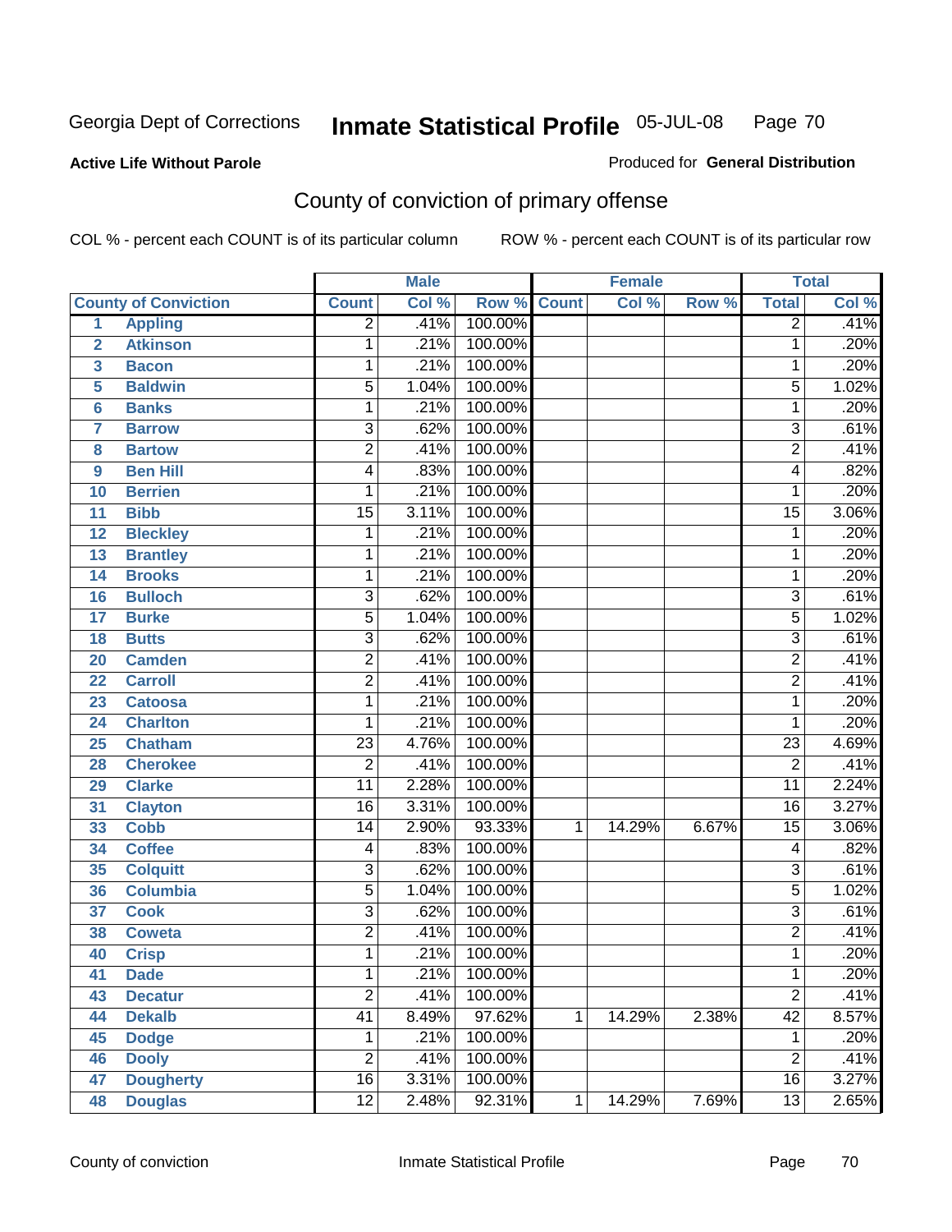Georgia Dept of Corrections **Inmate Statistical Profile** 05-JUL-08

**Active Life Without Parole**

Produced for **General Distribution**

## County of conviction of primary offense

COL % - percent each COUNT is of its particular column ROW % - percent each COUNT is of its particular row

| County of Conviction | | Male | | | Female | | | Total | |
|---|---|---|---|---|---|---|---|---|---|
| | | Count | Col % | Row % | Count | Col % | Row % | Total | Col % |
| 1 | Appling | 2 | .41% | 100.00% | | | | 2 | .41% |
| 2 | Atkinson | 1 | .21% | 100.00% | | | | 1 | .20% |
| 3 | Bacon | 1 | .21% | 100.00% | | | | 1 | .20% |
| 5 | Baldwin | 5 | 1.04% | 100.00% | | | | 5 | 1.02% |
| 6 | Banks | 1 | .21% | 100.00% | | | | 1 | .20% |
| 7 | Barrow | 3 | .62% | 100.00% | | | | 3 | .61% |
| 8 | Bartow | 2 | .41% | 100.00% | | | | 2 | .41% |
| 9 | Ben Hill | 4 | .83% | 100.00% | | | | 4 | .82% |
| 10 | Berrien | 1 | .21% | 100.00% | | | | 1 | .20% |
| 11 | Bibb | 15 | 3.11% | 100.00% | | | | 15 | 3.06% |
| 12 | Bleckley | 1 | .21% | 100.00% | | | | 1 | .20% |
| 13 | Brantley | 1 | .21% | 100.00% | | | | 1 | .20% |
| 14 | Brooks | 1 | .21% | 100.00% | | | | 1 | .20% |
| 16 | Bulloch | 3 | .62% | 100.00% | | | | 3 | .61% |
| 17 | Burke | 5 | 1.04% | 100.00% | | | | 5 | 1.02% |
| 18 | Butts | 3 | .62% | 100.00% | | | | 3 | .61% |
| 20 | Camden | 2 | .41% | 100.00% | | | | 2 | .41% |
| 22 | Carroll | 2 | .41% | 100.00% | | | | 2 | .41% |
| 23 | Catoosa | 1 | .21% | 100.00% | | | | 1 | .20% |
| 24 | Charlton | 1 | .21% | 100.00% | | | | 1 | .20% |
| 25 | Chatham | 23 | 4.76% | 100.00% | | | | 23 | 4.69% |
| 28 | Cherokee | 2 | .41% | 100.00% | | | | 2 | .41% |
| 29 | Clarke | 11 | 2.28% | 100.00% | | | | 11 | 2.24% |
| 31 | Clayton | 16 | 3.31% | 100.00% | | | | 16 | 3.27% |
| 33 | Cobb | 14 | 2.90% | 93.33% | 1 | 14.29% | 6.67% | 15 | 3.06% |
| 34 | Coffee | 4 | .83% | 100.00% | | | | 4 | .82% |
| 35 | Colquitt | 3 | .62% | 100.00% | | | | 3 | .61% |
| 36 | Columbia | 5 | 1.04% | 100.00% | | | | 5 | 1.02% |
| 37 | Cook | 3 | .62% | 100.00% | | | | 3 | .61% |
| 38 | Coweta | 2 | .41% | 100.00% | | | | 2 | .41% |
| 40 | Crisp | 1 | .21% | 100.00% | | | | 1 | .20% |
| 41 | Dade | 1 | .21% | 100.00% | | | | 1 | .20% |
| 43 | Decatur | 2 | .41% | 100.00% | | | | 2 | .41% |
| 44 | Dekalb | 41 | 8.49% | 97.62% | 1 | 14.29% | 2.38% | 42 | 8.57% |
| 45 | Dodge | 1 | .21% | 100.00% | | | | 1 | .20% |
| 46 | Dooly | 2 | .41% | 100.00% | | | | 2 | .41% |
| 47 | Dougherty | 16 | 3.31% | 100.00% | | | | 16 | 3.27% |
| 48 | Douglas | 12 | 2.48% | 92.31% | 1 | 14.29% | 7.69% | 13 | 2.65% |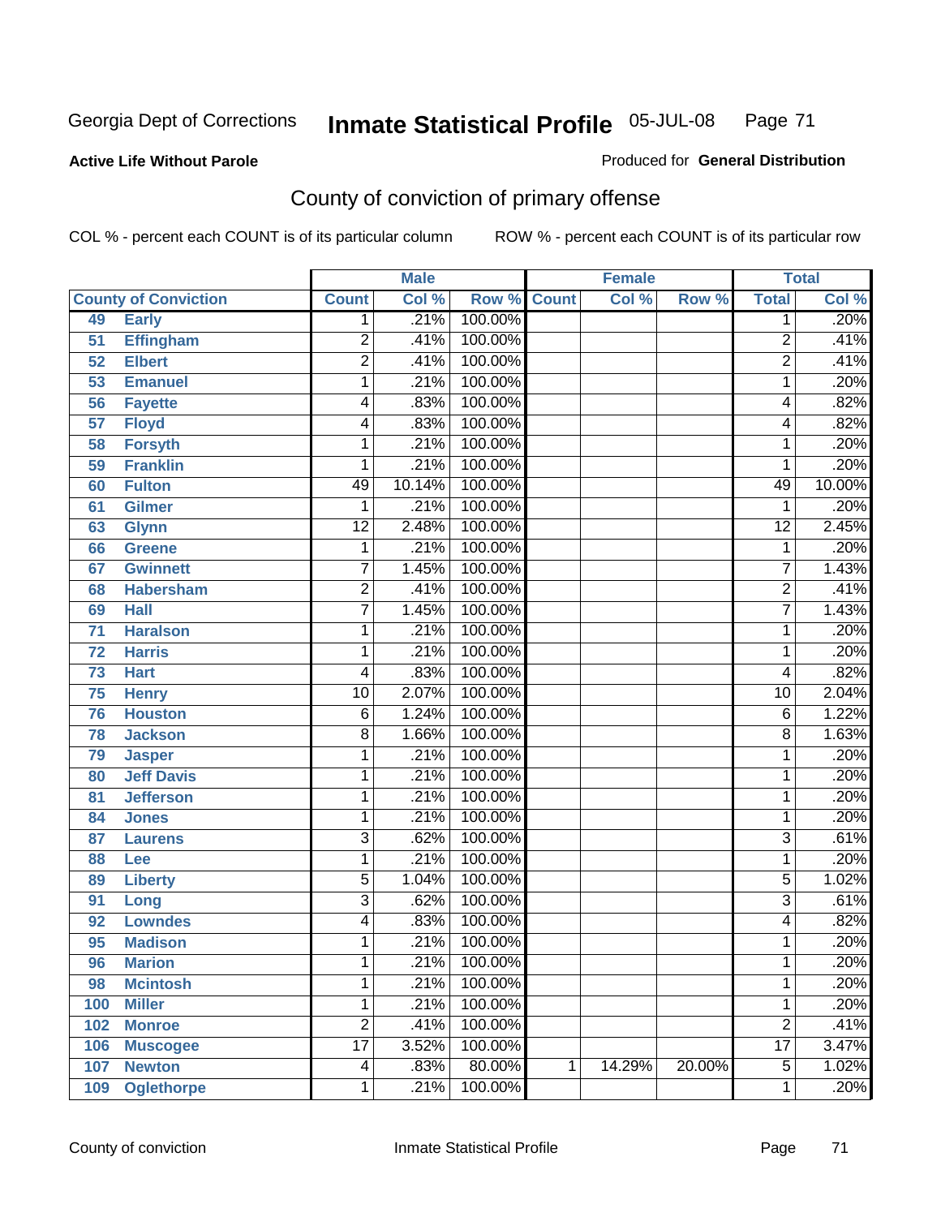Georgia Dept of Corrections **Inmate Statistical Profile** 05-JUL-08

**Active Life Without Parole**

Produced for **General Distribution**

## County of conviction of primary offense

COL % - percent each COUNT is of its particular column ROW % - percent each COUNT is of its particular row

| County of Conviction | | Male | | | Female | | | Total | |
|---|---|---|---|---|---|---|---|---|---|
| | | Count | Col % | Row % | Count | Col % | Row % | Total | Col % |
| 49 | Early | 1 | .21% | 100.00% | | | | 1 | .20% |
| 51 | Effingham | 2 | .41% | 100.00% | | | | 2 | .41% |
| 52 | Elbert | 2 | .41% | 100.00% | | | | 2 | .41% |
| 53 | Emanuel | 1 | .21% | 100.00% | | | | 1 | .20% |
| 56 | Fayette | 4 | .83% | 100.00% | | | | 4 | .82% |
| 57 | Floyd | 4 | .83% | 100.00% | | | | 4 | .82% |
| 58 | Forsyth | 1 | .21% | 100.00% | | | | 1 | .20% |
| 59 | Franklin | 1 | .21% | 100.00% | | | | 1 | .20% |
| 60 | Fulton | 49 | 10.14% | 100.00% | | | | 49 | 10.00% |
| 61 | Gilmer | 1 | .21% | 100.00% | | | | 1 | .20% |
| 63 | Glynn | 12 | 2.48% | 100.00% | | | | 12 | 2.45% |
| 66 | Greene | 1 | .21% | 100.00% | | | | 1 | .20% |
| 67 | Gwinnett | 7 | 1.45% | 100.00% | | | | 7 | 1.43% |
| 68 | Habersham | 2 | .41% | 100.00% | | | | 2 | .41% |
| 69 | Hall | 7 | 1.45% | 100.00% | | | | 7 | 1.43% |
| 71 | Haralson | 1 | .21% | 100.00% | | | | 1 | .20% |
| 72 | Harris | 1 | .21% | 100.00% | | | | 1 | .20% |
| 73 | Hart | 4 | .83% | 100.00% | | | | 4 | .82% |
| 75 | Henry | 10 | 2.07% | 100.00% | | | | 10 | 2.04% |
| 76 | Houston | 6 | 1.24% | 100.00% | | | | 6 | 1.22% |
| 78 | Jackson | 8 | 1.66% | 100.00% | | | | 8 | 1.63% |
| 79 | Jasper | 1 | .21% | 100.00% | | | | 1 | .20% |
| 80 | Jeff Davis | 1 | .21% | 100.00% | | | | 1 | .20% |
| 81 | Jefferson | 1 | .21% | 100.00% | | | | 1 | .20% |
| 84 | Jones | 1 | .21% | 100.00% | | | | 1 | .20% |
| 87 | Laurens | 3 | .62% | 100.00% | | | | 3 | .61% |
| 88 | Lee | 1 | .21% | 100.00% | | | | 1 | .20% |
| 89 | Liberty | 5 | 1.04% | 100.00% | | | | 5 | 1.02% |
| 91 | Long | 3 | .62% | 100.00% | | | | 3 | .61% |
| 92 | Lowndes | 4 | .83% | 100.00% | | | | 4 | .82% |
| 95 | Madison | 1 | .21% | 100.00% | | | | 1 | .20% |
| 96 | Marion | 1 | .21% | 100.00% | | | | 1 | .20% |
| 98 | Mcintosh | 1 | .21% | 100.00% | | | | 1 | .20% |
| 100 | Miller | 1 | .21% | 100.00% | | | | 1 | .20% |
| 102 | Monroe | 2 | .41% | 100.00% | | | | 2 | .41% |
| 106 | Muscogee | 17 | 3.52% | 100.00% | | | | 17 | 3.47% |
| 107 | Newton | 4 | .83% | 80.00% | 1 | 14.29% | 20.00% | 5 | 1.02% |
| 109 | Oglethorpe | 1 | .21% | 100.00% | | | | 1 | .20% |

County of conviction Inmate Statistical Profile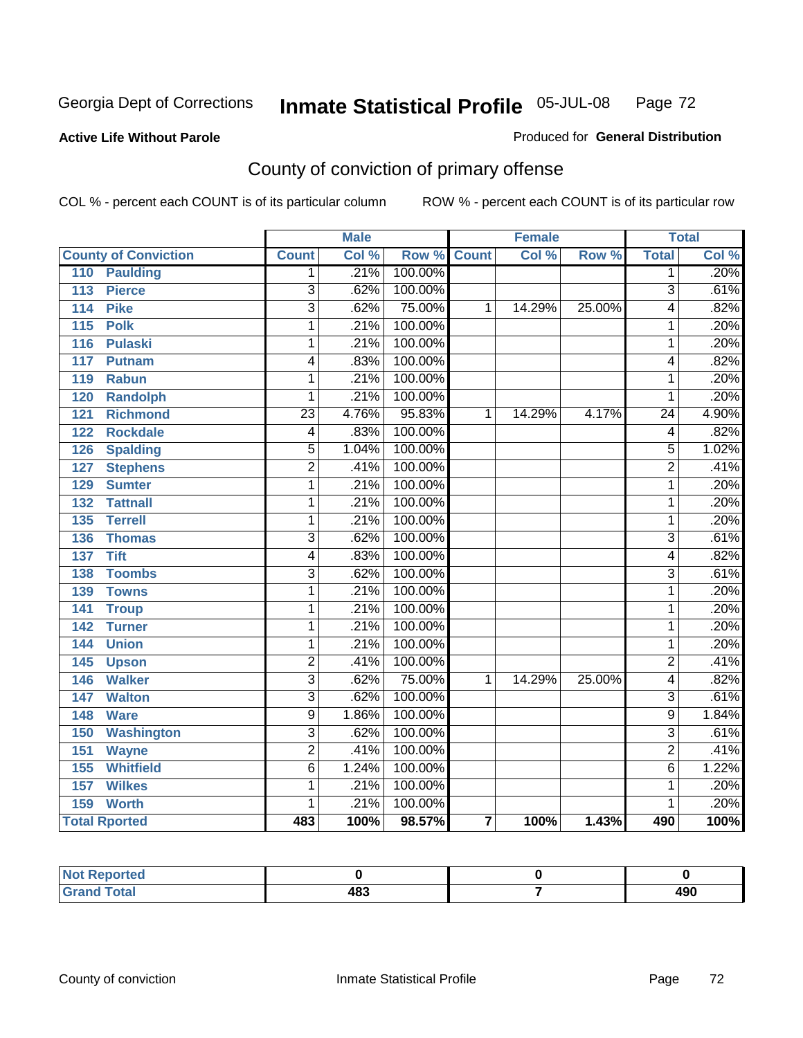Georgia Dept of Corrections **Inmate Statistical Profile** 05-JUL-08 Page 72

**Active Life Without Parole**

Produced for **General Distribution**

## County of conviction of primary offense

COL % - percent each COUNT is of its particular column ROW % - percent each COUNT is of its particular row

| | Male | | | Female | | | Total | |
|---|---|---|---|---|---|---|---|---|
| County of Conviction | Count | Col % | Row % | Count | Col % | Row % | Total | Col % |
| 110 Paulding | 1 | .21% | 100.00% | | | | 1 | .20% |
| 113 Pierce | 3 | .62% | 100.00% | | | | 3 | .61% |
| 114 Pike | 3 | .62% | 75.00% | 1 | 14.29% | 25.00% | 4 | .82% |
| 115 Polk | 1 | .21% | 100.00% | | | | 1 | .20% |
| 116 Pulaski | 1 | .21% | 100.00% | | | | 1 | .20% |
| 117 Putnam | 4 | .83% | 100.00% | | | | 4 | .82% |
| 119 Rabun | 1 | .21% | 100.00% | | | | 1 | .20% |
| 120 Randolph | 1 | .21% | 100.00% | | | | 1 | .20% |
| 121 Richmond | 23 | 4.76% | 95.83% | 1 | 14.29% | 4.17% | 24 | 4.90% |
| 122 Rockdale | 4 | .83% | 100.00% | | | | 4 | .82% |
| 126 Spalding | 5 | 1.04% | 100.00% | | | | 5 | 1.02% |
| 127 Stephens | 2 | .41% | 100.00% | | | | 2 | .41% |
| 129 Sumter | 1 | .21% | 100.00% | | | | 1 | .20% |
| 132 Tattnall | 1 | .21% | 100.00% | | | | 1 | .20% |
| 135 Terrell | 1 | .21% | 100.00% | | | | 1 | .20% |
| 136 Thomas | 3 | .62% | 100.00% | | | | 3 | .61% |
| 137 Tift | 4 | .83% | 100.00% | | | | 4 | .82% |
| 138 Toombs | 3 | .62% | 100.00% | | | | 3 | .61% |
| 139 Towns | 1 | .21% | 100.00% | | | | 1 | .20% |
| 141 Troup | 1 | .21% | 100.00% | | | | 1 | .20% |
| 142 Turner | 1 | .21% | 100.00% | | | | 1 | .20% |
| 144 Union | 1 | .21% | 100.00% | | | | 1 | .20% |
| 145 Upson | 2 | .41% | 100.00% | | | | 2 | .41% |
| 146 Walker | 3 | .62% | 75.00% | 1 | 14.29% | 25.00% | 4 | .82% |
| 147 Walton | 3 | .62% | 100.00% | | | | 3 | .61% |
| 148 Ware | 9 | 1.86% | 100.00% | | | | 9 | 1.84% |
| 150 Washington | 3 | .62% | 100.00% | | | | 3 | .61% |
| 151 Wayne | 2 | .41% | 100.00% | | | | 2 | .41% |
| 155 Whitfield | 6 | 1.24% | 100.00% | | | | 6 | 1.22% |
| 157 Wilkes | 1 | .21% | 100.00% | | | | 1 | .20% |
| 159 Worth | 1 | .21% | 100.00% | | | | 1 | .20% |
| **Total Rported** | **483** | **100%** | **98.57%** | **7** | **100%** | **1.43%** | **490** | **100%** |

| | Male | Female | Total |
|---|---|---|---|
| Not Reported | 0 | 0 | 0 |
| Grand Total | 483 | 7 | 490 |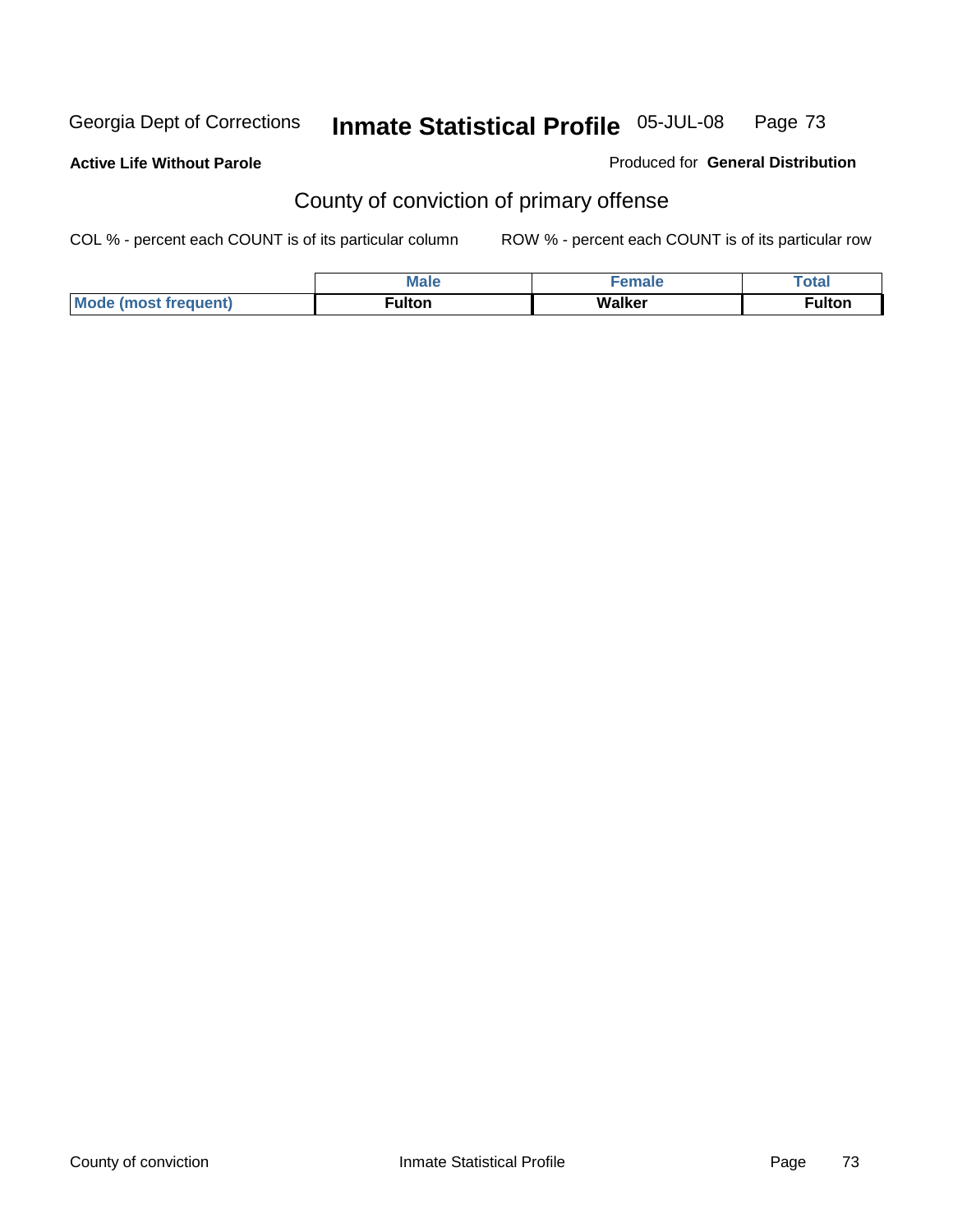**Active Life Without Parole**

Produced for **General Distribution**

## County of conviction of primary offense

COL % - percent each COUNT is of its particular column

ROW % - percent each COUNT is of its particular row

| | Male | Female | Total |
|---|---|---|---|
| Mode (most frequent) | Fulton | Walker | Fulton |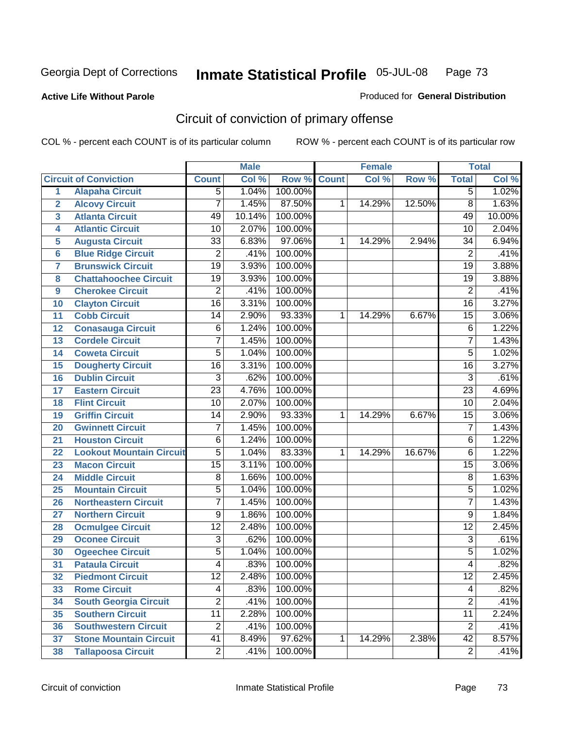**Active Life Without Parole**

Produced for **General Distribution**

## Circuit of conviction of primary offense

COL % - percent each COUNT is of its particular column

ROW % - percent each COUNT is of its particular row

| | | Male | | | Female | | | Total | |
|---|---|---|---|---|---|---|---|---|---|
| Circuit of Conviction | | Count | Col % | Row % | Count | Col % | Row % | Total | Col % |
| 1 | Alapaha Circuit | 5 | 1.04% | 100.00% | | | | 5 | 1.02% |
| 2 | Alcovy Circuit | 7 | 1.45% | 87.50% | 1 | 14.29% | 12.50% | 8 | 1.63% |
| 3 | Atlanta Circuit | 49 | 10.14% | 100.00% | | | | 49 | 10.00% |
| 4 | Atlantic Circuit | 10 | 2.07% | 100.00% | | | | 10 | 2.04% |
| 5 | Augusta Circuit | 33 | 6.83% | 97.06% | 1 | 14.29% | 2.94% | 34 | 6.94% |
| 6 | Blue Ridge Circuit | 2 | .41% | 100.00% | | | | 2 | .41% |
| 7 | Brunswick Circuit | 19 | 3.93% | 100.00% | | | | 19 | 3.88% |
| 8 | Chattahoochee Circuit | 19 | 3.93% | 100.00% | | | | 19 | 3.88% |
| 9 | Cherokee Circuit | 2 | .41% | 100.00% | | | | 2 | .41% |
| 10 | Clayton Circuit | 16 | 3.31% | 100.00% | | | | 16 | 3.27% |
| 11 | Cobb Circuit | 14 | 2.90% | 93.33% | 1 | 14.29% | 6.67% | 15 | 3.06% |
| 12 | Conasauga Circuit | 6 | 1.24% | 100.00% | | | | 6 | 1.22% |
| 13 | Cordele Circuit | 7 | 1.45% | 100.00% | | | | 7 | 1.43% |
| 14 | Coweta Circuit | 5 | 1.04% | 100.00% | | | | 5 | 1.02% |
| 15 | Dougherty Circuit | 16 | 3.31% | 100.00% | | | | 16 | 3.27% |
| 16 | Dublin Circuit | 3 | .62% | 100.00% | | | | 3 | .61% |
| 17 | Eastern Circuit | 23 | 4.76% | 100.00% | | | | 23 | 4.69% |
| 18 | Flint Circuit | 10 | 2.07% | 100.00% | | | | 10 | 2.04% |
| 19 | Griffin Circuit | 14 | 2.90% | 93.33% | 1 | 14.29% | 6.67% | 15 | 3.06% |
| 20 | Gwinnett Circuit | 7 | 1.45% | 100.00% | | | | 7 | 1.43% |
| 21 | Houston Circuit | 6 | 1.24% | 100.00% | | | | 6 | 1.22% |
| 22 | Lookout Mountain Circuit | 5 | 1.04% | 83.33% | 1 | 14.29% | 16.67% | 6 | 1.22% |
| 23 | Macon Circuit | 15 | 3.11% | 100.00% | | | | 15 | 3.06% |
| 24 | Middle Circuit | 8 | 1.66% | 100.00% | | | | 8 | 1.63% |
| 25 | Mountain Circuit | 5 | 1.04% | 100.00% | | | | 5 | 1.02% |
| 26 | Northeastern Circuit | 7 | 1.45% | 100.00% | | | | 7 | 1.43% |
| 27 | Northern Circuit | 9 | 1.86% | 100.00% | | | | 9 | 1.84% |
| 28 | Ocmulgee Circuit | 12 | 2.48% | 100.00% | | | | 12 | 2.45% |
| 29 | Oconee Circuit | 3 | .62% | 100.00% | | | | 3 | .61% |
| 30 | Ogeechee Circuit | 5 | 1.04% | 100.00% | | | | 5 | 1.02% |
| 31 | Pataula Circuit | 4 | .83% | 100.00% | | | | 4 | .82% |
| 32 | Piedmont Circuit | 12 | 2.48% | 100.00% | | | | 12 | 2.45% |
| 33 | Rome Circuit | 4 | .83% | 100.00% | | | | 4 | .82% |
| 34 | South Georgia Circuit | 2 | .41% | 100.00% | | | | 2 | .41% |
| 35 | Southern Circuit | 11 | 2.28% | 100.00% | | | | 11 | 2.24% |
| 36 | Southwestern Circuit | 2 | .41% | 100.00% | | | | 2 | .41% |
| 37 | Stone Mountain Circuit | 41 | 8.49% | 97.62% | 1 | 14.29% | 2.38% | 42 | 8.57% |
| 38 | Tallapoosa Circuit | 2 | .41% | 100.00% | | | | 2 | .41% |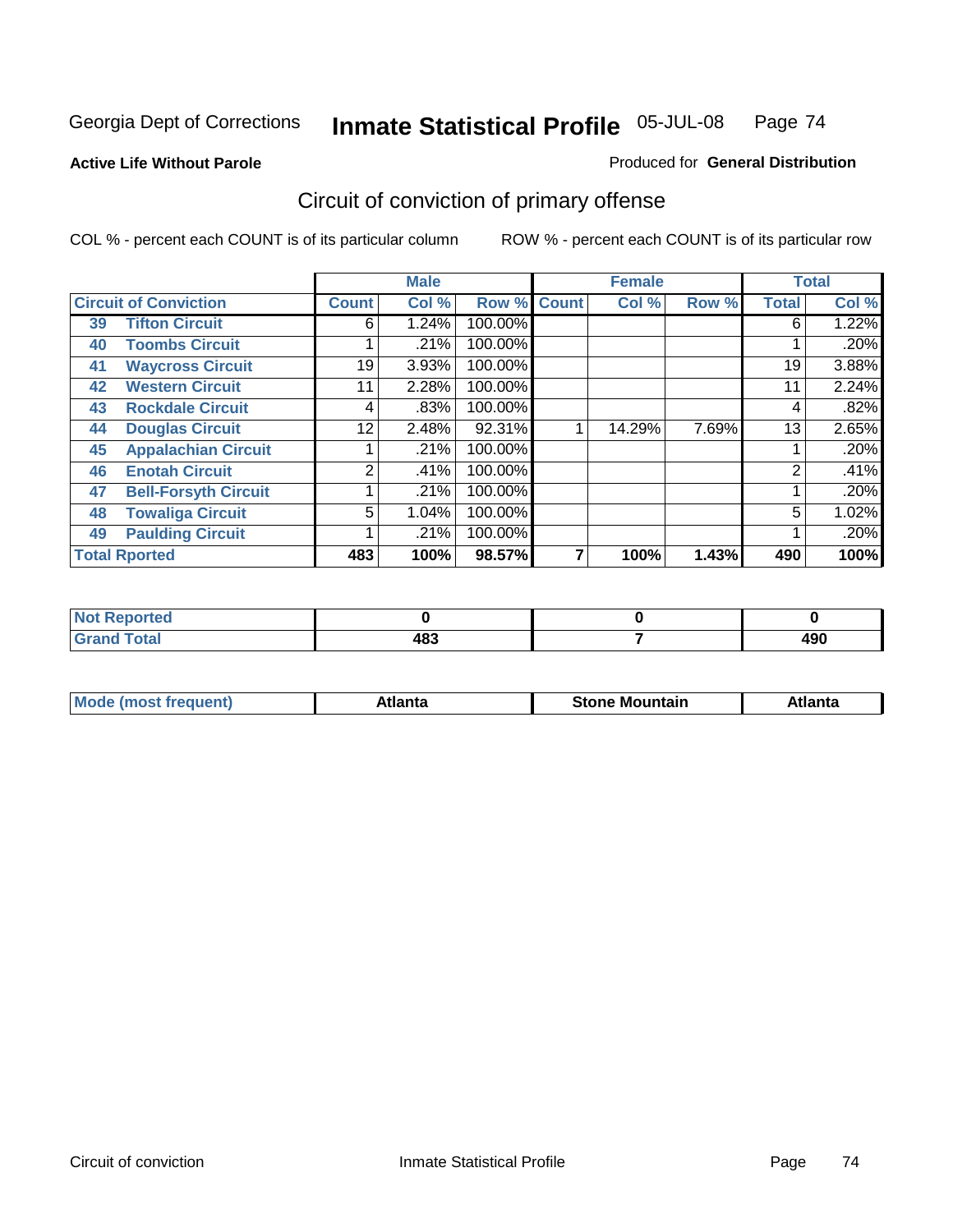Georgia Dept of Corrections **Inmate Statistical Profile** 05-JUL-08

**Active Life Without Parole**

Produced for **General Distribution**

## Circuit of conviction of primary offense

COL % - percent each COUNT is of its particular column

ROW % - percent each COUNT is of its particular row

| Circuit of Conviction | | Male | | | Female | | | Total | |
|---|---|---|---|---|---|---|---|---|---|
| | | Count | Col % | Row % | Count | Col % | Row % | Total | Col % |
| 39 | Tifton Circuit | 6 | 1.24% | 100.00% | | | | 6 | 1.22% |
| 40 | Toombs Circuit | 1 | .21% | 100.00% | | | | 1 | .20% |
| 41 | Waycross Circuit | 19 | 3.93% | 100.00% | | | | 19 | 3.88% |
| 42 | Western Circuit | 11 | 2.28% | 100.00% | | | | 11 | 2.24% |
| 43 | Rockdale Circuit | 4 | .83% | 100.00% | | | | 4 | .82% |
| 44 | Douglas Circuit | 12 | 2.48% | 92.31% | 1 | 14.29% | 7.69% | 13 | 2.65% |
| 45 | Appalachian Circuit | 1 | .21% | 100.00% | | | | 1 | .20% |
| 46 | Enotah Circuit | 2 | .41% | 100.00% | | | | 2 | .41% |
| 47 | Bell-Forsyth Circuit | 1 | .21% | 100.00% | | | | 1 | .20% |
| 48 | Towaliga Circuit | 5 | 1.04% | 100.00% | | | | 5 | 1.02% |
| 49 | Paulding Circuit | 1 | .21% | 100.00% | | | | 1 | .20% |
| **Total Rported** | | **483** | **100%** | **98.57%** | **7** | **100%** | **1.43%** | **490** | **100%** |

| | Male | Female | Total |
|---|---|---|---|
| Not Reported | 0 | 0 | 0 |
| Grand Total | 483 | 7 | 490 |

| | Male | Female | Total |
|---|---|---|---|
| Mode (most frequent) | Atlanta | Stone Mountain | Atlanta |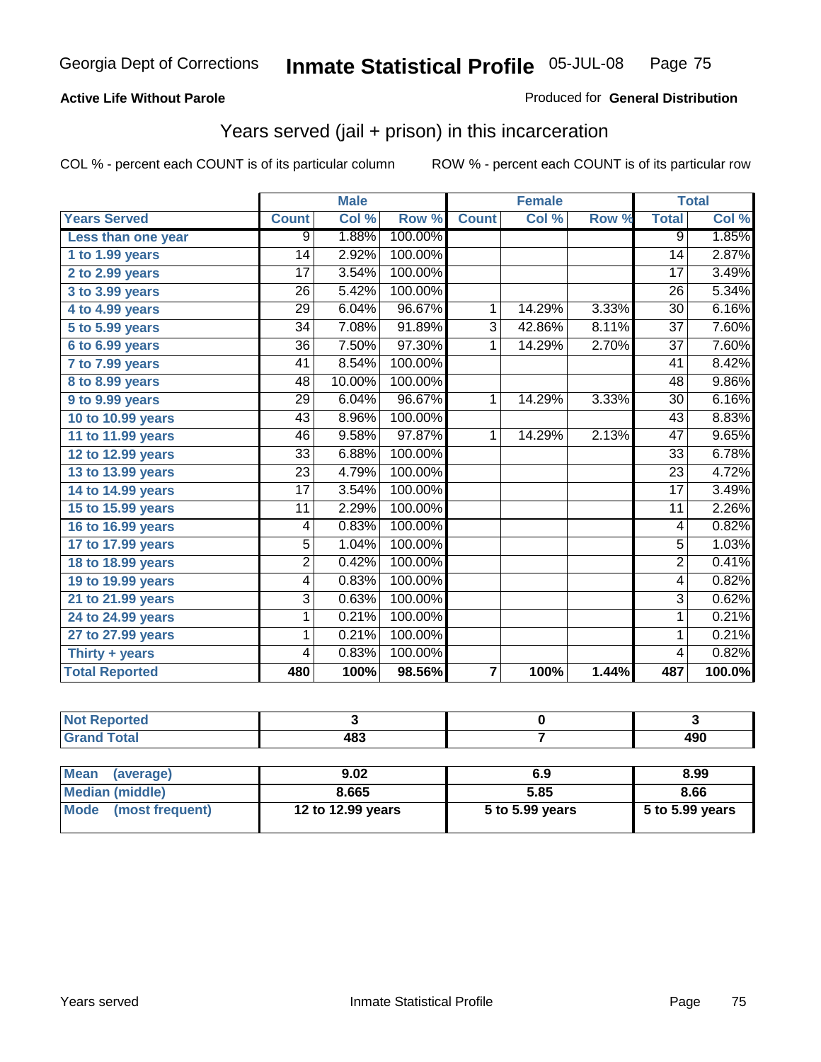Georgia Dept of Corrections **Inmate Statistical Profile** 05-JUL-08

**Active Life Without Parole**

Produced for **General Distribution**

## Years served (jail + prison) in this incarceration

COL % - percent each COUNT is of its particular column

ROW % - percent each COUNT is of its particular row

| | Male | | | Female | | | Total | |
|---|---|---|---|---|---|---|---|---|
| **Years Served** | **Count** | **Col %** | **Row %** | **Count** | **Col %** | **Row %** | **Total** | **Col %** |
| **Less than one year** | 9 | 1.88% | 100.00% | | | | 9 | 1.85% |
| **1 to 1.99 years** | 14 | 2.92% | 100.00% | | | | 14 | 2.87% |
| **2 to 2.99 years** | 17 | 3.54% | 100.00% | | | | 17 | 3.49% |
| **3 to 3.99 years** | 26 | 5.42% | 100.00% | | | | 26 | 5.34% |
| **4 to 4.99 years** | 29 | 6.04% | 96.67% | 1 | 14.29% | 3.33% | 30 | 6.16% |
| **5 to 5.99 years** | 34 | 7.08% | 91.89% | 3 | 42.86% | 8.11% | 37 | 7.60% |
| **6 to 6.99 years** | 36 | 7.50% | 97.30% | 1 | 14.29% | 2.70% | 37 | 7.60% |
| **7 to 7.99 years** | 41 | 8.54% | 100.00% | | | | 41 | 8.42% |
| **8 to 8.99 years** | 48 | 10.00% | 100.00% | | | | 48 | 9.86% |
| **9 to 9.99 years** | 29 | 6.04% | 96.67% | 1 | 14.29% | 3.33% | 30 | 6.16% |
| **10 to 10.99 years** | 43 | 8.96% | 100.00% | | | | 43 | 8.83% |
| **11 to 11.99 years** | 46 | 9.58% | 97.87% | 1 | 14.29% | 2.13% | 47 | 9.65% |
| **12 to 12.99 years** | 33 | 6.88% | 100.00% | | | | 33 | 6.78% |
| **13 to 13.99 years** | 23 | 4.79% | 100.00% | | | | 23 | 4.72% |
| **14 to 14.99 years** | 17 | 3.54% | 100.00% | | | | 17 | 3.49% |
| **15 to 15.99 years** | 11 | 2.29% | 100.00% | | | | 11 | 2.26% |
| **16 to 16.99 years** | 4 | 0.83% | 100.00% | | | | 4 | 0.82% |
| **17 to 17.99 years** | 5 | 1.04% | 100.00% | | | | 5 | 1.03% |
| **18 to 18.99 years** | 2 | 0.42% | 100.00% | | | | 2 | 0.41% |
| **19 to 19.99 years** | 4 | 0.83% | 100.00% | | | | 4 | 0.82% |
| **21 to 21.99 years** | 3 | 0.63% | 100.00% | | | | 3 | 0.62% |
| **24 to 24.99 years** | 1 | 0.21% | 100.00% | | | | 1 | 0.21% |
| **27 to 27.99 years** | 1 | 0.21% | 100.00% | | | | 1 | 0.21% |
| **Thirty + years** | 4 | 0.83% | 100.00% | | | | 4 | 0.82% |
| **Total Reported** | **480** | **100%** | **98.56%** | **7** | **100%** | **1.44%** | **487** | **100.0%** |

| | Male | Female | Total |
|---|---|---|---|
| **Not Reported** | **3** | **0** | **3** |
| **Grand Total** | **483** | **7** | **490** |

| | Male | Female | Total |
|---|---|---|---|
| **Mean (average)** | **9.02** | **6.9** | **8.99** |
| **Median (middle)** | **8.665** | **5.85** | **8.66** |
| **Mode (most frequent)** | **12 to 12.99 years** | **5 to 5.99 years** | **5 to 5.99 years** |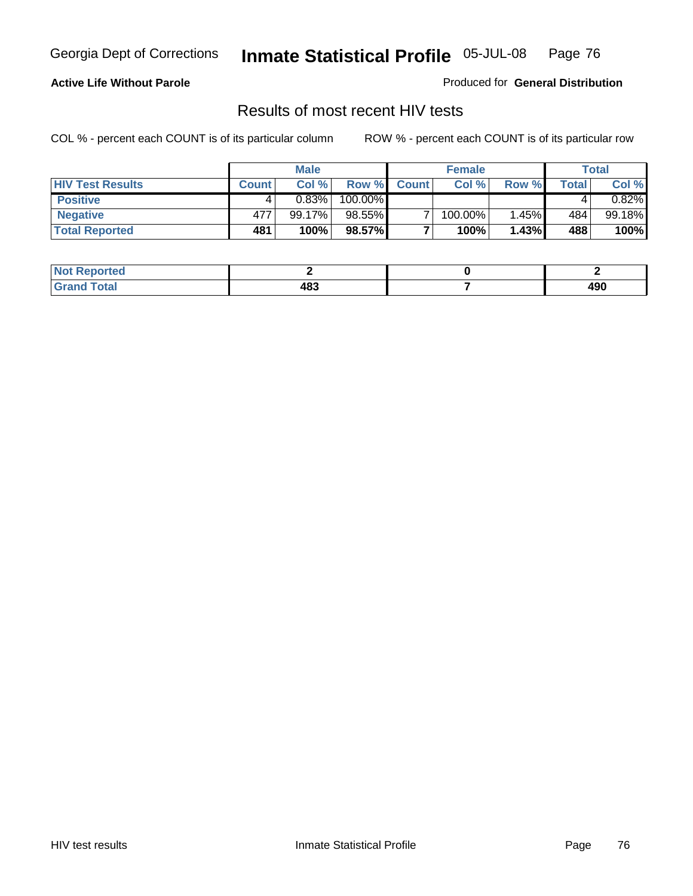**Active Life Without Parole**

Produced for **General Distribution**

## Results of most recent HIV tests

COL % - percent each COUNT is of its particular column

ROW % - percent each COUNT is of its particular row

| | Male | | | Female | | | Total | |
|---|---|---|---|---|---|---|---|---|
| **HIV Test Results** | **Count** | **Col %** | **Row %** | **Count** | **Col %** | **Row %** | **Total** | **Col %** |
| **Positive** | 4 | 0.83% | 100.00% | | | | 4 | 0.82% |
| **Negative** | 477 | 99.17% | 98.55% | 7 | 100.00% | 1.45% | 484 | 99.18% |
| **Total Reported** | **481** | **100%** | **98.57%** | **7** | **100%** | **1.43%** | **488** | **100%** |

| | Male | Female | Total |
|---|---|---|---|
| **Not Reported** | **2** | **0** | **2** |
| **Grand Total** | **483** | **7** | **490** |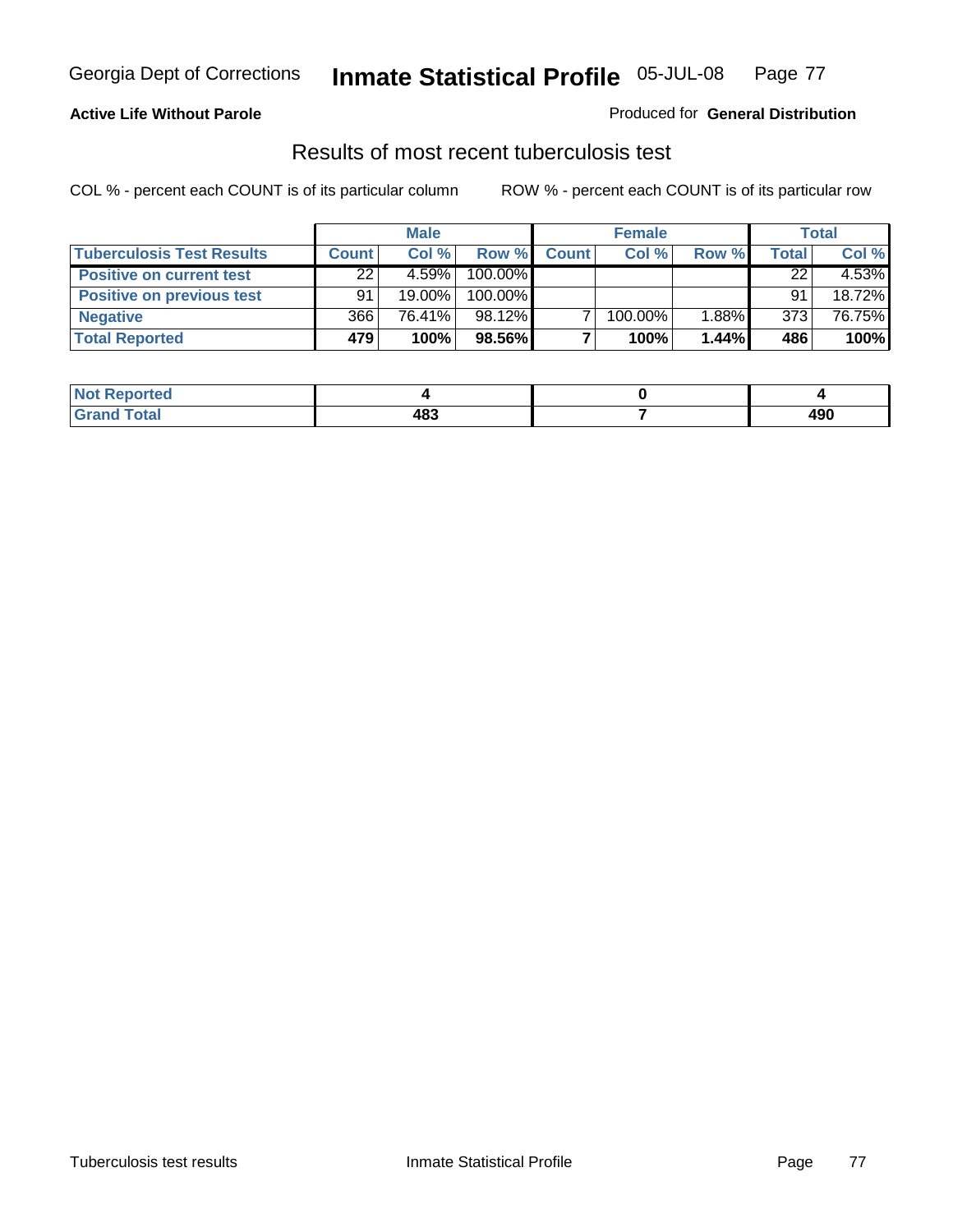**Active Life Without Parole**

Produced for **General Distribution**

## Results of most recent tuberculosis test

COL % - percent each COUNT is of its particular column

ROW % - percent each COUNT is of its particular row

| | Male | | | Female | | | Total | |
|---|---|---|---|---|---|---|---|---|
| **Tuberculosis Test Results** | **Count** | **Col %** | **Row %** | **Count** | **Col %** | **Row %** | **Total** | **Col %** |
| **Positive on current test** | 22 | 4.59% | 100.00% | | | | 22 | 4.53% |
| **Positive on previous test** | 91 | 19.00% | 100.00% | | | | 91 | 18.72% |
| **Negative** | 366 | 76.41% | 98.12% | 7 | 100.00% | 1.88% | 373 | 76.75% |
| **Total Reported** | **479** | **100%** | **98.56%** | **7** | **100%** | **1.44%** | **486** | **100%** |

| | Male | Female | Total |
|---|---|---|---|
| **Not Reported** | **4** | **0** | **4** |
| **Grand Total** | **483** | **7** | **490** |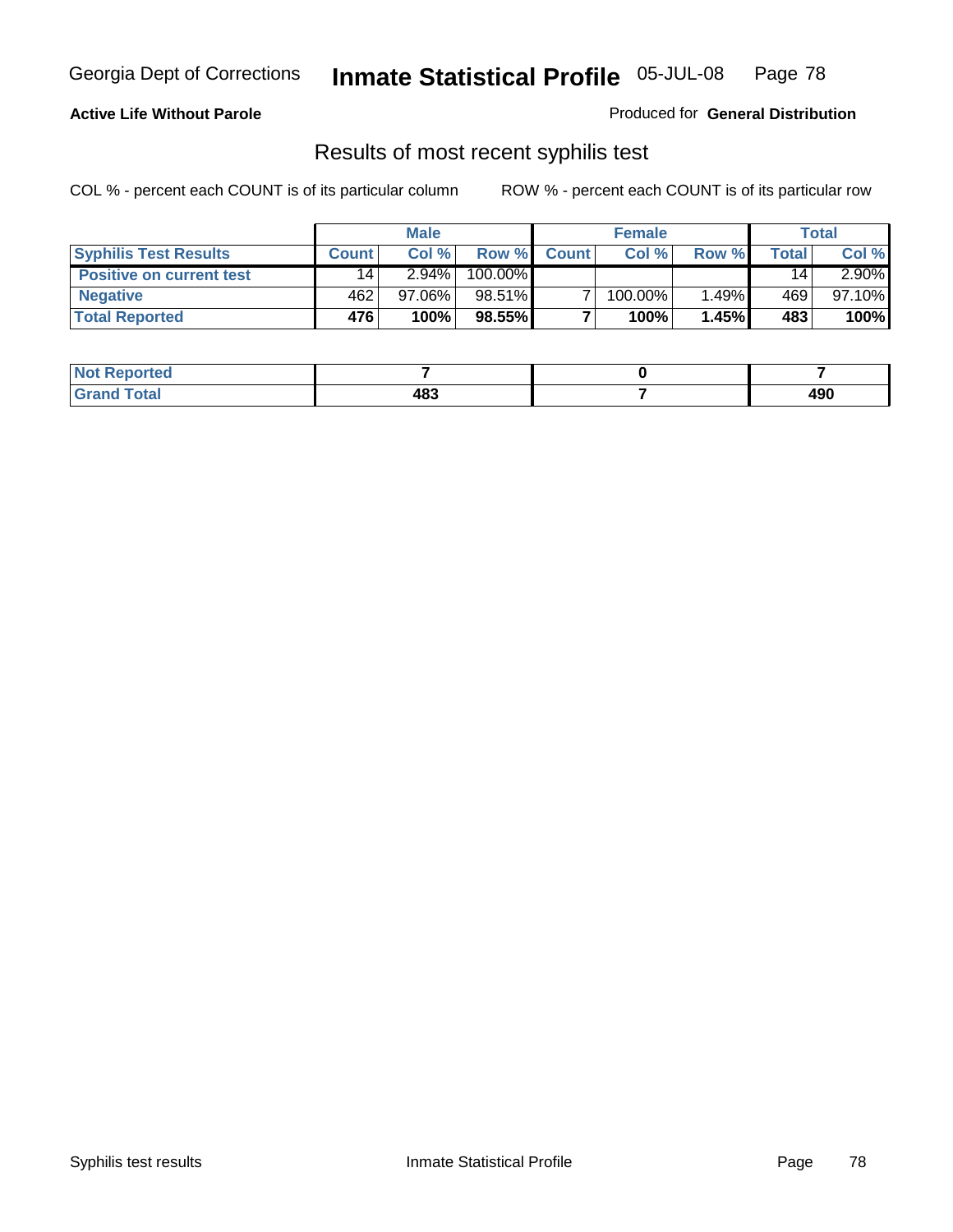**Active Life Without Parole**

Produced for **General Distribution**

## Results of most recent syphilis test

COL % - percent each COUNT is of its particular column

ROW % - percent each COUNT is of its particular row

| | Male | | | Female | | | Total | |
|---|---|---|---|---|---|---|---|---|
| **Syphilis Test Results** | **Count** | **Col %** | **Row %** | **Count** | **Col %** | **Row %** | **Total** | **Col %** |
| **Positive on current test** | 14 | 2.94% | 100.00% | | | | 14 | 2.90% |
| **Negative** | 462 | 97.06% | 98.51% | 7 | 100.00% | 1.49% | 469 | 97.10% |
| **Total Reported** | **476** | **100%** | **98.55%** | **7** | **100%** | **1.45%** | **483** | **100%** |

| | Male | Female | Total |
|---|---|---|---|
| **Not Reported** | **7** | **0** | **7** |
| **Grand Total** | **483** | **7** | **490** |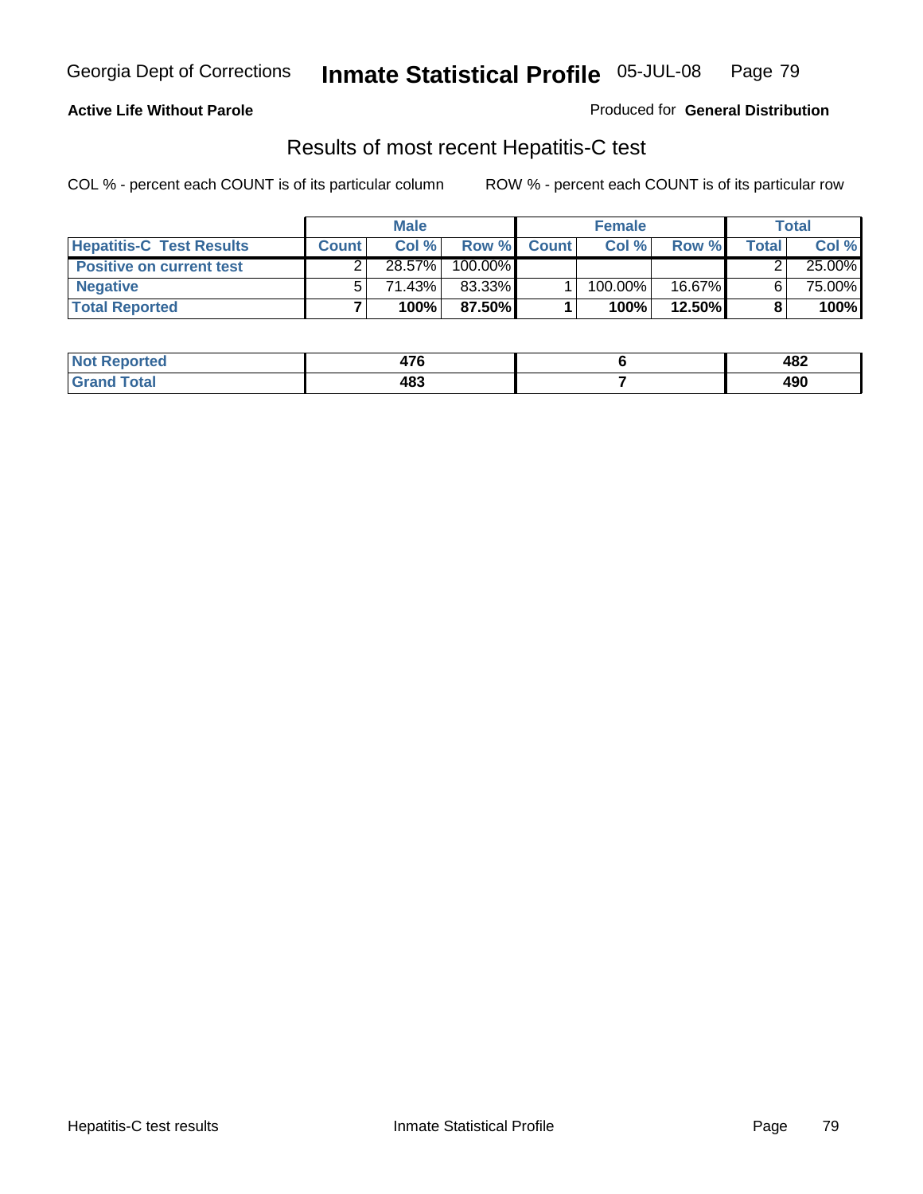**Active Life Without Parole**

Produced for **General Distribution**

## Results of most recent Hepatitis-C test

COL % - percent each COUNT is of its particular column

ROW % - percent each COUNT is of its particular row

| | Male | | | Female | | | Total | |
|---|---|---|---|---|---|---|---|---|
| **Hepatitis-C Test Results** | **Count** | **Col %** | **Row %** | **Count** | **Col %** | **Row %** | **Total** | **Col %** |
| **Positive on current test** | 2 | 28.57% | 100.00% | | | | 2 | 25.00% |
| **Negative** | 5 | 71.43% | 83.33% | 1 | 100.00% | 16.67% | 6 | 75.00% |
| **Total Reported** | **7** | **100%** | **87.50%** | **1** | **100%** | **12.50%** | **8** | **100%** |

| | Male | Female | Total |
|---|---|---|---|
| **Not Reported** | **476** | **6** | **482** |
| **Grand Total** | **483** | **7** | **490** |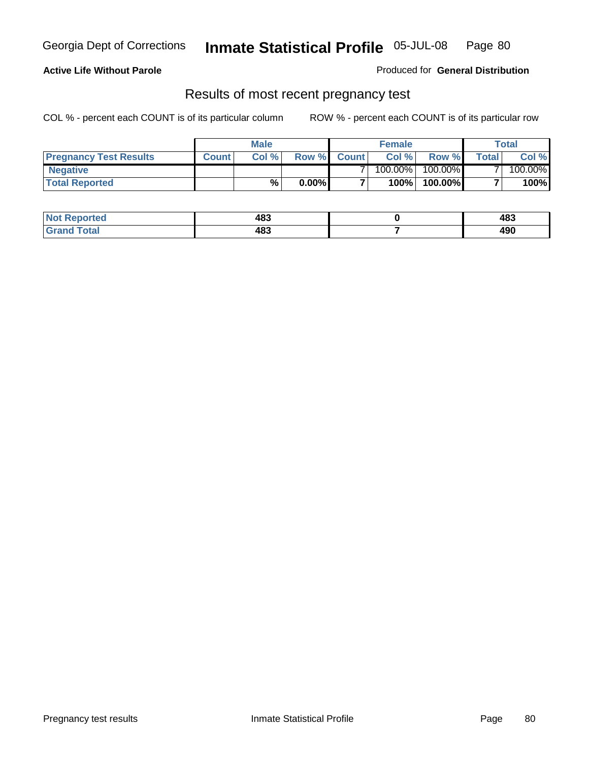Georgia Dept of Corrections **Inmate Statistical Profile** 05-JUL-08

**Active Life Without Parole**

Produced for **General Distribution**

## Results of most recent pregnancy test

COL % - percent each COUNT is of its particular column    ROW % - percent each COUNT is of its particular row

| | Male | | | Female | | | Total | |
|---|---|---|---|---|---|---|---|---|
| **Pregnancy Test Results** | **Count** | **Col %** | **Row %** | **Count** | **Col %** | **Row %** | **Total** | **Col %** |
| **Negative** | | | | 7 | 100.00% | 100.00% | 7 | 100.00% |
| **Total Reported** | | **%** | **0.00%** | **7** | **100%** | **100.00%** | **7** | **100%** |

| | Male | Female | Total |
|---|---|---|---|
| **Not Reported** | **483** | **0** | **483** |
| **Grand Total** | **483** | **7** | **490** |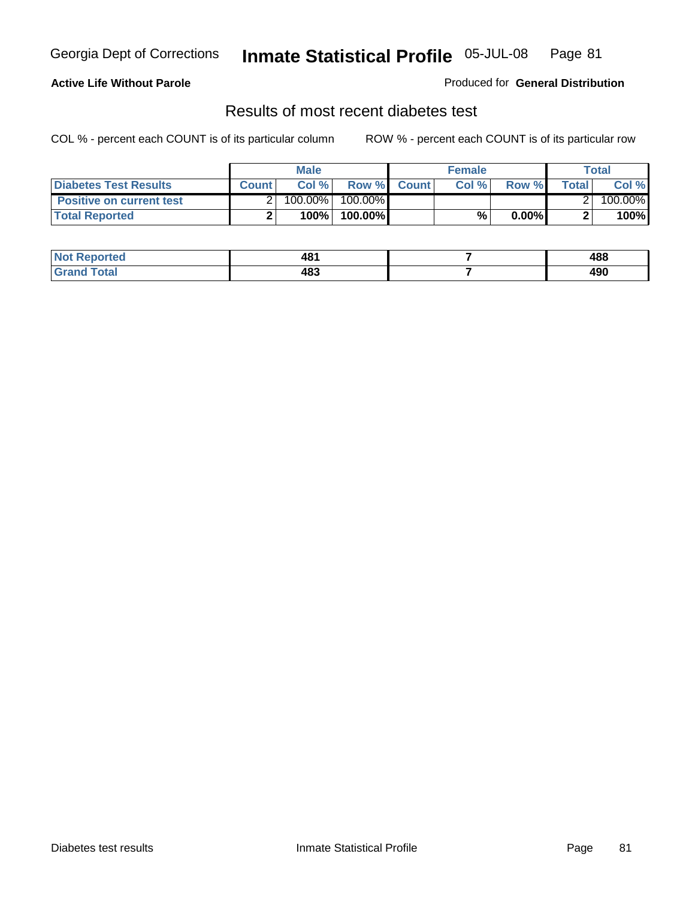**Georgia Dept of Corrections** **Inmate Statistical Profile** 05-JUL-08

**Active Life Without Parole**

Produced for **General Distribution**

## Results of most recent diabetes test

COL % - percent each COUNT is of its particular column

ROW % - percent each COUNT is of its particular row

| | Male | | | Female | | | Total | |
|---|---|---|---|---|---|---|---|---|
| **Diabetes Test Results** | **Count** | **Col %** | **Row %** | **Count** | **Col %** | **Row %** | **Total** | **Col %** |
| **Positive on current test** | 2 | 100.00% | 100.00% | | | | 2 | 100.00% |
| **Total Reported** | **2** | **100%** | **100.00%** | | **%** | **0.00%** | **2** | **100%** |

| | Male | Female | Total |
|---|---|---|---|
| **Not Reported** | **481** | **7** | **488** |
| **Grand Total** | **483** | **7** | **490** |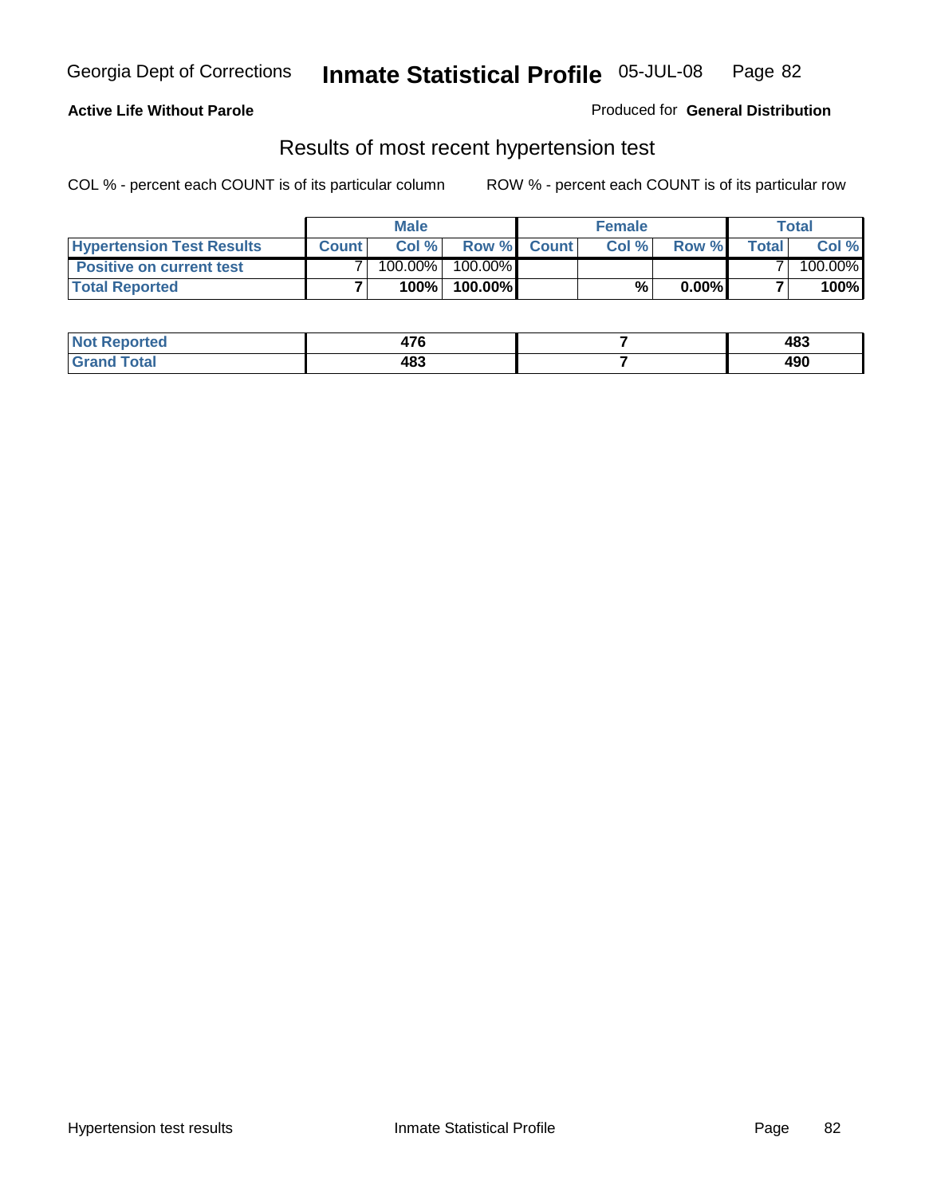Georgia Dept of Corrections **Inmate Statistical Profile** 05-JUL-08

**Active Life Without Parole**

Produced for **General Distribution**

## Results of most recent hypertension test

COL % - percent each COUNT is of its particular column ROW % - percent each COUNT is of its particular row

| | Male | | | Female | | | Total | |
|---|---|---|---|---|---|---|---|---|
| **Hypertension Test Results** | **Count** | **Col %** | **Row %** | **Count** | **Col %** | **Row %** | **Total** | **Col %** |
| **Positive on current test** | 7 | 100.00% | 100.00% | | | | 7 | 100.00% |
| **Total Reported** | **7** | **100%** | **100.00%** | | **%** | **0.00%** | **7** | **100%** |

| | Male | Female | Total |
|---|---|---|---|
| **Not Reported** | **476** | **7** | **483** |
| **Grand Total** | **483** | **7** | **490** |

Hypertension test results Inmate Statistical Profile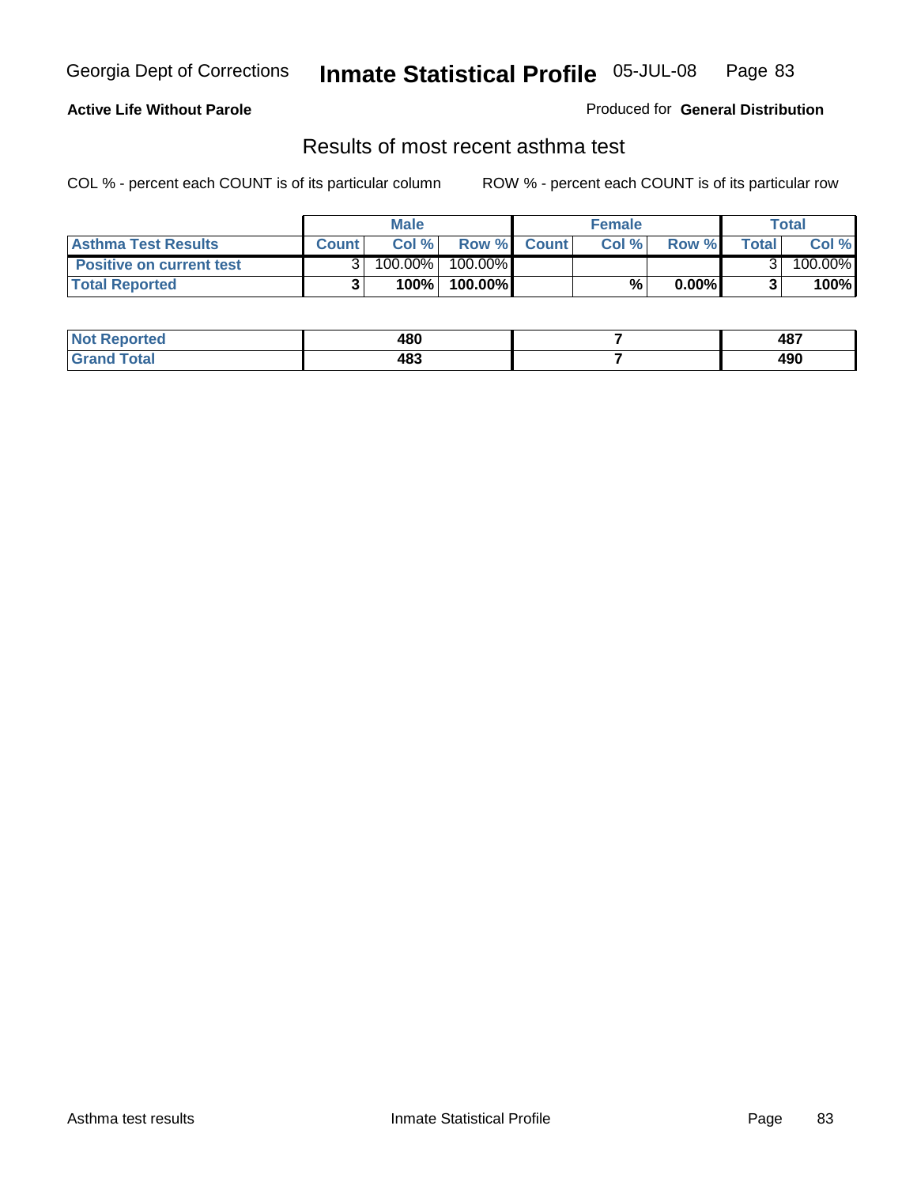Georgia Dept of Corrections **Inmate Statistical Profile** 05-JUL-08

**Active Life Without Parole**

Produced for **General Distribution**

## Results of most recent asthma test

COL % - percent each COUNT is of its particular column

ROW % - percent each COUNT is of its particular row

| | Male | | | Female | | | Total | |
|---|---|---|---|---|---|---|---|---|
| **Asthma Test Results** | **Count** | **Col %** | **Row %** | **Count** | **Col %** | **Row %** | **Total** | **Col %** |
| **Positive on current test** | 3 | 100.00% | 100.00% | | | | 3 | 100.00% |
| **Total Reported** | **3** | **100%** | **100.00%** | | **%** | **0.00%** | **3** | **100%** |

| | Male | Female | Total |
|---|---|---|---|
| **Not Reported** | **480** | **7** | **487** |
| **Grand Total** | **483** | **7** | **490** |

Asthma test results